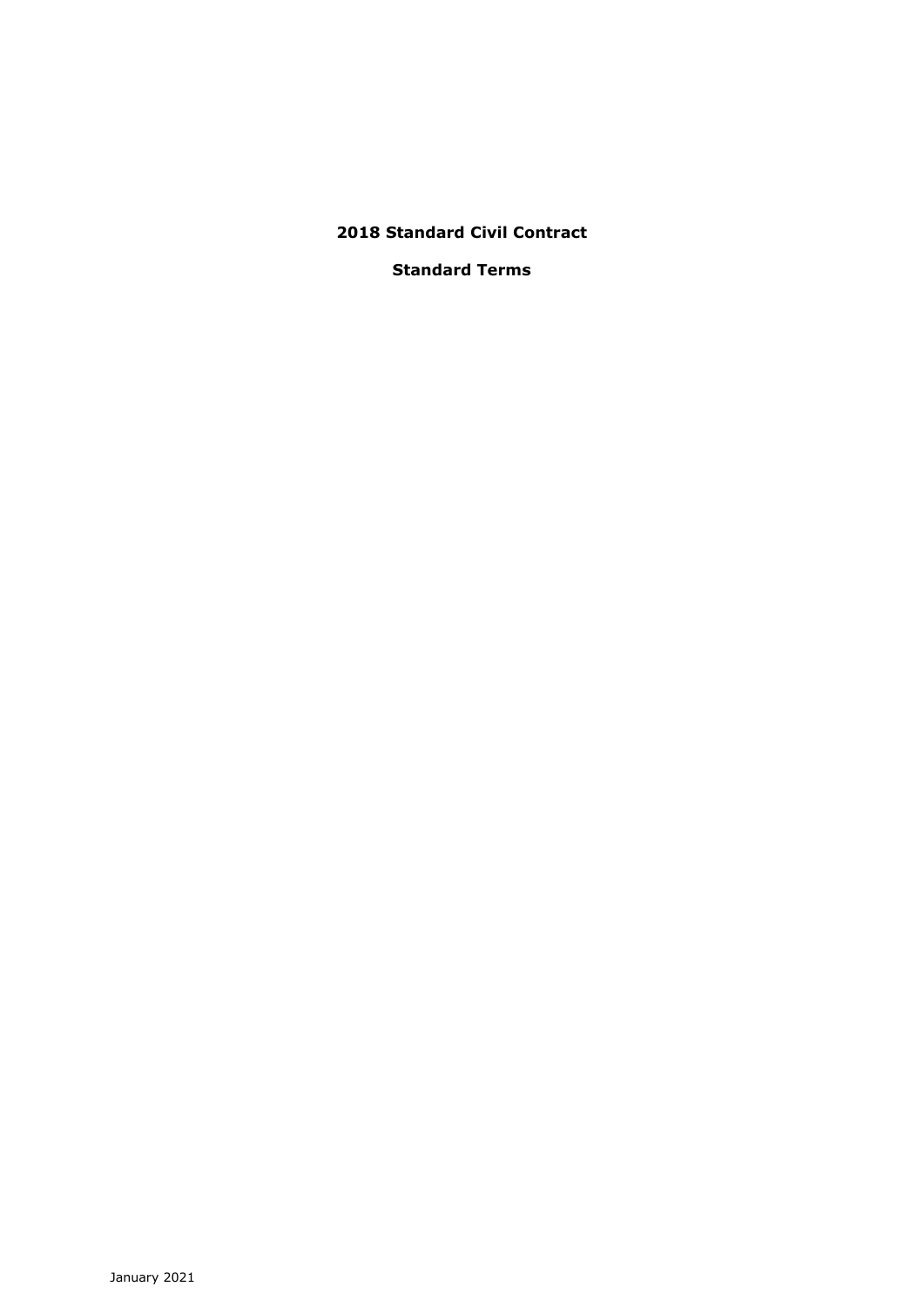# 2018 Standard Civil Contract

## Standard Terms

January 2021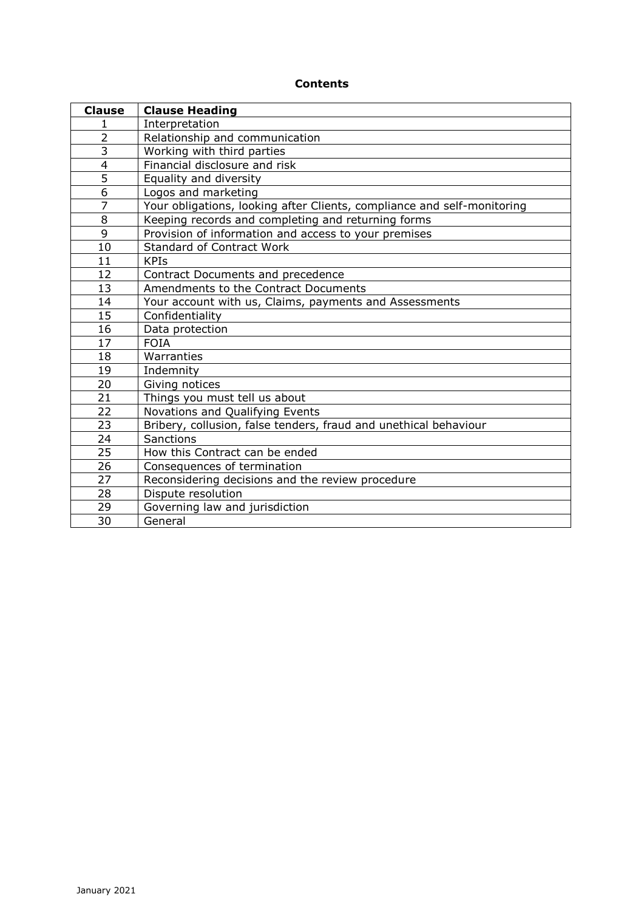**Contents**

| Clause | Clause Heading |
|---|---|
| 1 | Interpretation |
| 2 | Relationship and communication |
| 3 | Working with third parties |
| 4 | Financial disclosure and risk |
| 5 | Equality and diversity |
| 6 | Logos and marketing |
| 7 | Your obligations, looking after Clients, compliance and self-monitoring |
| 8 | Keeping records and completing and returning forms |
| 9 | Provision of information and access to your premises |
| 10 | Standard of Contract Work |
| 11 | KPIs |
| 12 | Contract Documents and precedence |
| 13 | Amendments to the Contract Documents |
| 14 | Your account with us, Claims, payments and Assessments |
| 15 | Confidentiality |
| 16 | Data protection |
| 17 | FOIA |
| 18 | Warranties |
| 19 | Indemnity |
| 20 | Giving notices |
| 21 | Things you must tell us about |
| 22 | Novations and Qualifying Events |
| 23 | Bribery, collusion, false tenders, fraud and unethical behaviour |
| 24 | Sanctions |
| 25 | How this Contract can be ended |
| 26 | Consequences of termination |
| 27 | Reconsidering decisions and the review procedure |
| 28 | Dispute resolution |
| 29 | Governing law and jurisdiction |
| 30 | General |

January 2021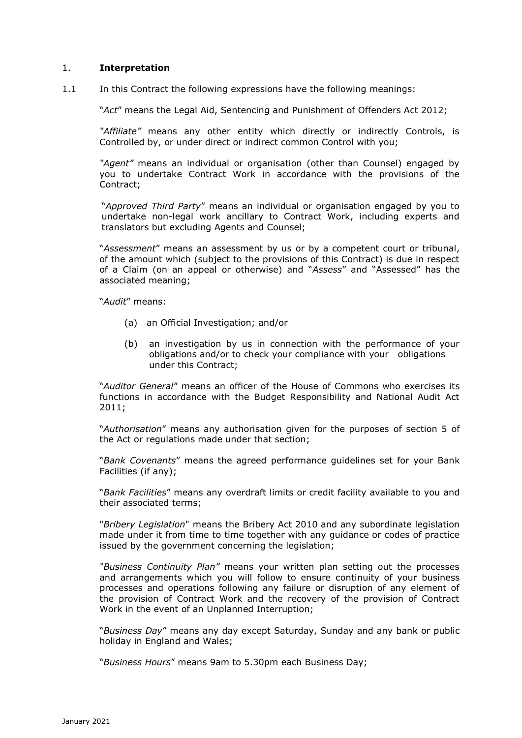## 1. **Interpretation**

1.1 In this Contract the following expressions have the following meanings:

"*Act*" means the Legal Aid, Sentencing and Punishment of Offenders Act 2012;

*"Affiliate"* means any other entity which directly or indirectly Controls, is Controlled by, or under direct or indirect common Control with you;

*"Agent"* means an individual or organisation (other than Counsel) engaged by you to undertake Contract Work in accordance with the provisions of the Contract;

"*Approved Third Party*" means an individual or organisation engaged by you to undertake non-legal work ancillary to Contract Work, including experts and translators but excluding Agents and Counsel;

"*Assessment*" means an assessment by us or by a competent court or tribunal, of the amount which (subject to the provisions of this Contract) is due in respect of a Claim (on an appeal or otherwise) and "*Assess*" and "Assessed" has the associated meaning;

"*Audit*" means:

(a) an Official Investigation; and/or

(b) an investigation by us in connection with the performance of your obligations and/or to check your compliance with your obligations under this Contract;

"*Auditor General*" means an officer of the House of Commons who exercises its functions in accordance with the Budget Responsibility and National Audit Act 2011;

"*Authorisation*" means any authorisation given for the purposes of section 5 of the Act or regulations made under that section;

"*Bank Covenants*" means the agreed performance guidelines set for your Bank Facilities (if any);

"*Bank Facilities*" means any overdraft limits or credit facility available to you and their associated terms;

"*Bribery Legislation*" means the Bribery Act 2010 and any subordinate legislation made under it from time to time together with any guidance or codes of practice issued by the government concerning the legislation;

*"Business Continuity Plan"* means your written plan setting out the processes and arrangements which you will follow to ensure continuity of your business processes and operations following any failure or disruption of any element of the provision of Contract Work and the recovery of the provision of Contract Work in the event of an Unplanned Interruption;

"*Business Day*" means any day except Saturday, Sunday and any bank or public holiday in England and Wales;

"*Business Hours*" means 9am to 5.30pm each Business Day;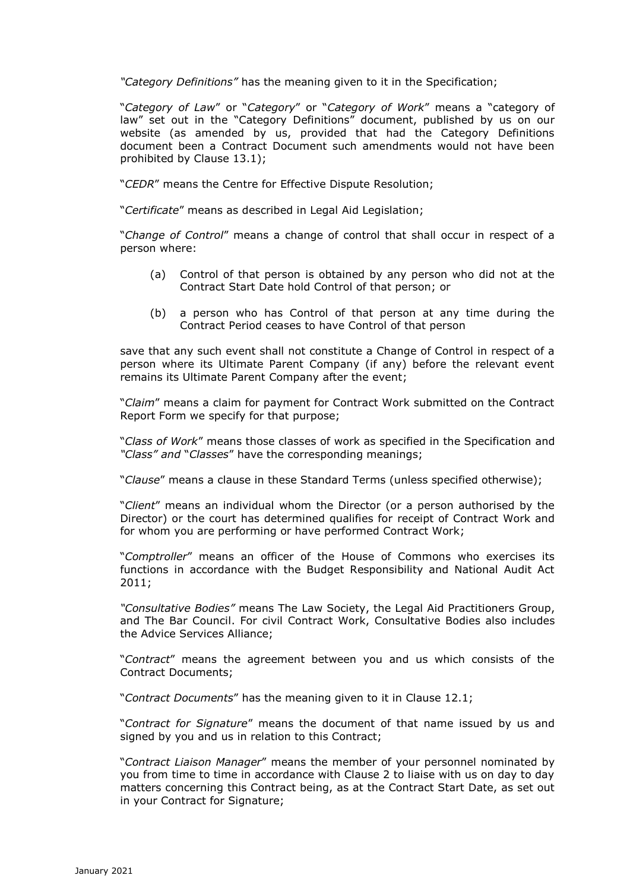*"Category Definitions"* has the meaning given to it in the Specification;

"*Category of Law*" or "*Category*" or "*Category of Work*" means a "category of law" set out in the "Category Definitions" document, published by us on our website (as amended by us, provided that had the Category Definitions document been a Contract Document such amendments would not have been prohibited by Clause 13.1);

"*CEDR*" means the Centre for Effective Dispute Resolution;

"*Certificate*" means as described in Legal Aid Legislation;

"*Change of Control*" means a change of control that shall occur in respect of a person where:

(a) Control of that person is obtained by any person who did not at the Contract Start Date hold Control of that person; or

(b) a person who has Control of that person at any time during the Contract Period ceases to have Control of that person

save that any such event shall not constitute a Change of Control in respect of a person where its Ultimate Parent Company (if any) before the relevant event remains its Ultimate Parent Company after the event;

"*Claim*" means a claim for payment for Contract Work submitted on the Contract Report Form we specify for that purpose;

"*Class of Work*" means those classes of work as specified in the Specification and *"Class" and* "*Classes*" have the corresponding meanings;

"*Clause*" means a clause in these Standard Terms (unless specified otherwise);

"*Client*" means an individual whom the Director (or a person authorised by the Director) or the court has determined qualifies for receipt of Contract Work and for whom you are performing or have performed Contract Work;

"*Comptroller*" means an officer of the House of Commons who exercises its functions in accordance with the Budget Responsibility and National Audit Act 2011;

*"Consultative Bodies"* means The Law Society, the Legal Aid Practitioners Group, and The Bar Council. For civil Contract Work, Consultative Bodies also includes the Advice Services Alliance;

"*Contract*" means the agreement between you and us which consists of the Contract Documents;

"*Contract Documents*" has the meaning given to it in Clause 12.1;

"*Contract for Signature*" means the document of that name issued by us and signed by you and us in relation to this Contract;

"*Contract Liaison Manager*" means the member of your personnel nominated by you from time to time in accordance with Clause 2 to liaise with us on day to day matters concerning this Contract being, as at the Contract Start Date, as set out in your Contract for Signature;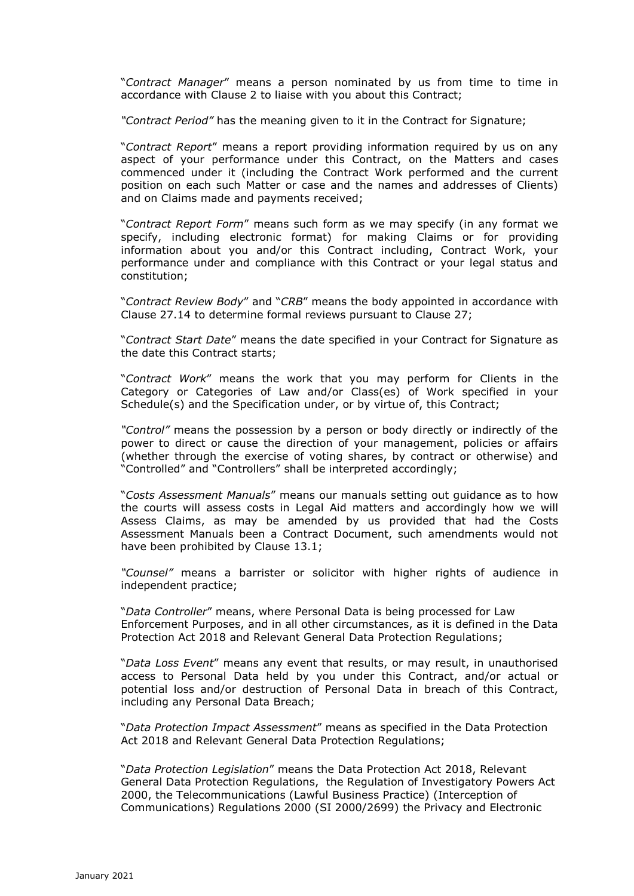"*Contract Manager*" means a person nominated by us from time to time in accordance with Clause 2 to liaise with you about this Contract;

*"Contract Period"* has the meaning given to it in the Contract for Signature;

"*Contract Report*" means a report providing information required by us on any aspect of your performance under this Contract, on the Matters and cases commenced under it (including the Contract Work performed and the current position on each such Matter or case and the names and addresses of Clients) and on Claims made and payments received;

"*Contract Report Form*" means such form as we may specify (in any format we specify, including electronic format) for making Claims or for providing information about you and/or this Contract including, Contract Work, your performance under and compliance with this Contract or your legal status and constitution;

"*Contract Review Body*" and "*CRB*" means the body appointed in accordance with Clause 27.14 to determine formal reviews pursuant to Clause 27;

"*Contract Start Date*" means the date specified in your Contract for Signature as the date this Contract starts;

"*Contract Work*" means the work that you may perform for Clients in the Category or Categories of Law and/or Class(es) of Work specified in your Schedule(s) and the Specification under, or by virtue of, this Contract;

*"Control"* means the possession by a person or body directly or indirectly of the power to direct or cause the direction of your management, policies or affairs (whether through the exercise of voting shares, by contract or otherwise) and "Controlled" and "Controllers" shall be interpreted accordingly;

"*Costs Assessment Manuals*" means our manuals setting out guidance as to how the courts will assess costs in Legal Aid matters and accordingly how we will Assess Claims, as may be amended by us provided that had the Costs Assessment Manuals been a Contract Document, such amendments would not have been prohibited by Clause 13.1;

*"Counsel"* means a barrister or solicitor with higher rights of audience in independent practice;

"*Data Controller*" means, where Personal Data is being processed for Law Enforcement Purposes, and in all other circumstances, as it is defined in the Data Protection Act 2018 and Relevant General Data Protection Regulations;

"*Data Loss Event*" means any event that results, or may result, in unauthorised access to Personal Data held by you under this Contract, and/or actual or potential loss and/or destruction of Personal Data in breach of this Contract, including any Personal Data Breach;

"*Data Protection Impact Assessment*" means as specified in the Data Protection Act 2018 and Relevant General Data Protection Regulations;

"*Data Protection Legislation*" means the Data Protection Act 2018, Relevant General Data Protection Regulations, the Regulation of Investigatory Powers Act 2000, the Telecommunications (Lawful Business Practice) (Interception of Communications) Regulations 2000 (SI 2000/2699) the Privacy and Electronic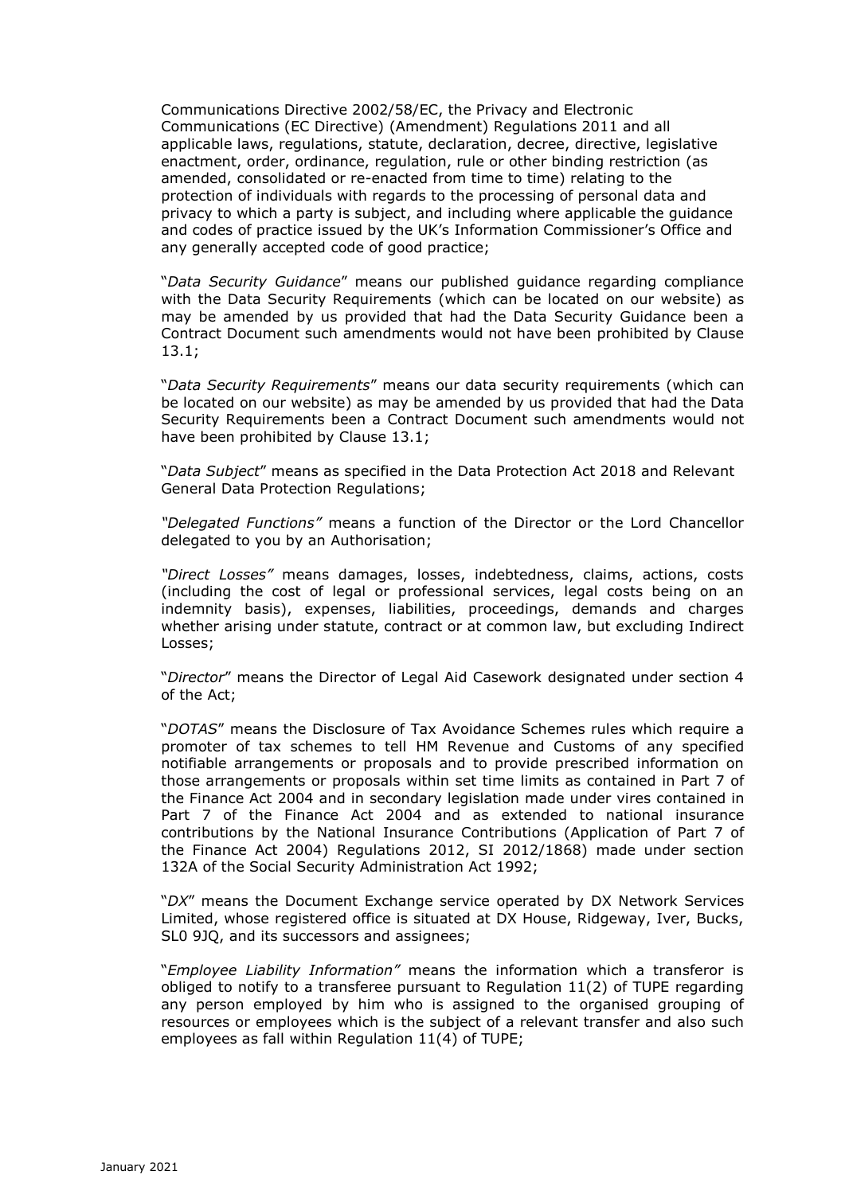Communications Directive 2002/58/EC, the Privacy and Electronic Communications (EC Directive) (Amendment) Regulations 2011 and all applicable laws, regulations, statute, declaration, decree, directive, legislative enactment, order, ordinance, regulation, rule or other binding restriction (as amended, consolidated or re-enacted from time to time) relating to the protection of individuals with regards to the processing of personal data and privacy to which a party is subject, and including where applicable the guidance and codes of practice issued by the UK's Information Commissioner's Office and any generally accepted code of good practice;

"*Data Security Guidance*" means our published guidance regarding compliance with the Data Security Requirements (which can be located on our website) as may be amended by us provided that had the Data Security Guidance been a Contract Document such amendments would not have been prohibited by Clause 13.1;

"*Data Security Requirements*" means our data security requirements (which can be located on our website) as may be amended by us provided that had the Data Security Requirements been a Contract Document such amendments would not have been prohibited by Clause 13.1;

"*Data Subject*" means as specified in the Data Protection Act 2018 and Relevant General Data Protection Regulations;

*"Delegated Functions"* means a function of the Director or the Lord Chancellor delegated to you by an Authorisation;

*"Direct Losses"* means damages, losses, indebtedness, claims, actions, costs (including the cost of legal or professional services, legal costs being on an indemnity basis), expenses, liabilities, proceedings, demands and charges whether arising under statute, contract or at common law, but excluding Indirect Losses;

"*Director*" means the Director of Legal Aid Casework designated under section 4 of the Act;

"*DOTAS*" means the Disclosure of Tax Avoidance Schemes rules which require a promoter of tax schemes to tell HM Revenue and Customs of any specified notifiable arrangements or proposals and to provide prescribed information on those arrangements or proposals within set time limits as contained in Part 7 of the Finance Act 2004 and in secondary legislation made under vires contained in Part 7 of the Finance Act 2004 and as extended to national insurance contributions by the National Insurance Contributions (Application of Part 7 of the Finance Act 2004) Regulations 2012, SI 2012/1868) made under section 132A of the Social Security Administration Act 1992;

"*DX*" means the Document Exchange service operated by DX Network Services Limited, whose registered office is situated at DX House, Ridgeway, Iver, Bucks, SL0 9JQ, and its successors and assignees;

"*Employee Liability Information"* means the information which a transferor is obliged to notify to a transferee pursuant to Regulation 11(2) of TUPE regarding any person employed by him who is assigned to the organised grouping of resources or employees which is the subject of a relevant transfer and also such employees as fall within Regulation 11(4) of TUPE;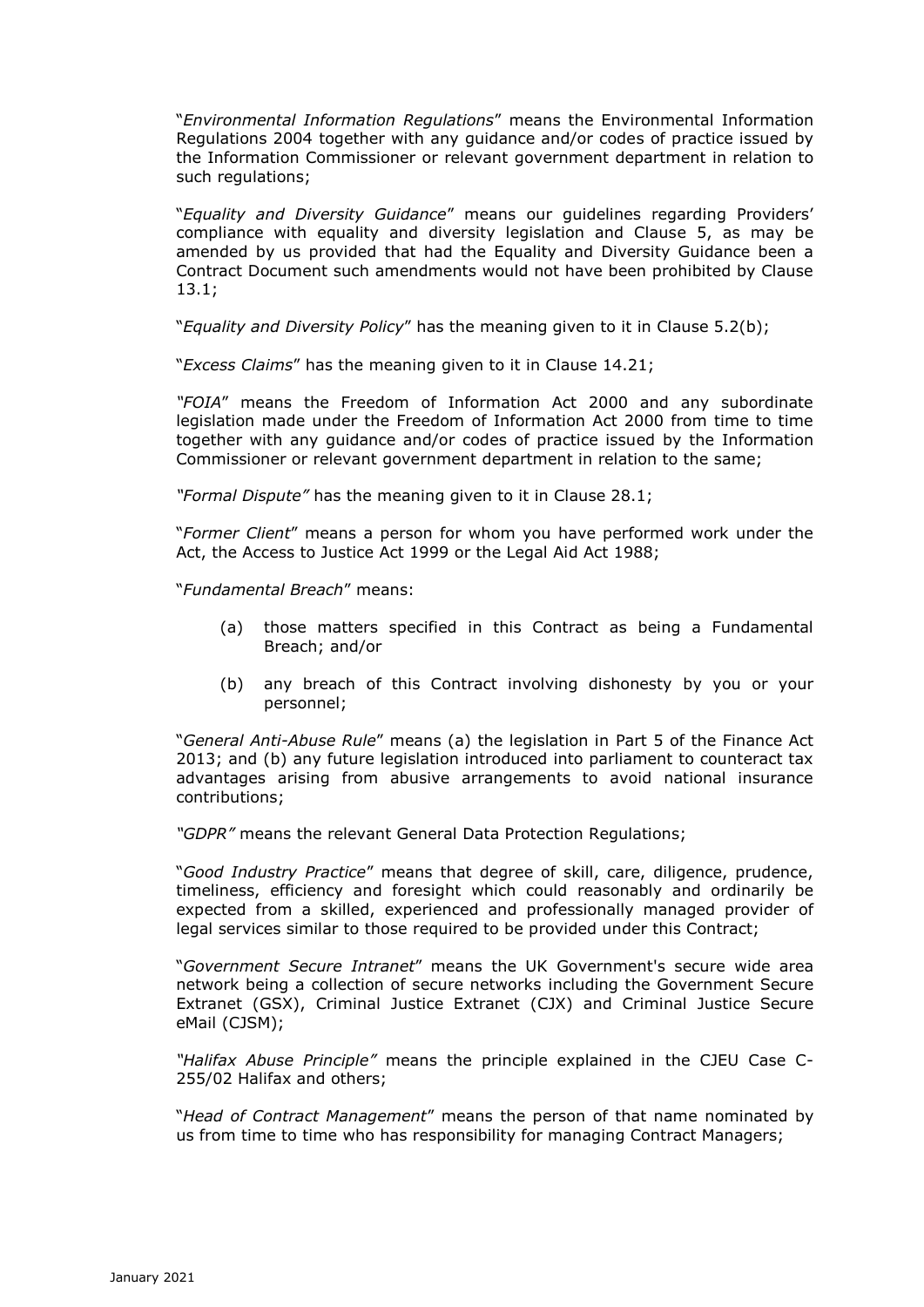"*Environmental Information Regulations*" means the Environmental Information Regulations 2004 together with any guidance and/or codes of practice issued by the Information Commissioner or relevant government department in relation to such regulations;

"*Equality and Diversity Guidance*" means our guidelines regarding Providers' compliance with equality and diversity legislation and Clause 5, as may be amended by us provided that had the Equality and Diversity Guidance been a Contract Document such amendments would not have been prohibited by Clause 13.1;

"*Equality and Diversity Policy*" has the meaning given to it in Clause 5.2(b);

"*Excess Claims*" has the meaning given to it in Clause 14.21;

*"FOIA*" means the Freedom of Information Act 2000 and any subordinate legislation made under the Freedom of Information Act 2000 from time to time together with any guidance and/or codes of practice issued by the Information Commissioner or relevant government department in relation to the same;

*"Formal Dispute"* has the meaning given to it in Clause 28.1;

"*Former Client*" means a person for whom you have performed work under the Act, the Access to Justice Act 1999 or the Legal Aid Act 1988;

"*Fundamental Breach*" means:

(a) those matters specified in this Contract as being a Fundamental Breach; and/or

(b) any breach of this Contract involving dishonesty by you or your personnel;

"*General Anti-Abuse Rule*" means (a) the legislation in Part 5 of the Finance Act 2013; and (b) any future legislation introduced into parliament to counteract tax advantages arising from abusive arrangements to avoid national insurance contributions;

*"GDPR"* means the relevant General Data Protection Regulations;

"*Good Industry Practice*" means that degree of skill, care, diligence, prudence, timeliness, efficiency and foresight which could reasonably and ordinarily be expected from a skilled, experienced and professionally managed provider of legal services similar to those required to be provided under this Contract;

"*Government Secure Intranet*" means the UK Government's secure wide area network being a collection of secure networks including the Government Secure Extranet (GSX), Criminal Justice Extranet (CJX) and Criminal Justice Secure eMail (CJSM);

*"Halifax Abuse Principle"* means the principle explained in the CJEU Case C-255/02 Halifax and others;

"*Head of Contract Management*" means the person of that name nominated by us from time to time who has responsibility for managing Contract Managers;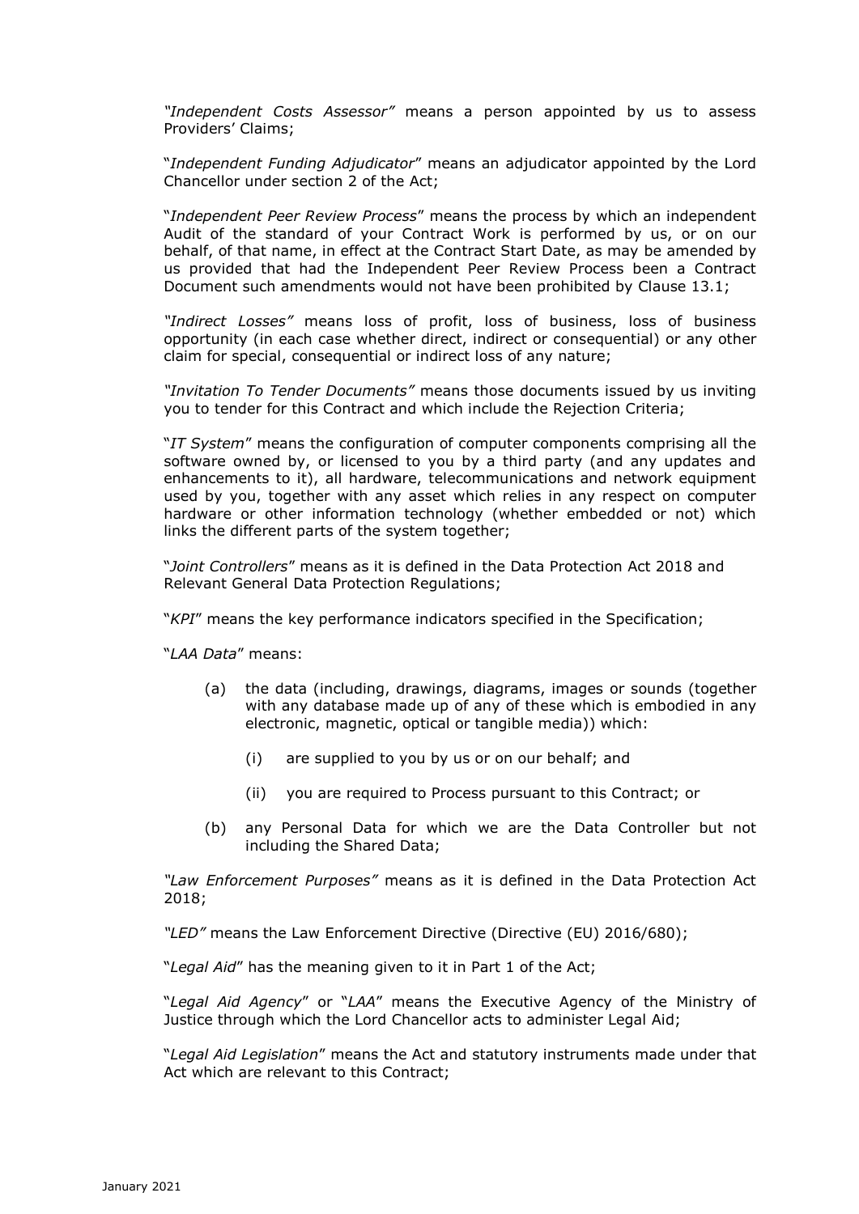*"Independent Costs Assessor"* means a person appointed by us to assess Providers' Claims;

"*Independent Funding Adjudicator*" means an adjudicator appointed by the Lord Chancellor under section 2 of the Act;

"*Independent Peer Review Process*" means the process by which an independent Audit of the standard of your Contract Work is performed by us, or on our behalf, of that name, in effect at the Contract Start Date, as may be amended by us provided that had the Independent Peer Review Process been a Contract Document such amendments would not have been prohibited by Clause 13.1;

*"Indirect Losses"* means loss of profit, loss of business, loss of business opportunity (in each case whether direct, indirect or consequential) or any other claim for special, consequential or indirect loss of any nature;

*"Invitation To Tender Documents"* means those documents issued by us inviting you to tender for this Contract and which include the Rejection Criteria;

"*IT System*" means the configuration of computer components comprising all the software owned by, or licensed to you by a third party (and any updates and enhancements to it), all hardware, telecommunications and network equipment used by you, together with any asset which relies in any respect on computer hardware or other information technology (whether embedded or not) which links the different parts of the system together;

"*Joint Controllers*" means as it is defined in the Data Protection Act 2018 and Relevant General Data Protection Regulations;

"*KPI*" means the key performance indicators specified in the Specification;

"*LAA Data*" means:

(a) the data (including, drawings, diagrams, images or sounds (together with any database made up of any of these which is embodied in any electronic, magnetic, optical or tangible media)) which:

  (i) are supplied to you by us or on our behalf; and

  (ii) you are required to Process pursuant to this Contract; or

(b) any Personal Data for which we are the Data Controller but not including the Shared Data;

*"Law Enforcement Purposes"* means as it is defined in the Data Protection Act 2018;

*"LED"* means the Law Enforcement Directive (Directive (EU) 2016/680);

"*Legal Aid*" has the meaning given to it in Part 1 of the Act;

"*Legal Aid Agency*" or "*LAA*" means the Executive Agency of the Ministry of Justice through which the Lord Chancellor acts to administer Legal Aid;

"*Legal Aid Legislation*" means the Act and statutory instruments made under that Act which are relevant to this Contract;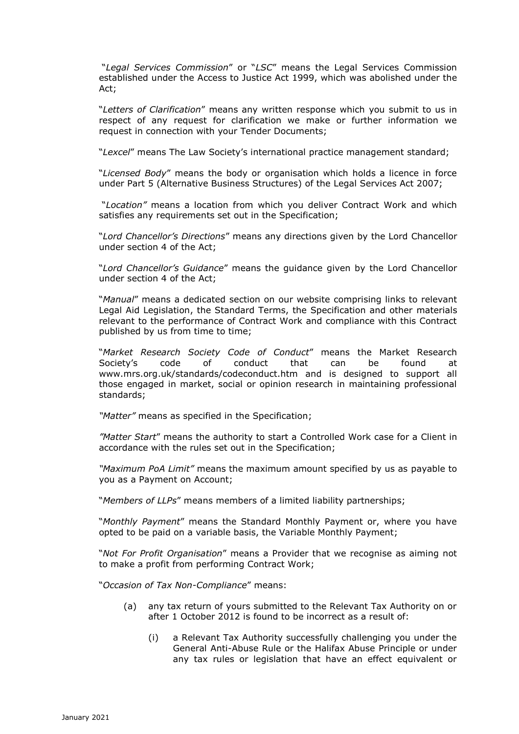"*Legal Services Commission*" or "*LSC*" means the Legal Services Commission established under the Access to Justice Act 1999, which was abolished under the Act;

"*Letters of Clarification*" means any written response which you submit to us in respect of any request for clarification we make or further information we request in connection with your Tender Documents;

"*Lexcel*" means The Law Society's international practice management standard;

"*Licensed Body*" means the body or organisation which holds a licence in force under Part 5 (Alternative Business Structures) of the Legal Services Act 2007;

"*Location"* means a location from which you deliver Contract Work and which satisfies any requirements set out in the Specification;

"*Lord Chancellor's Directions*" means any directions given by the Lord Chancellor under section 4 of the Act;

"*Lord Chancellor's Guidance*" means the guidance given by the Lord Chancellor under section 4 of the Act;

"*Manual*" means a dedicated section on our website comprising links to relevant Legal Aid Legislation, the Standard Terms, the Specification and other materials relevant to the performance of Contract Work and compliance with this Contract published by us from time to time;

"*Market Research Society Code of Conduct*" means the Market Research Society's code of conduct that can be found at www.mrs.org.uk/standards/codeconduct.htm and is designed to support all those engaged in market, social or opinion research in maintaining professional standards;

*"Matter"* means as specified in the Specification;

*"Matter Start*" means the authority to start a Controlled Work case for a Client in accordance with the rules set out in the Specification;

*"Maximum PoA Limit"* means the maximum amount specified by us as payable to you as a Payment on Account;

"*Members of LLPs*" means members of a limited liability partnerships;

"*Monthly Payment*" means the Standard Monthly Payment or, where you have opted to be paid on a variable basis, the Variable Monthly Payment;

"*Not For Profit Organisation*" means a Provider that we recognise as aiming not to make a profit from performing Contract Work;

"*Occasion of Tax Non-Compliance*" means:

(a) any tax return of yours submitted to the Relevant Tax Authority on or after 1 October 2012 is found to be incorrect as a result of:

    (i) a Relevant Tax Authority successfully challenging you under the General Anti-Abuse Rule or the Halifax Abuse Principle or under any tax rules or legislation that have an effect equivalent or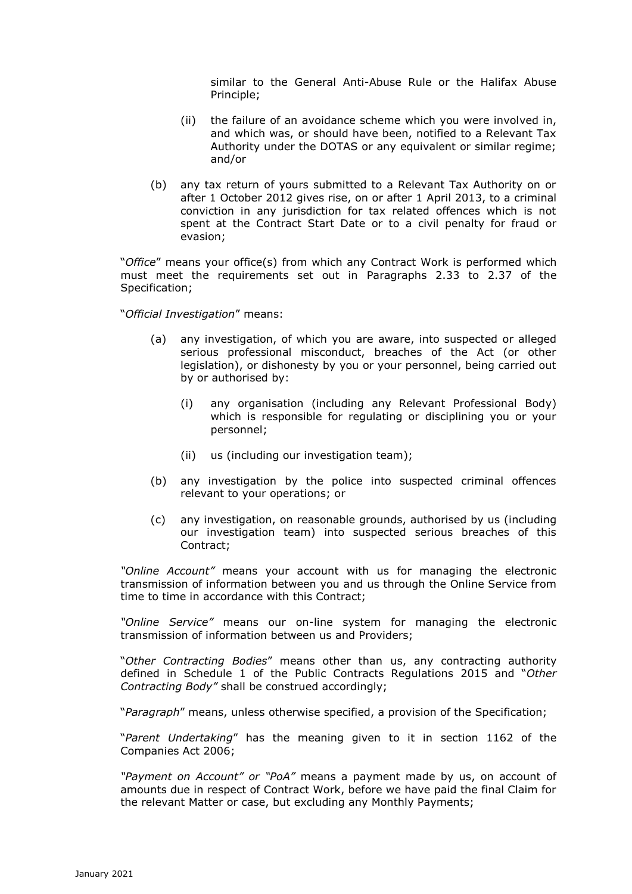similar to the General Anti-Abuse Rule or the Halifax Abuse Principle;

(ii) the failure of an avoidance scheme which you were involved in, and which was, or should have been, notified to a Relevant Tax Authority under the DOTAS or any equivalent or similar regime; and/or

(b) any tax return of yours submitted to a Relevant Tax Authority on or after 1 October 2012 gives rise, on or after 1 April 2013, to a criminal conviction in any jurisdiction for tax related offences which is not spent at the Contract Start Date or to a civil penalty for fraud or evasion;

"*Office*" means your office(s) from which any Contract Work is performed which must meet the requirements set out in Paragraphs 2.33 to 2.37 of the Specification;

"*Official Investigation*" means:

(a) any investigation, of which you are aware, into suspected or alleged serious professional misconduct, breaches of the Act (or other legislation), or dishonesty by you or your personnel, being carried out by or authorised by:

(i) any organisation (including any Relevant Professional Body) which is responsible for regulating or disciplining you or your personnel;

(ii) us (including our investigation team);

(b) any investigation by the police into suspected criminal offences relevant to your operations; or

(c) any investigation, on reasonable grounds, authorised by us (including our investigation team) into suspected serious breaches of this Contract;

*"Online Account"* means your account with us for managing the electronic transmission of information between you and us through the Online Service from time to time in accordance with this Contract;

*"Online Service"* means our on-line system for managing the electronic transmission of information between us and Providers;

"*Other Contracting Bodies*" means other than us, any contracting authority defined in Schedule 1 of the Public Contracts Regulations 2015 and "*Other Contracting Body"* shall be construed accordingly;

"*Paragraph*" means, unless otherwise specified, a provision of the Specification;

"*Parent Undertaking*" has the meaning given to it in section 1162 of the Companies Act 2006;

*"Payment on Account" or "PoA"* means a payment made by us, on account of amounts due in respect of Contract Work, before we have paid the final Claim for the relevant Matter or case, but excluding any Monthly Payments;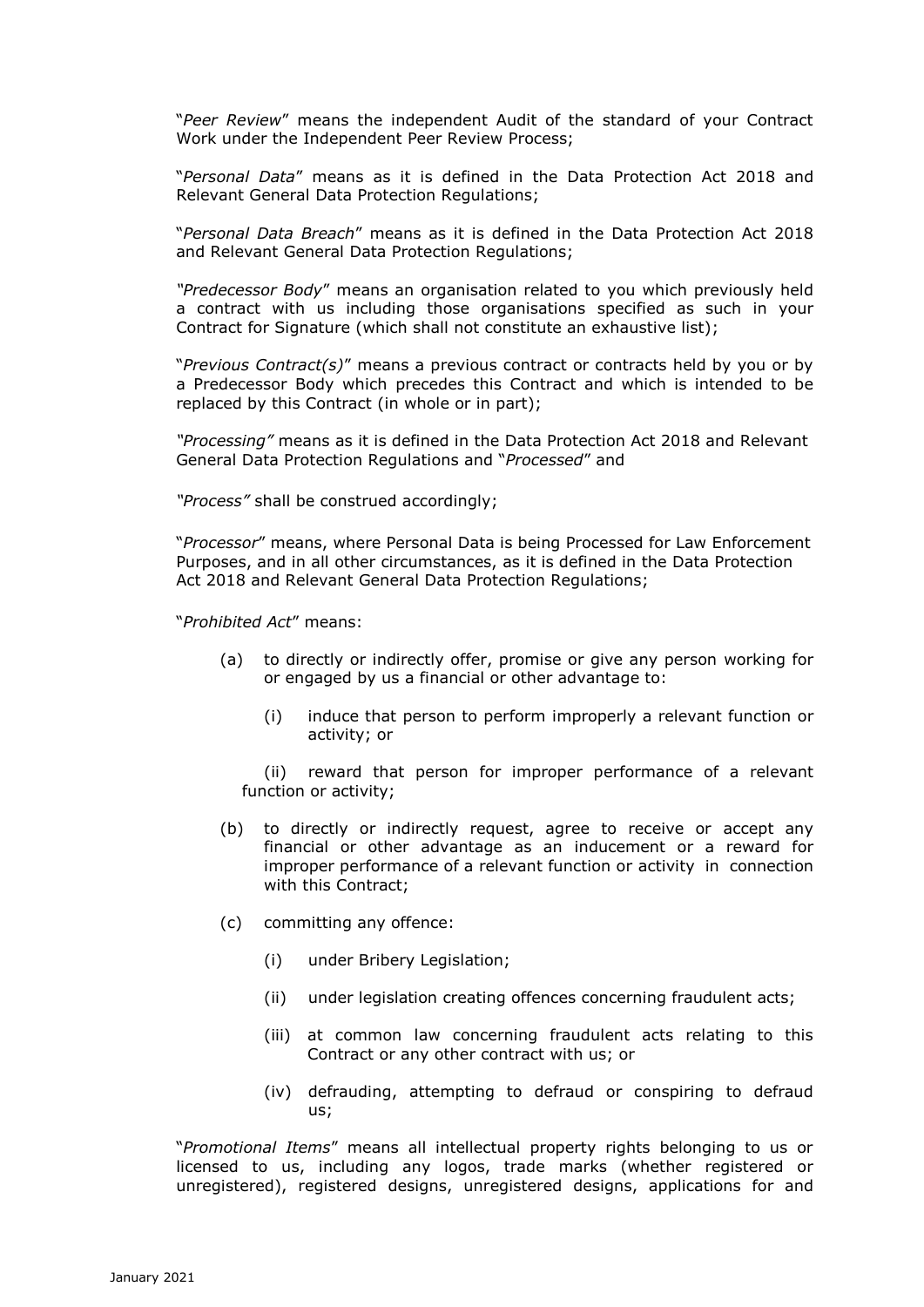"*Peer Review*" means the independent Audit of the standard of your Contract Work under the Independent Peer Review Process;

"*Personal Data*" means as it is defined in the Data Protection Act 2018 and Relevant General Data Protection Regulations;

"*Personal Data Breach*" means as it is defined in the Data Protection Act 2018 and Relevant General Data Protection Regulations;

*"Predecessor Body"* means an organisation related to you which previously held a contract with us including those organisations specified as such in your Contract for Signature (which shall not constitute an exhaustive list);

"*Previous Contract(s)*" means a previous contract or contracts held by you or by a Predecessor Body which precedes this Contract and which is intended to be replaced by this Contract (in whole or in part);

*"Processing"* means as it is defined in the Data Protection Act 2018 and Relevant General Data Protection Regulations and "*Processed*" and

*"Process"* shall be construed accordingly;

"*Processor*" means, where Personal Data is being Processed for Law Enforcement Purposes, and in all other circumstances, as it is defined in the Data Protection Act 2018 and Relevant General Data Protection Regulations;

"*Prohibited Act*" means:

(a) to directly or indirectly offer, promise or give any person working for or engaged by us a financial or other advantage to:

   (i) induce that person to perform improperly a relevant function or activity; or

   (ii) reward that person for improper performance of a relevant function or activity;

(b) to directly or indirectly request, agree to receive or accept any financial or other advantage as an inducement or a reward for improper performance of a relevant function or activity in connection with this Contract;

(c) committing any offence:

   (i) under Bribery Legislation;

   (ii) under legislation creating offences concerning fraudulent acts;

   (iii) at common law concerning fraudulent acts relating to this Contract or any other contract with us; or

   (iv) defrauding, attempting to defraud or conspiring to defraud us;

"*Promotional Items*" means all intellectual property rights belonging to us or licensed to us, including any logos, trade marks (whether registered or unregistered), registered designs, unregistered designs, applications for and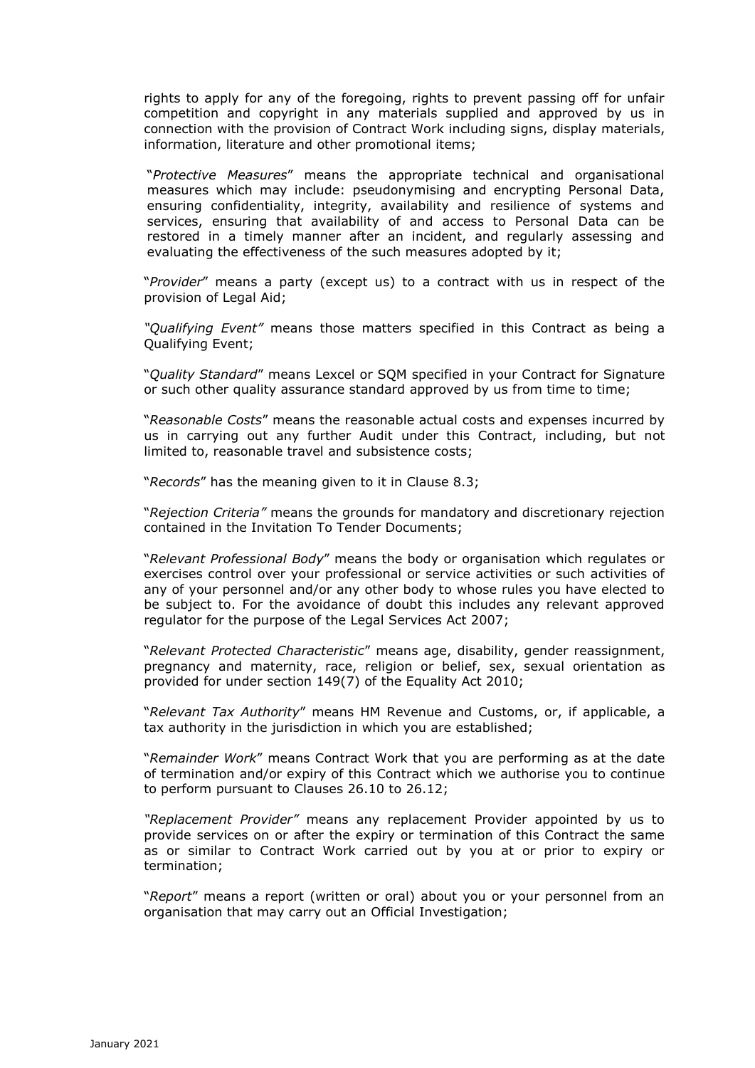rights to apply for any of the foregoing, rights to prevent passing off for unfair competition and copyright in any materials supplied and approved by us in connection with the provision of Contract Work including signs, display materials, information, literature and other promotional items;

"*Protective Measures*" means the appropriate technical and organisational measures which may include: pseudonymising and encrypting Personal Data, ensuring confidentiality, integrity, availability and resilience of systems and services, ensuring that availability of and access to Personal Data can be restored in a timely manner after an incident, and regularly assessing and evaluating the effectiveness of the such measures adopted by it;

"*Provider*" means a party (except us) to a contract with us in respect of the provision of Legal Aid;

*"Qualifying Event"* means those matters specified in this Contract as being a Qualifying Event;

"*Quality Standard*" means Lexcel or SQM specified in your Contract for Signature or such other quality assurance standard approved by us from time to time;

"*Reasonable Costs*" means the reasonable actual costs and expenses incurred by us in carrying out any further Audit under this Contract, including, but not limited to, reasonable travel and subsistence costs;

"*Records*" has the meaning given to it in Clause 8.3;

"*Rejection Criteria"* means the grounds for mandatory and discretionary rejection contained in the Invitation To Tender Documents;

"*Relevant Professional Body*" means the body or organisation which regulates or exercises control over your professional or service activities or such activities of any of your personnel and/or any other body to whose rules you have elected to be subject to. For the avoidance of doubt this includes any relevant approved regulator for the purpose of the Legal Services Act 2007;

"*Relevant Protected Characteristic*" means age, disability, gender reassignment, pregnancy and maternity, race, religion or belief, sex, sexual orientation as provided for under section 149(7) of the Equality Act 2010;

"*Relevant Tax Authority*" means HM Revenue and Customs, or, if applicable, a tax authority in the jurisdiction in which you are established;

"*Remainder Work*" means Contract Work that you are performing as at the date of termination and/or expiry of this Contract which we authorise you to continue to perform pursuant to Clauses 26.10 to 26.12;

*"Replacement Provider"* means any replacement Provider appointed by us to provide services on or after the expiry or termination of this Contract the same as or similar to Contract Work carried out by you at or prior to expiry or termination;

"*Report*" means a report (written or oral) about you or your personnel from an organisation that may carry out an Official Investigation;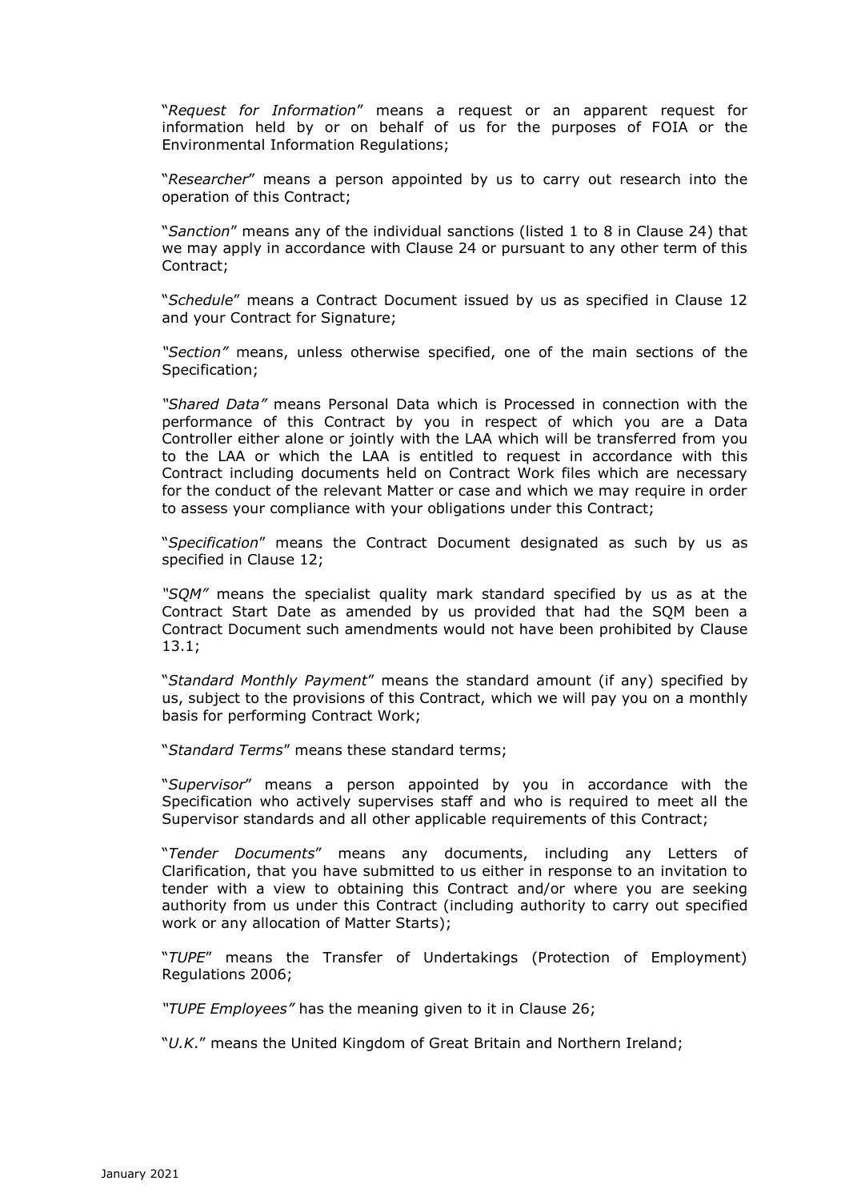"*Request for Information*" means a request or an apparent request for information held by or on behalf of us for the purposes of FOIA or the Environmental Information Regulations;

"*Researcher*" means a person appointed by us to carry out research into the operation of this Contract;

"*Sanction*" means any of the individual sanctions (listed 1 to 8 in Clause 24) that we may apply in accordance with Clause 24 or pursuant to any other term of this Contract;

"*Schedule*" means a Contract Document issued by us as specified in Clause 12 and your Contract for Signature;

*"Section"* means, unless otherwise specified, one of the main sections of the Specification;

*"Shared Data"* means Personal Data which is Processed in connection with the performance of this Contract by you in respect of which you are a Data Controller either alone or jointly with the LAA which will be transferred from you to the LAA or which the LAA is entitled to request in accordance with this Contract including documents held on Contract Work files which are necessary for the conduct of the relevant Matter or case and which we may require in order to assess your compliance with your obligations under this Contract;

"*Specification*" means the Contract Document designated as such by us as specified in Clause 12;

*"SQM"* means the specialist quality mark standard specified by us as at the Contract Start Date as amended by us provided that had the SQM been a Contract Document such amendments would not have been prohibited by Clause 13.1;

"*Standard Monthly Payment*" means the standard amount (if any) specified by us, subject to the provisions of this Contract, which we will pay you on a monthly basis for performing Contract Work;

"*Standard Terms*" means these standard terms;

"*Supervisor*" means a person appointed by you in accordance with the Specification who actively supervises staff and who is required to meet all the Supervisor standards and all other applicable requirements of this Contract;

"*Tender Documents*" means any documents, including any Letters of Clarification, that you have submitted to us either in response to an invitation to tender with a view to obtaining this Contract and/or where you are seeking authority from us under this Contract (including authority to carry out specified work or any allocation of Matter Starts);

"*TUPE*" means the Transfer of Undertakings (Protection of Employment) Regulations 2006;

*"TUPE Employees"* has the meaning given to it in Clause 26;

"*U.K.*" means the United Kingdom of Great Britain and Northern Ireland;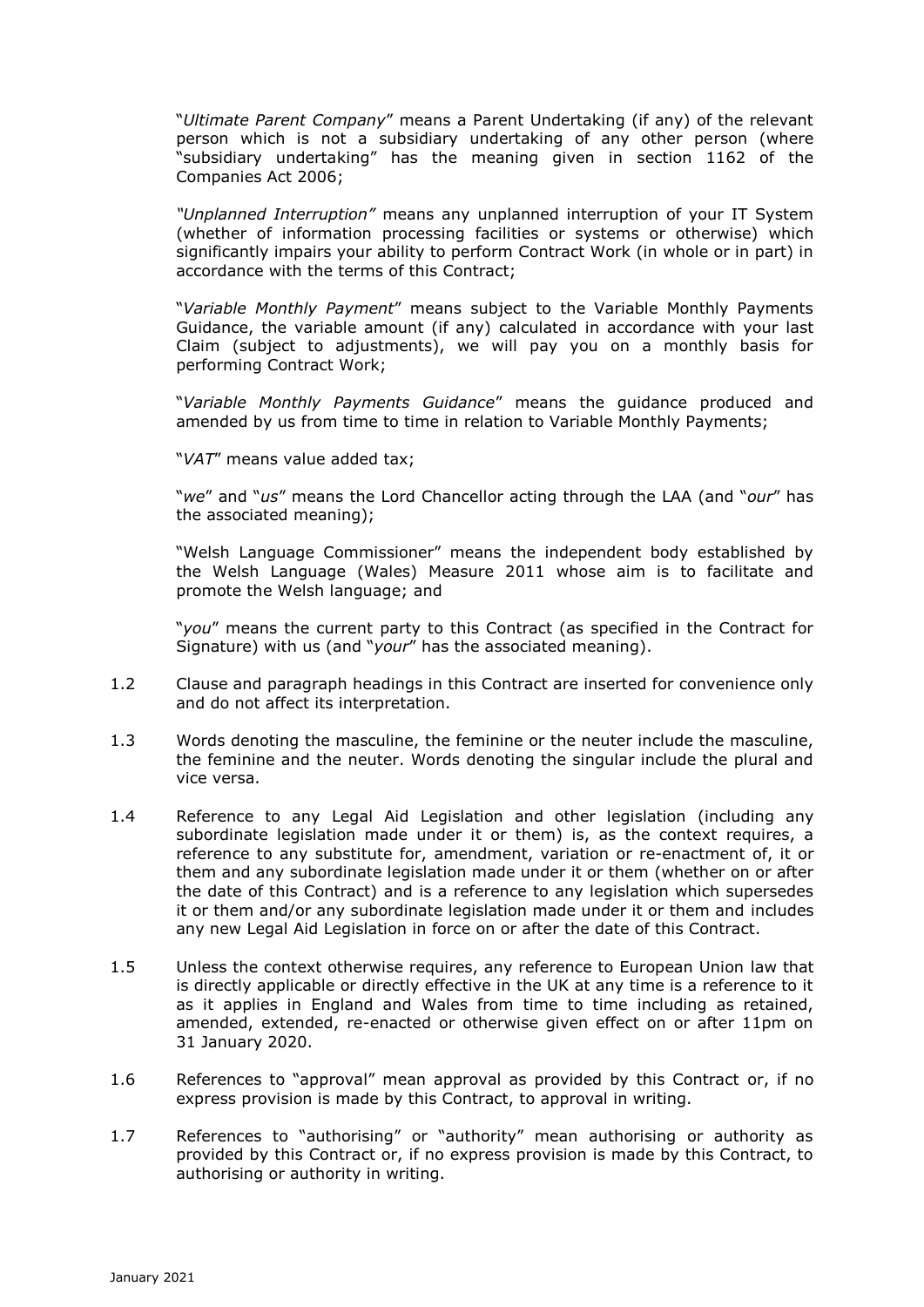"*Ultimate Parent Company*" means a Parent Undertaking (if any) of the relevant person which is not a subsidiary undertaking of any other person (where "subsidiary undertaking" has the meaning given in section 1162 of the Companies Act 2006;

*"Unplanned Interruption"* means any unplanned interruption of your IT System (whether of information processing facilities or systems or otherwise) which significantly impairs your ability to perform Contract Work (in whole or in part) in accordance with the terms of this Contract;

"*Variable Monthly Payment*" means subject to the Variable Monthly Payments Guidance, the variable amount (if any) calculated in accordance with your last Claim (subject to adjustments), we will pay you on a monthly basis for performing Contract Work;

"*Variable Monthly Payments Guidance*" means the guidance produced and amended by us from time to time in relation to Variable Monthly Payments;

"*VAT*" means value added tax;

"*we*" and "*us*" means the Lord Chancellor acting through the LAA (and "*our*" has the associated meaning);

"Welsh Language Commissioner" means the independent body established by the Welsh Language (Wales) Measure 2011 whose aim is to facilitate and promote the Welsh language; and

"*you*" means the current party to this Contract (as specified in the Contract for Signature) with us (and "*your*" has the associated meaning).

1.2 Clause and paragraph headings in this Contract are inserted for convenience only and do not affect its interpretation.

1.3 Words denoting the masculine, the feminine or the neuter include the masculine, the feminine and the neuter. Words denoting the singular include the plural and vice versa.

1.4 Reference to any Legal Aid Legislation and other legislation (including any subordinate legislation made under it or them) is, as the context requires, a reference to any substitute for, amendment, variation or re-enactment of, it or them and any subordinate legislation made under it or them (whether on or after the date of this Contract) and is a reference to any legislation which supersedes it or them and/or any subordinate legislation made under it or them and includes any new Legal Aid Legislation in force on or after the date of this Contract.

1.5 Unless the context otherwise requires, any reference to European Union law that is directly applicable or directly effective in the UK at any time is a reference to it as it applies in England and Wales from time to time including as retained, amended, extended, re-enacted or otherwise given effect on or after 11pm on 31 January 2020.

1.6 References to "approval" mean approval as provided by this Contract or, if no express provision is made by this Contract, to approval in writing.

1.7 References to "authorising" or "authority" mean authorising or authority as provided by this Contract or, if no express provision is made by this Contract, to authorising or authority in writing.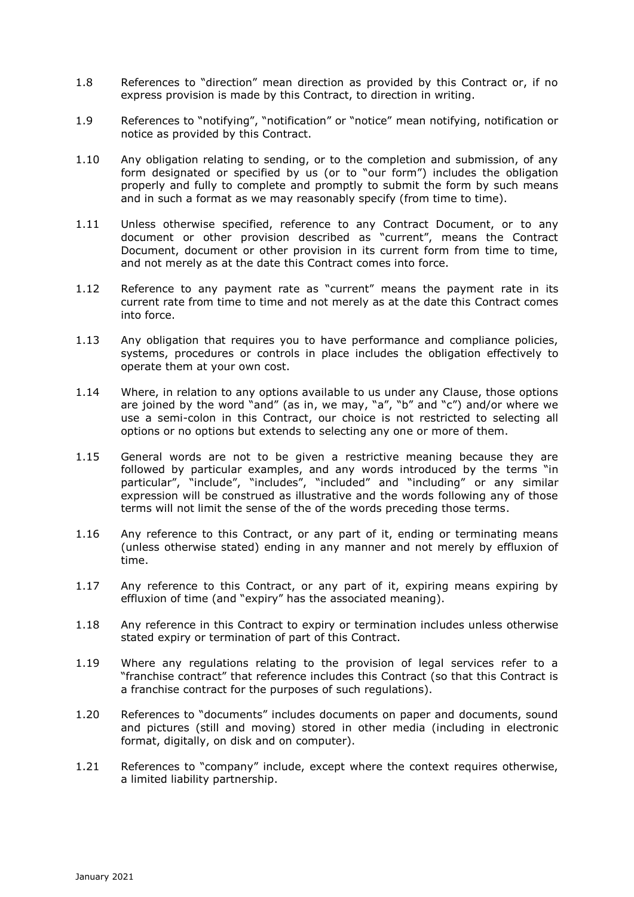1.8 References to "direction" mean direction as provided by this Contract or, if no express provision is made by this Contract, to direction in writing.

1.9 References to "notifying", "notification" or "notice" mean notifying, notification or notice as provided by this Contract.

1.10 Any obligation relating to sending, or to the completion and submission, of any form designated or specified by us (or to "our form") includes the obligation properly and fully to complete and promptly to submit the form by such means and in such a format as we may reasonably specify (from time to time).

1.11 Unless otherwise specified, reference to any Contract Document, or to any document or other provision described as "current", means the Contract Document, document or other provision in its current form from time to time, and not merely as at the date this Contract comes into force.

1.12 Reference to any payment rate as "current" means the payment rate in its current rate from time to time and not merely as at the date this Contract comes into force.

1.13 Any obligation that requires you to have performance and compliance policies, systems, procedures or controls in place includes the obligation effectively to operate them at your own cost.

1.14 Where, in relation to any options available to us under any Clause, those options are joined by the word "and" (as in, we may, "a", "b" and "c") and/or where we use a semi-colon in this Contract, our choice is not restricted to selecting all options or no options but extends to selecting any one or more of them.

1.15 General words are not to be given a restrictive meaning because they are followed by particular examples, and any words introduced by the terms "in particular", "include", "includes", "included" and "including" or any similar expression will be construed as illustrative and the words following any of those terms will not limit the sense of the of the words preceding those terms.

1.16 Any reference to this Contract, or any part of it, ending or terminating means (unless otherwise stated) ending in any manner and not merely by effluxion of time.

1.17 Any reference to this Contract, or any part of it, expiring means expiring by effluxion of time (and "expiry" has the associated meaning).

1.18 Any reference in this Contract to expiry or termination includes unless otherwise stated expiry or termination of part of this Contract.

1.19 Where any regulations relating to the provision of legal services refer to a "franchise contract" that reference includes this Contract (so that this Contract is a franchise contract for the purposes of such regulations).

1.20 References to "documents" includes documents on paper and documents, sound and pictures (still and moving) stored in other media (including in electronic format, digitally, on disk and on computer).

1.21 References to "company" include, except where the context requires otherwise, a limited liability partnership.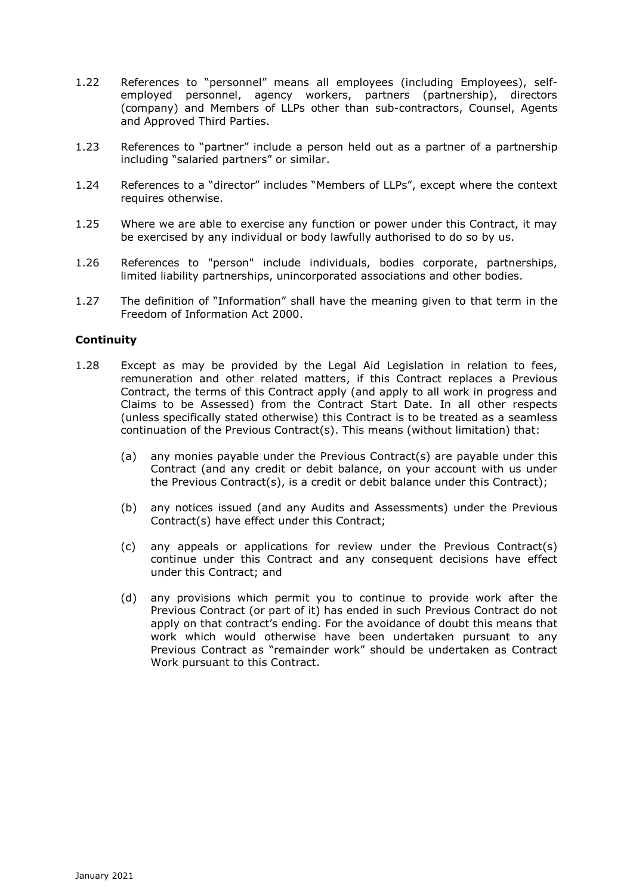1.22 References to "personnel" means all employees (including Employees), self-employed personnel, agency workers, partners (partnership), directors (company) and Members of LLPs other than sub-contractors, Counsel, Agents and Approved Third Parties.

1.23 References to "partner" include a person held out as a partner of a partnership including "salaried partners" or similar.

1.24 References to a "director" includes "Members of LLPs", except where the context requires otherwise.

1.25 Where we are able to exercise any function or power under this Contract, it may be exercised by any individual or body lawfully authorised to do so by us.

1.26 References to "person" include individuals, bodies corporate, partnerships, limited liability partnerships, unincorporated associations and other bodies.

1.27 The definition of "Information" shall have the meaning given to that term in the Freedom of Information Act 2000.

**Continuity**

1.28 Except as may be provided by the Legal Aid Legislation in relation to fees, remuneration and other related matters, if this Contract replaces a Previous Contract, the terms of this Contract apply (and apply to all work in progress and Claims to be Assessed) from the Contract Start Date. In all other respects (unless specifically stated otherwise) this Contract is to be treated as a seamless continuation of the Previous Contract(s). This means (without limitation) that:

   (a) any monies payable under the Previous Contract(s) are payable under this Contract (and any credit or debit balance, on your account with us under the Previous Contract(s), is a credit or debit balance under this Contract);

   (b) any notices issued (and any Audits and Assessments) under the Previous Contract(s) have effect under this Contract;

   (c) any appeals or applications for review under the Previous Contract(s) continue under this Contract and any consequent decisions have effect under this Contract; and

   (d) any provisions which permit you to continue to provide work after the Previous Contract (or part of it) has ended in such Previous Contract do not apply on that contract's ending. For the avoidance of doubt this means that work which would otherwise have been undertaken pursuant to any Previous Contract as "remainder work" should be undertaken as Contract Work pursuant to this Contract.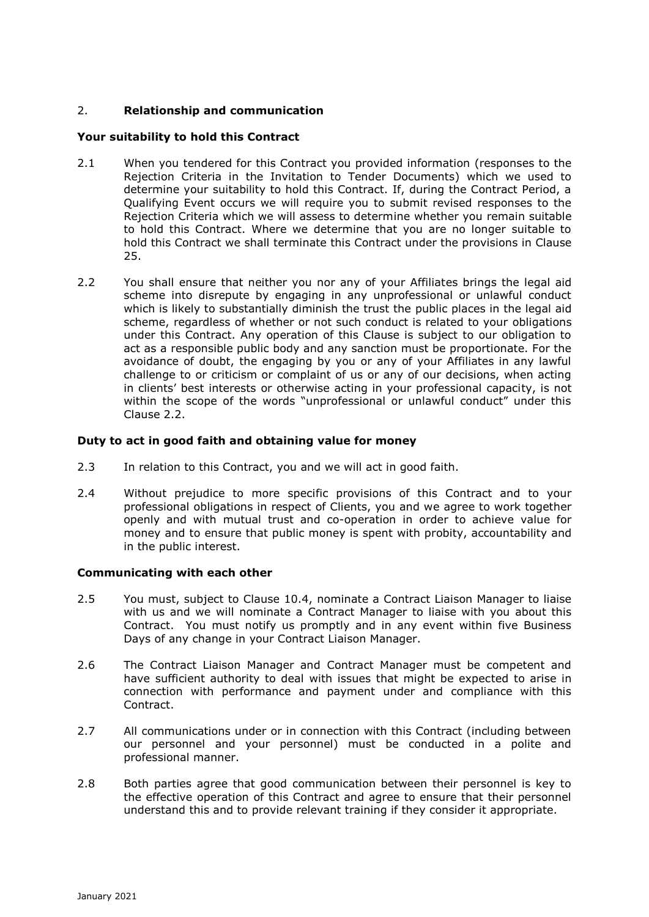## 2. **Relationship and communication**

### Your suitability to hold this Contract

2.1 When you tendered for this Contract you provided information (responses to the Rejection Criteria in the Invitation to Tender Documents) which we used to determine your suitability to hold this Contract. If, during the Contract Period, a Qualifying Event occurs we will require you to submit revised responses to the Rejection Criteria which we will assess to determine whether you remain suitable to hold this Contract. Where we determine that you are no longer suitable to hold this Contract we shall terminate this Contract under the provisions in Clause 25.

2.2 You shall ensure that neither you nor any of your Affiliates brings the legal aid scheme into disrepute by engaging in any unprofessional or unlawful conduct which is likely to substantially diminish the trust the public places in the legal aid scheme, regardless of whether or not such conduct is related to your obligations under this Contract. Any operation of this Clause is subject to our obligation to act as a responsible public body and any sanction must be proportionate. For the avoidance of doubt, the engaging by you or any of your Affiliates in any lawful challenge to or criticism or complaint of us or any of our decisions, when acting in clients' best interests or otherwise acting in your professional capacity, is not within the scope of the words "unprofessional or unlawful conduct" under this Clause 2.2.

### Duty to act in good faith and obtaining value for money

2.3 In relation to this Contract, you and we will act in good faith.

2.4 Without prejudice to more specific provisions of this Contract and to your professional obligations in respect of Clients, you and we agree to work together openly and with mutual trust and co-operation in order to achieve value for money and to ensure that public money is spent with probity, accountability and in the public interest.

### Communicating with each other

2.5 You must, subject to Clause 10.4, nominate a Contract Liaison Manager to liaise with us and we will nominate a Contract Manager to liaise with you about this Contract. You must notify us promptly and in any event within five Business Days of any change in your Contract Liaison Manager.

2.6 The Contract Liaison Manager and Contract Manager must be competent and have sufficient authority to deal with issues that might be expected to arise in connection with performance and payment under and compliance with this Contract.

2.7 All communications under or in connection with this Contract (including between our personnel and your personnel) must be conducted in a polite and professional manner.

2.8 Both parties agree that good communication between their personnel is key to the effective operation of this Contract and agree to ensure that their personnel understand this and to provide relevant training if they consider it appropriate.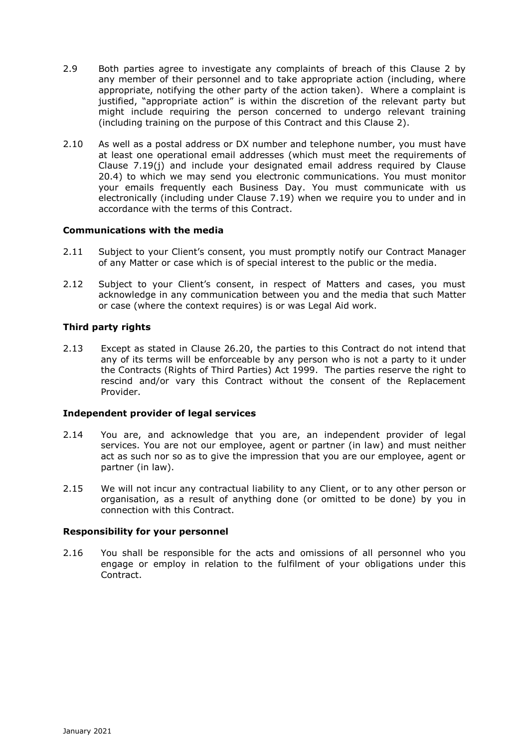2.9 Both parties agree to investigate any complaints of breach of this Clause 2 by any member of their personnel and to take appropriate action (including, where appropriate, notifying the other party of the action taken). Where a complaint is justified, "appropriate action" is within the discretion of the relevant party but might include requiring the person concerned to undergo relevant training (including training on the purpose of this Contract and this Clause 2).

2.10 As well as a postal address or DX number and telephone number, you must have at least one operational email addresses (which must meet the requirements of Clause 7.19(j) and include your designated email address required by Clause 20.4) to which we may send you electronic communications. You must monitor your emails frequently each Business Day. You must communicate with us electronically (including under Clause 7.19) when we require you to under and in accordance with the terms of this Contract.

**Communications with the media**

2.11 Subject to your Client's consent, you must promptly notify our Contract Manager of any Matter or case which is of special interest to the public or the media.

2.12 Subject to your Client's consent, in respect of Matters and cases, you must acknowledge in any communication between you and the media that such Matter or case (where the context requires) is or was Legal Aid work.

**Third party rights**

2.13 Except as stated in Clause 26.20, the parties to this Contract do not intend that any of its terms will be enforceable by any person who is not a party to it under the Contracts (Rights of Third Parties) Act 1999. The parties reserve the right to rescind and/or vary this Contract without the consent of the Replacement Provider.

**Independent provider of legal services**

2.14 You are, and acknowledge that you are, an independent provider of legal services. You are not our employee, agent or partner (in law) and must neither act as such nor so as to give the impression that you are our employee, agent or partner (in law).

2.15 We will not incur any contractual liability to any Client, or to any other person or organisation, as a result of anything done (or omitted to be done) by you in connection with this Contract.

**Responsibility for your personnel**

2.16 You shall be responsible for the acts and omissions of all personnel who you engage or employ in relation to the fulfilment of your obligations under this Contract.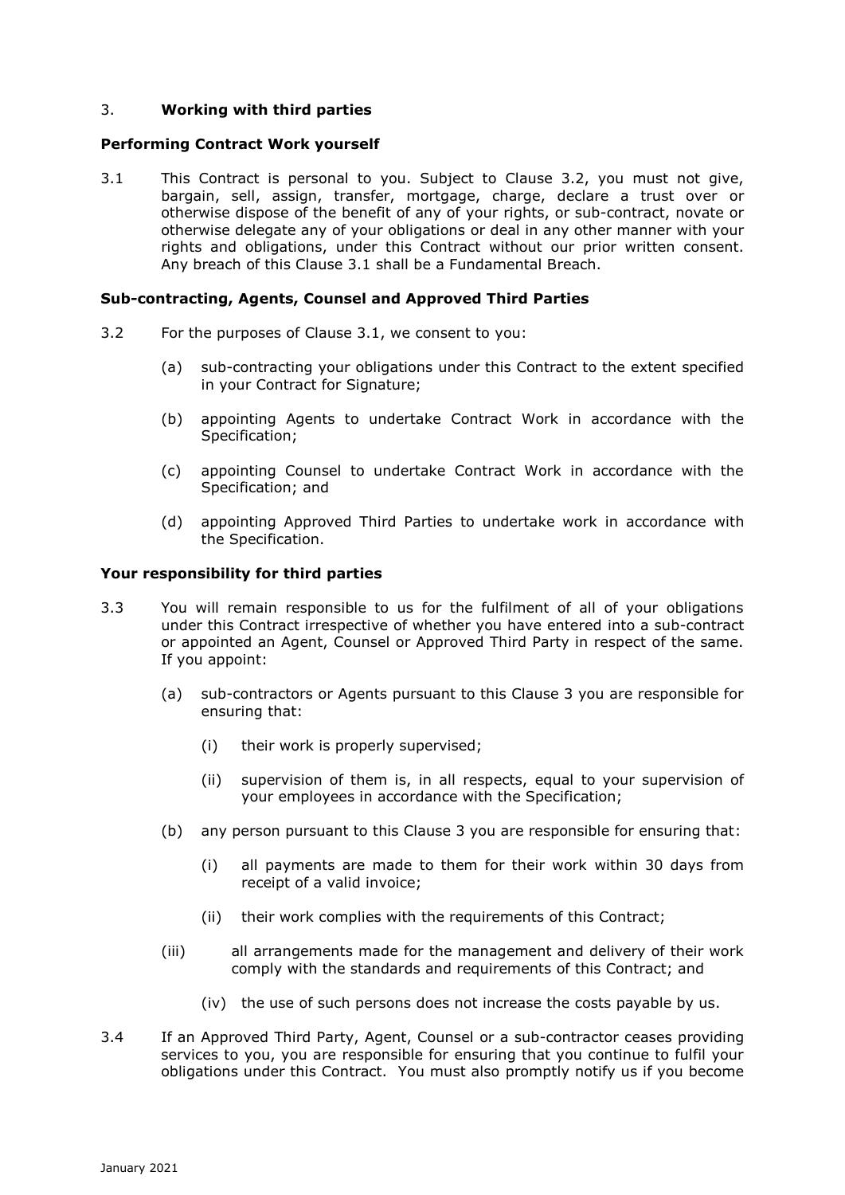## 3. **Working with third parties**

### **Performing Contract Work yourself**

3.1 This Contract is personal to you. Subject to Clause 3.2, you must not give, bargain, sell, assign, transfer, mortgage, charge, declare a trust over or otherwise dispose of the benefit of any of your rights, or sub-contract, novate or otherwise delegate any of your obligations or deal in any other manner with your rights and obligations, under this Contract without our prior written consent. Any breach of this Clause 3.1 shall be a Fundamental Breach.

### **Sub-contracting, Agents, Counsel and Approved Third Parties**

3.2 For the purposes of Clause 3.1, we consent to you:

(a) sub-contracting your obligations under this Contract to the extent specified in your Contract for Signature;

(b) appointing Agents to undertake Contract Work in accordance with the Specification;

(c) appointing Counsel to undertake Contract Work in accordance with the Specification; and

(d) appointing Approved Third Parties to undertake work in accordance with the Specification.

### **Your responsibility for third parties**

3.3 You will remain responsible to us for the fulfilment of all of your obligations under this Contract irrespective of whether you have entered into a sub-contract or appointed an Agent, Counsel or Approved Third Party in respect of the same. If you appoint:

(a) sub-contractors or Agents pursuant to this Clause 3 you are responsible for ensuring that:

(i) their work is properly supervised;

(ii) supervision of them is, in all respects, equal to your supervision of your employees in accordance with the Specification;

(b) any person pursuant to this Clause 3 you are responsible for ensuring that:

(i) all payments are made to them for their work within 30 days from receipt of a valid invoice;

(ii) their work complies with the requirements of this Contract;

(iii) all arrangements made for the management and delivery of their work comply with the standards and requirements of this Contract; and

(iv) the use of such persons does not increase the costs payable by us.

3.4 If an Approved Third Party, Agent, Counsel or a sub-contractor ceases providing services to you, you are responsible for ensuring that you continue to fulfil your obligations under this Contract. You must also promptly notify us if you become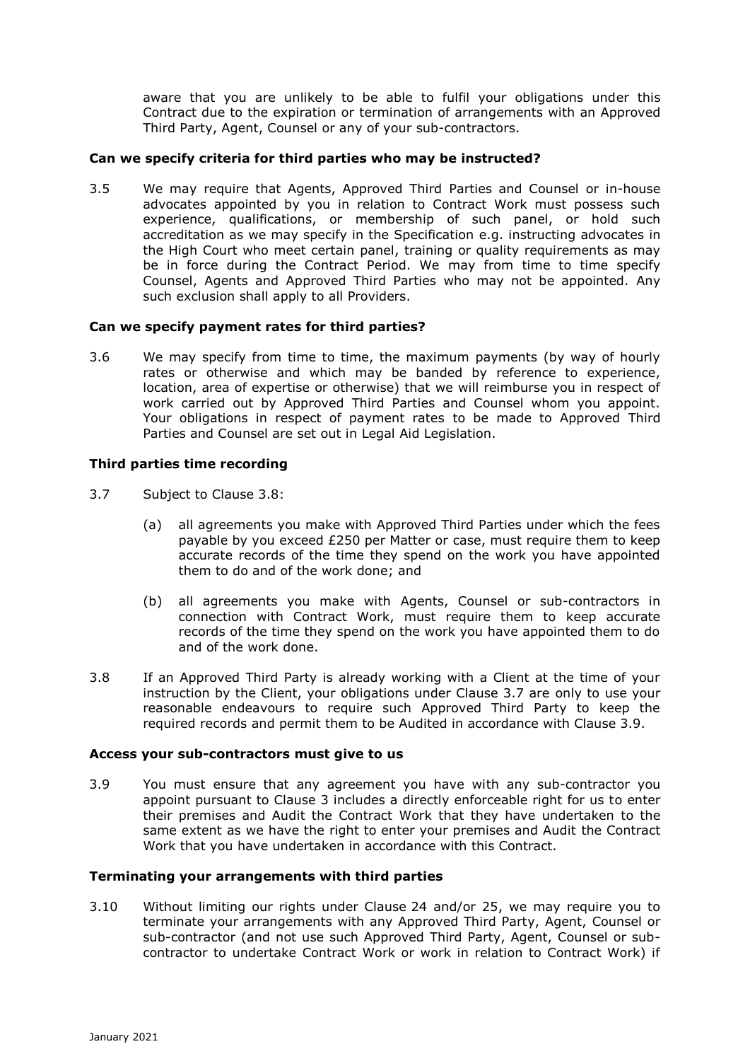aware that you are unlikely to be able to fulfil your obligations under this Contract due to the expiration or termination of arrangements with an Approved Third Party, Agent, Counsel or any of your sub-contractors.

**Can we specify criteria for third parties who may be instructed?**

3.5 We may require that Agents, Approved Third Parties and Counsel or in-house advocates appointed by you in relation to Contract Work must possess such experience, qualifications, or membership of such panel, or hold such accreditation as we may specify in the Specification e.g. instructing advocates in the High Court who meet certain panel, training or quality requirements as may be in force during the Contract Period. We may from time to time specify Counsel, Agents and Approved Third Parties who may not be appointed. Any such exclusion shall apply to all Providers.

**Can we specify payment rates for third parties?**

3.6 We may specify from time to time, the maximum payments (by way of hourly rates or otherwise and which may be banded by reference to experience, location, area of expertise or otherwise) that we will reimburse you in respect of work carried out by Approved Third Parties and Counsel whom you appoint. Your obligations in respect of payment rates to be made to Approved Third Parties and Counsel are set out in Legal Aid Legislation.

**Third parties time recording**

3.7 Subject to Clause 3.8:

(a) all agreements you make with Approved Third Parties under which the fees payable by you exceed £250 per Matter or case, must require them to keep accurate records of the time they spend on the work you have appointed them to do and of the work done; and

(b) all agreements you make with Agents, Counsel or sub-contractors in connection with Contract Work, must require them to keep accurate records of the time they spend on the work you have appointed them to do and of the work done.

3.8 If an Approved Third Party is already working with a Client at the time of your instruction by the Client, your obligations under Clause 3.7 are only to use your reasonable endeavours to require such Approved Third Party to keep the required records and permit them to be Audited in accordance with Clause 3.9.

**Access your sub-contractors must give to us**

3.9 You must ensure that any agreement you have with any sub-contractor you appoint pursuant to Clause 3 includes a directly enforceable right for us to enter their premises and Audit the Contract Work that they have undertaken to the same extent as we have the right to enter your premises and Audit the Contract Work that you have undertaken in accordance with this Contract.

**Terminating your arrangements with third parties**

3.10 Without limiting our rights under Clause 24 and/or 25, we may require you to terminate your arrangements with any Approved Third Party, Agent, Counsel or sub-contractor (and not use such Approved Third Party, Agent, Counsel or sub-contractor to undertake Contract Work or work in relation to Contract Work) if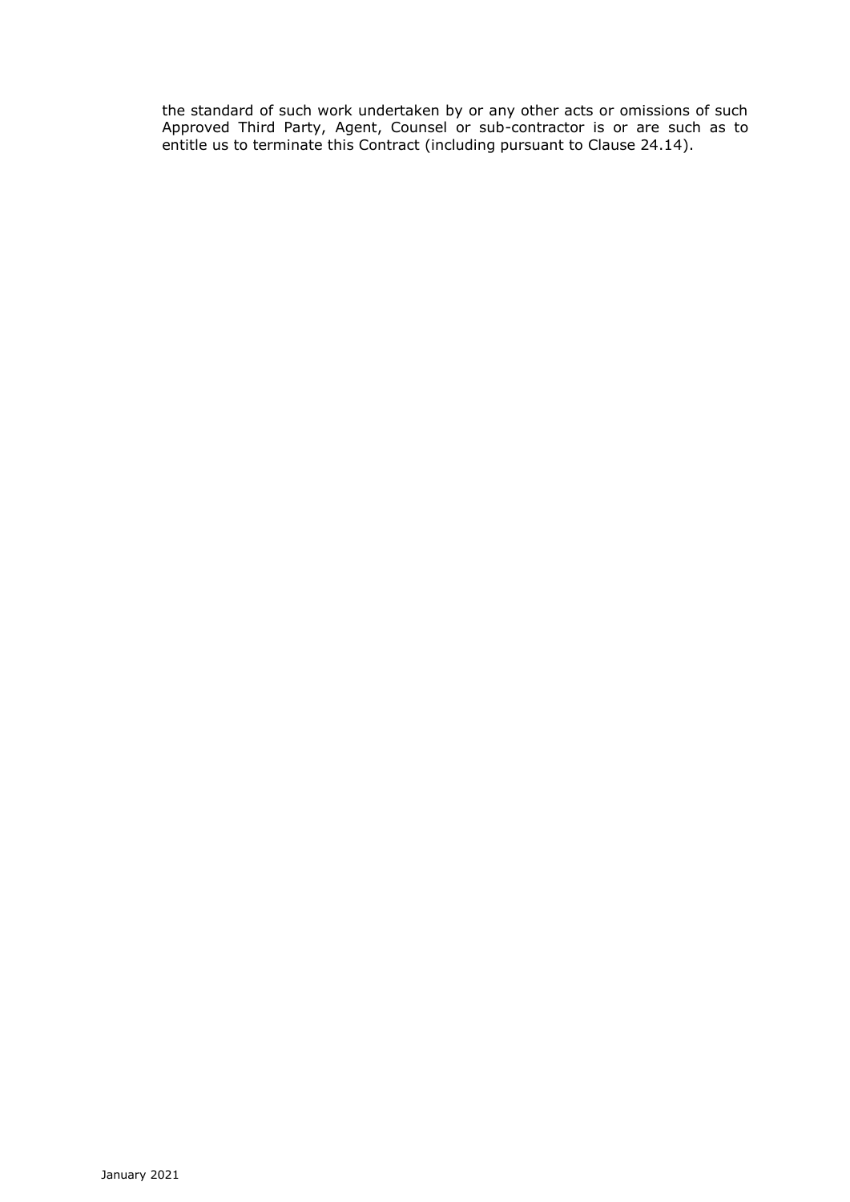the standard of such work undertaken by or any other acts or omissions of such Approved Third Party, Agent, Counsel or sub-contractor is or are such as to entitle us to terminate this Contract (including pursuant to Clause 24.14).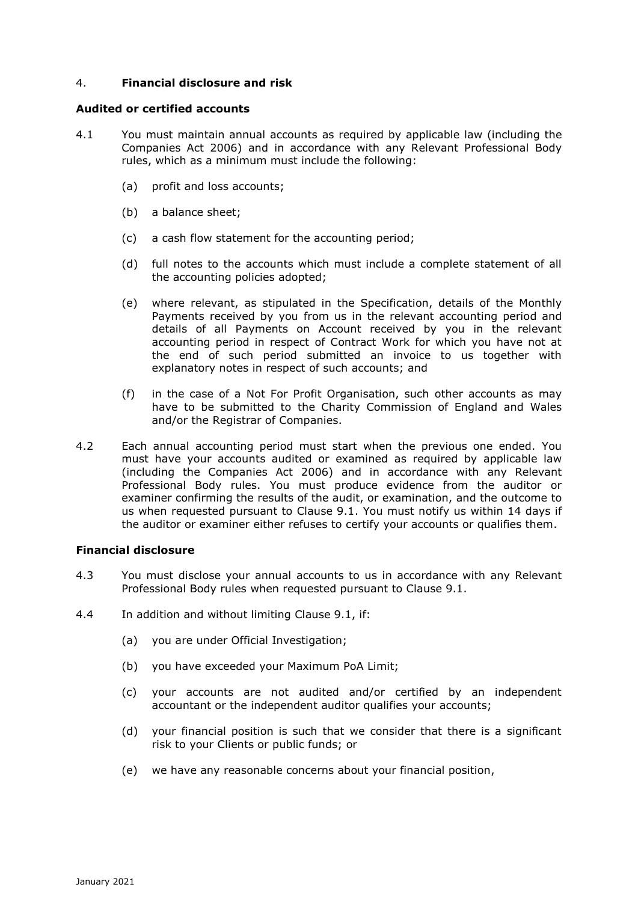## 4. **Financial disclosure and risk**

### **Audited or certified accounts**

4.1 You must maintain annual accounts as required by applicable law (including the Companies Act 2006) and in accordance with any Relevant Professional Body rules, which as a minimum must include the following:

(a) profit and loss accounts;

(b) a balance sheet;

(c) a cash flow statement for the accounting period;

(d) full notes to the accounts which must include a complete statement of all the accounting policies adopted;

(e) where relevant, as stipulated in the Specification, details of the Monthly Payments received by you from us in the relevant accounting period and details of all Payments on Account received by you in the relevant accounting period in respect of Contract Work for which you have not at the end of such period submitted an invoice to us together with explanatory notes in respect of such accounts; and

(f) in the case of a Not For Profit Organisation, such other accounts as may have to be submitted to the Charity Commission of England and Wales and/or the Registrar of Companies.

4.2 Each annual accounting period must start when the previous one ended. You must have your accounts audited or examined as required by applicable law (including the Companies Act 2006) and in accordance with any Relevant Professional Body rules. You must produce evidence from the auditor or examiner confirming the results of the audit, or examination, and the outcome to us when requested pursuant to Clause 9.1. You must notify us within 14 days if the auditor or examiner either refuses to certify your accounts or qualifies them.

### **Financial disclosure**

4.3 You must disclose your annual accounts to us in accordance with any Relevant Professional Body rules when requested pursuant to Clause 9.1.

4.4 In addition and without limiting Clause 9.1, if:

(a) you are under Official Investigation;

(b) you have exceeded your Maximum PoA Limit;

(c) your accounts are not audited and/or certified by an independent accountant or the independent auditor qualifies your accounts;

(d) your financial position is such that we consider that there is a significant risk to your Clients or public funds; or

(e) we have any reasonable concerns about your financial position,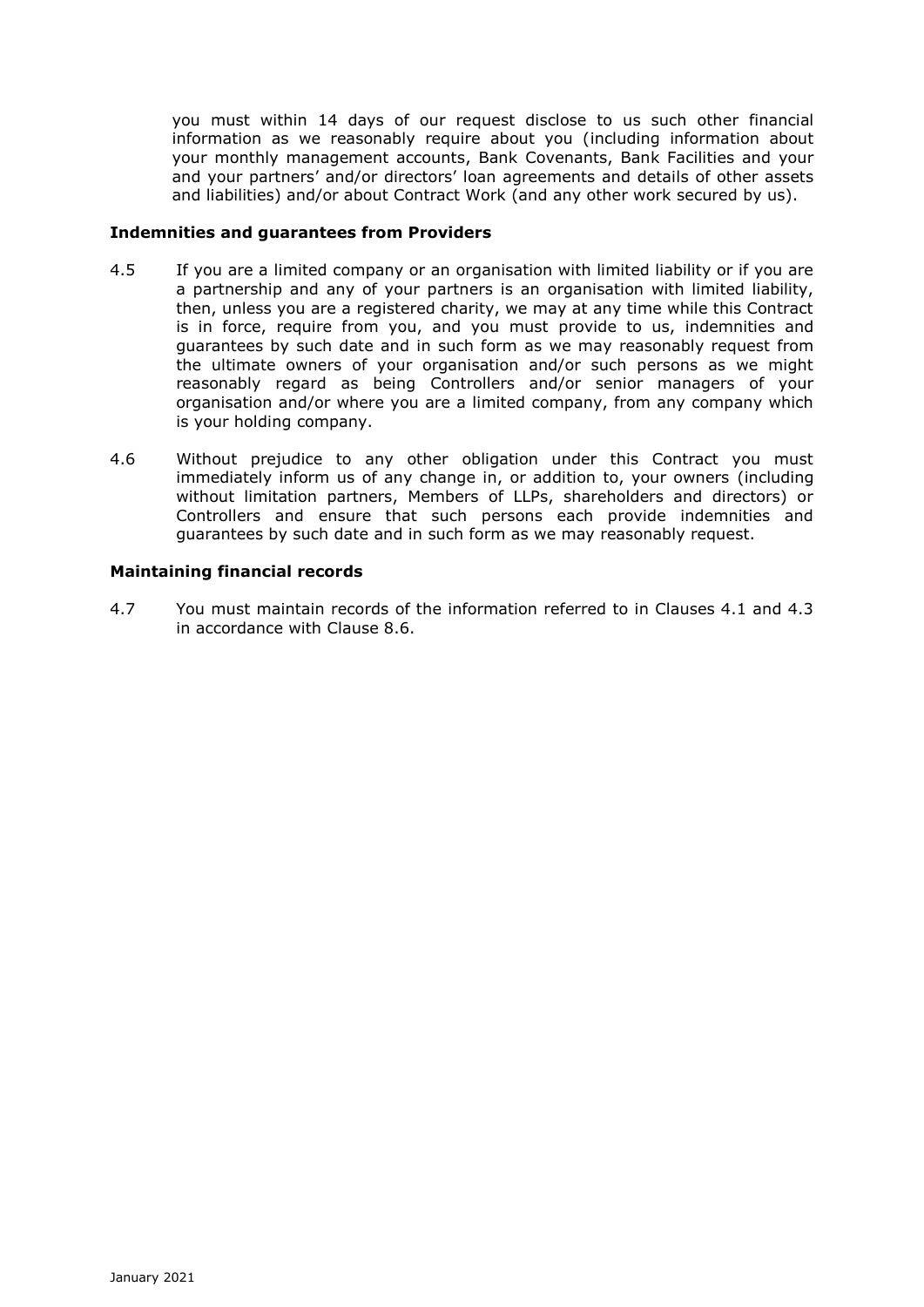you must within 14 days of our request disclose to us such other financial information as we reasonably require about you (including information about your monthly management accounts, Bank Covenants, Bank Facilities and your and your partners' and/or directors' loan agreements and details of other assets and liabilities) and/or about Contract Work (and any other work secured by us).

**Indemnities and guarantees from Providers**

4.5 If you are a limited company or an organisation with limited liability or if you are a partnership and any of your partners is an organisation with limited liability, then, unless you are a registered charity, we may at any time while this Contract is in force, require from you, and you must provide to us, indemnities and guarantees by such date and in such form as we may reasonably request from the ultimate owners of your organisation and/or such persons as we might reasonably regard as being Controllers and/or senior managers of your organisation and/or where you are a limited company, from any company which is your holding company.

4.6 Without prejudice to any other obligation under this Contract you must immediately inform us of any change in, or addition to, your owners (including without limitation partners, Members of LLPs, shareholders and directors) or Controllers and ensure that such persons each provide indemnities and guarantees by such date and in such form as we may reasonably request.

**Maintaining financial records**

4.7 You must maintain records of the information referred to in Clauses 4.1 and 4.3 in accordance with Clause 8.6.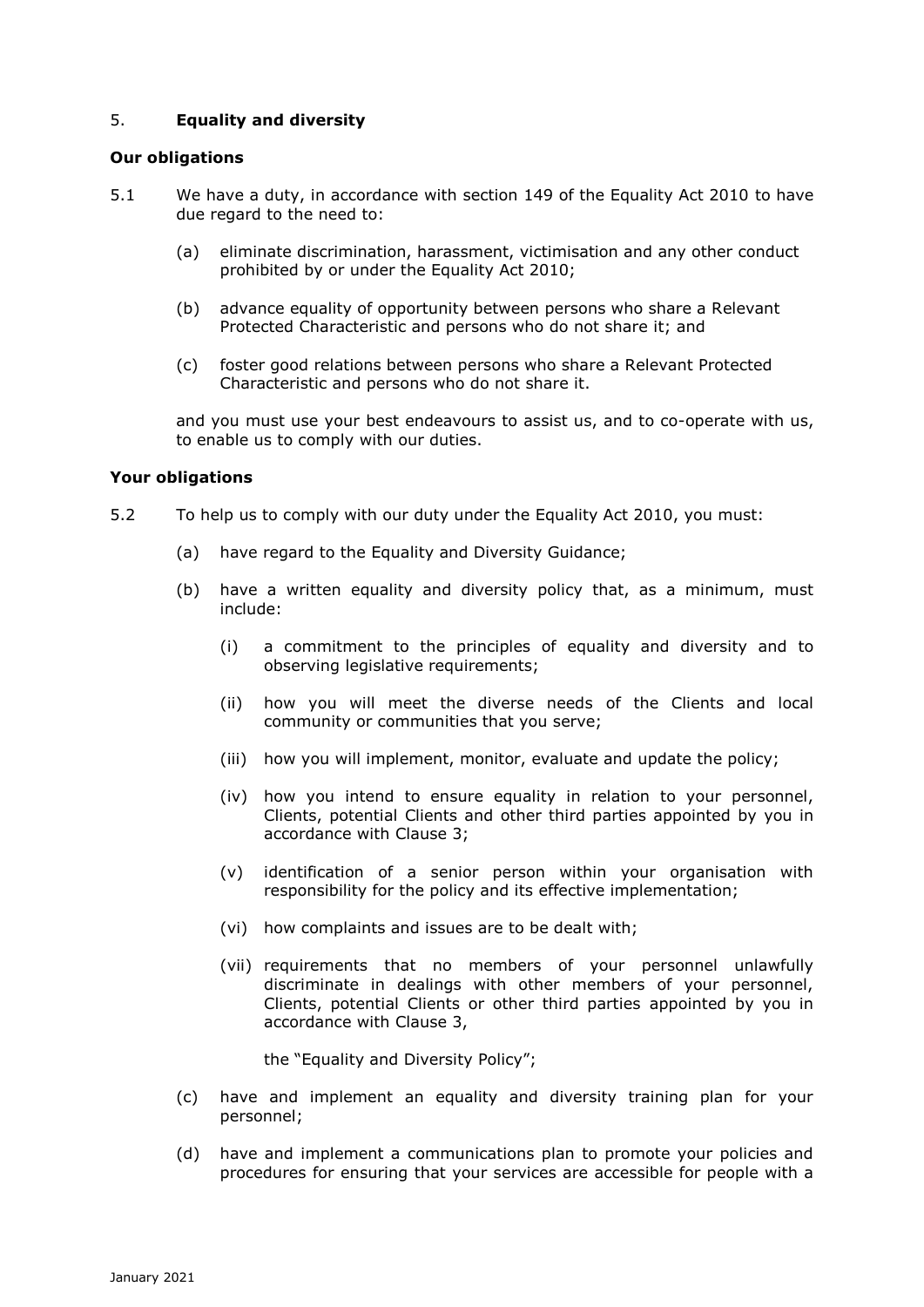## 5. **Equality and diversity**

### Our obligations

5.1 We have a duty, in accordance with section 149 of the Equality Act 2010 to have due regard to the need to:

(a) eliminate discrimination, harassment, victimisation and any other conduct prohibited by or under the Equality Act 2010;

(b) advance equality of opportunity between persons who share a Relevant Protected Characteristic and persons who do not share it; and

(c) foster good relations between persons who share a Relevant Protected Characteristic and persons who do not share it.

and you must use your best endeavours to assist us, and to co-operate with us, to enable us to comply with our duties.

### Your obligations

5.2 To help us to comply with our duty under the Equality Act 2010, you must:

(a) have regard to the Equality and Diversity Guidance;

(b) have a written equality and diversity policy that, as a minimum, must include:

(i) a commitment to the principles of equality and diversity and to observing legislative requirements;

(ii) how you will meet the diverse needs of the Clients and local community or communities that you serve;

(iii) how you will implement, monitor, evaluate and update the policy;

(iv) how you intend to ensure equality in relation to your personnel, Clients, potential Clients and other third parties appointed by you in accordance with Clause 3;

(v) identification of a senior person within your organisation with responsibility for the policy and its effective implementation;

(vi) how complaints and issues are to be dealt with;

(vii) requirements that no members of your personnel unlawfully discriminate in dealings with other members of your personnel, Clients, potential Clients or other third parties appointed by you in accordance with Clause 3,

the "Equality and Diversity Policy";

(c) have and implement an equality and diversity training plan for your personnel;

(d) have and implement a communications plan to promote your policies and procedures for ensuring that your services are accessible for people with a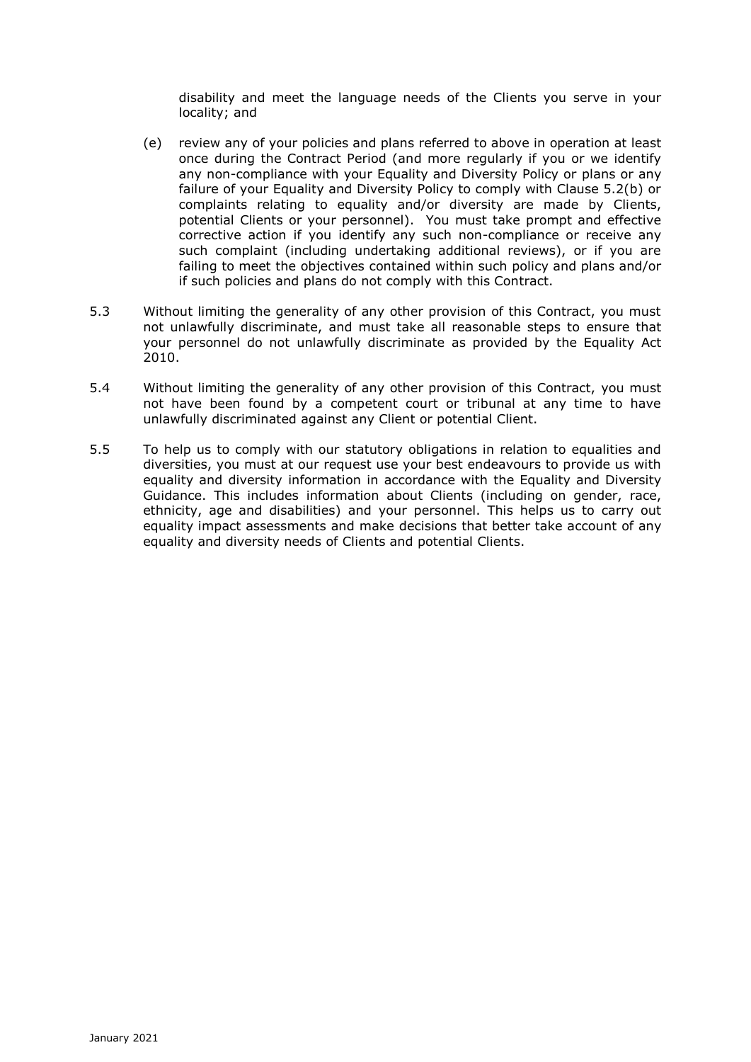disability and meet the language needs of the Clients you serve in your locality; and

(e) review any of your policies and plans referred to above in operation at least once during the Contract Period (and more regularly if you or we identify any non-compliance with your Equality and Diversity Policy or plans or any failure of your Equality and Diversity Policy to comply with Clause 5.2(b) or complaints relating to equality and/or diversity are made by Clients, potential Clients or your personnel). You must take prompt and effective corrective action if you identify any such non-compliance or receive any such complaint (including undertaking additional reviews), or if you are failing to meet the objectives contained within such policy and plans and/or if such policies and plans do not comply with this Contract.

5.3 Without limiting the generality of any other provision of this Contract, you must not unlawfully discriminate, and must take all reasonable steps to ensure that your personnel do not unlawfully discriminate as provided by the Equality Act 2010.

5.4 Without limiting the generality of any other provision of this Contract, you must not have been found by a competent court or tribunal at any time to have unlawfully discriminated against any Client or potential Client.

5.5 To help us to comply with our statutory obligations in relation to equalities and diversities, you must at our request use your best endeavours to provide us with equality and diversity information in accordance with the Equality and Diversity Guidance. This includes information about Clients (including on gender, race, ethnicity, age and disabilities) and your personnel. This helps us to carry out equality impact assessments and make decisions that better take account of any equality and diversity needs of Clients and potential Clients.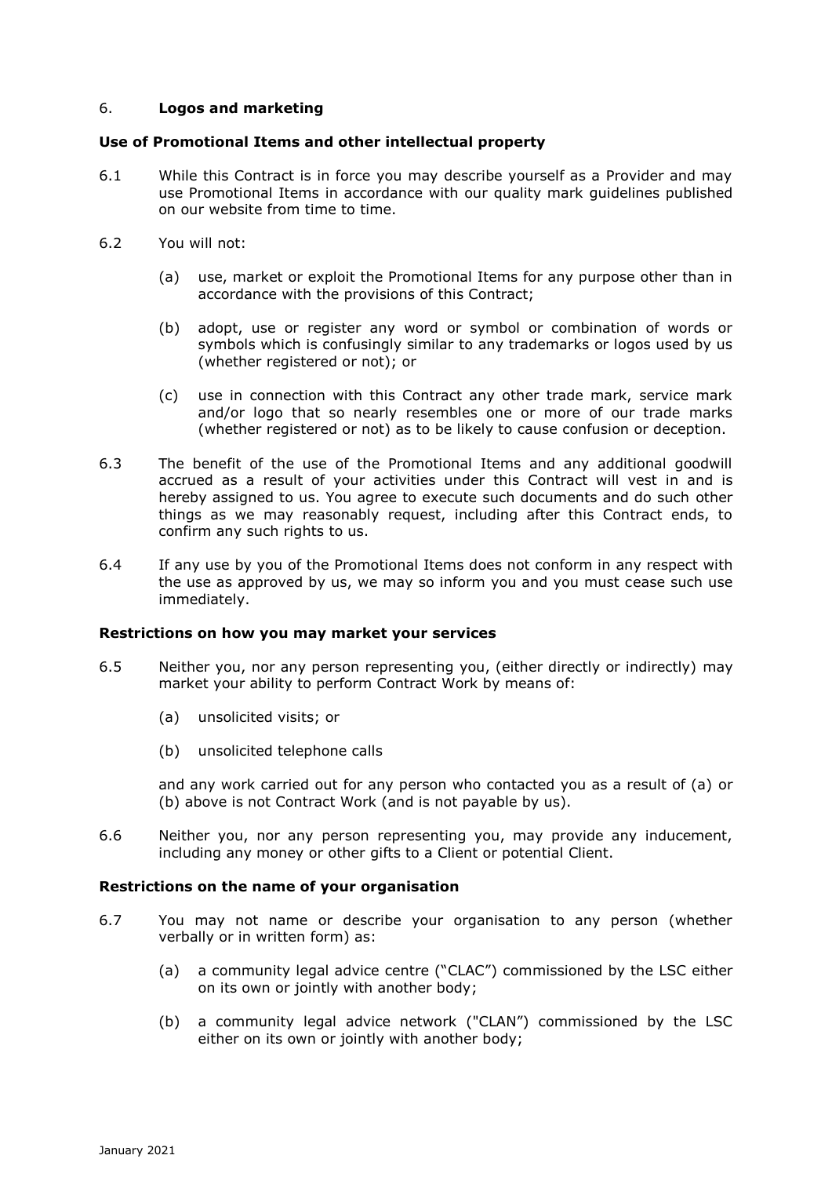## 6. **Logos and marketing**

### Use of Promotional Items and other intellectual property

6.1 While this Contract is in force you may describe yourself as a Provider and may use Promotional Items in accordance with our quality mark guidelines published on our website from time to time.

6.2 You will not:

(a) use, market or exploit the Promotional Items for any purpose other than in accordance with the provisions of this Contract;

(b) adopt, use or register any word or symbol or combination of words or symbols which is confusingly similar to any trademarks or logos used by us (whether registered or not); or

(c) use in connection with this Contract any other trade mark, service mark and/or logo that so nearly resembles one or more of our trade marks (whether registered or not) as to be likely to cause confusion or deception.

6.3 The benefit of the use of the Promotional Items and any additional goodwill accrued as a result of your activities under this Contract will vest in and is hereby assigned to us. You agree to execute such documents and do such other things as we may reasonably request, including after this Contract ends, to confirm any such rights to us.

6.4 If any use by you of the Promotional Items does not conform in any respect with the use as approved by us, we may so inform you and you must cease such use immediately.

### Restrictions on how you may market your services

6.5 Neither you, nor any person representing you, (either directly or indirectly) may market your ability to perform Contract Work by means of:

(a) unsolicited visits; or

(b) unsolicited telephone calls

and any work carried out for any person who contacted you as a result of (a) or (b) above is not Contract Work (and is not payable by us).

6.6 Neither you, nor any person representing you, may provide any inducement, including any money or other gifts to a Client or potential Client.

### Restrictions on the name of your organisation

6.7 You may not name or describe your organisation to any person (whether verbally or in written form) as:

(a) a community legal advice centre ("CLAC") commissioned by the LSC either on its own or jointly with another body;

(b) a community legal advice network ("CLAN") commissioned by the LSC either on its own or jointly with another body;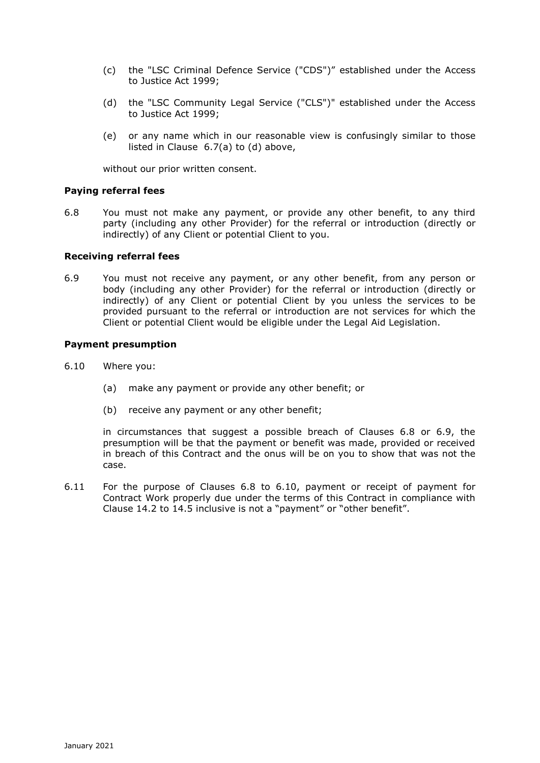(c) the "LSC Criminal Defence Service ("CDS")" established under the Access to Justice Act 1999;

(d) the "LSC Community Legal Service ("CLS")" established under the Access to Justice Act 1999;

(e) or any name which in our reasonable view is confusingly similar to those listed in Clause 6.7(a) to (d) above,

without our prior written consent.

**Paying referral fees**

6.8 You must not make any payment, or provide any other benefit, to any third party (including any other Provider) for the referral or introduction (directly or indirectly) of any Client or potential Client to you.

**Receiving referral fees**

6.9 You must not receive any payment, or any other benefit, from any person or body (including any other Provider) for the referral or introduction (directly or indirectly) of any Client or potential Client by you unless the services to be provided pursuant to the referral or introduction are not services for which the Client or potential Client would be eligible under the Legal Aid Legislation.

**Payment presumption**

6.10 Where you:

(a) make any payment or provide any other benefit; or

(b) receive any payment or any other benefit;

in circumstances that suggest a possible breach of Clauses 6.8 or 6.9, the presumption will be that the payment or benefit was made, provided or received in breach of this Contract and the onus will be on you to show that was not the case.

6.11 For the purpose of Clauses 6.8 to 6.10, payment or receipt of payment for Contract Work properly due under the terms of this Contract in compliance with Clause 14.2 to 14.5 inclusive is not a "payment" or "other benefit".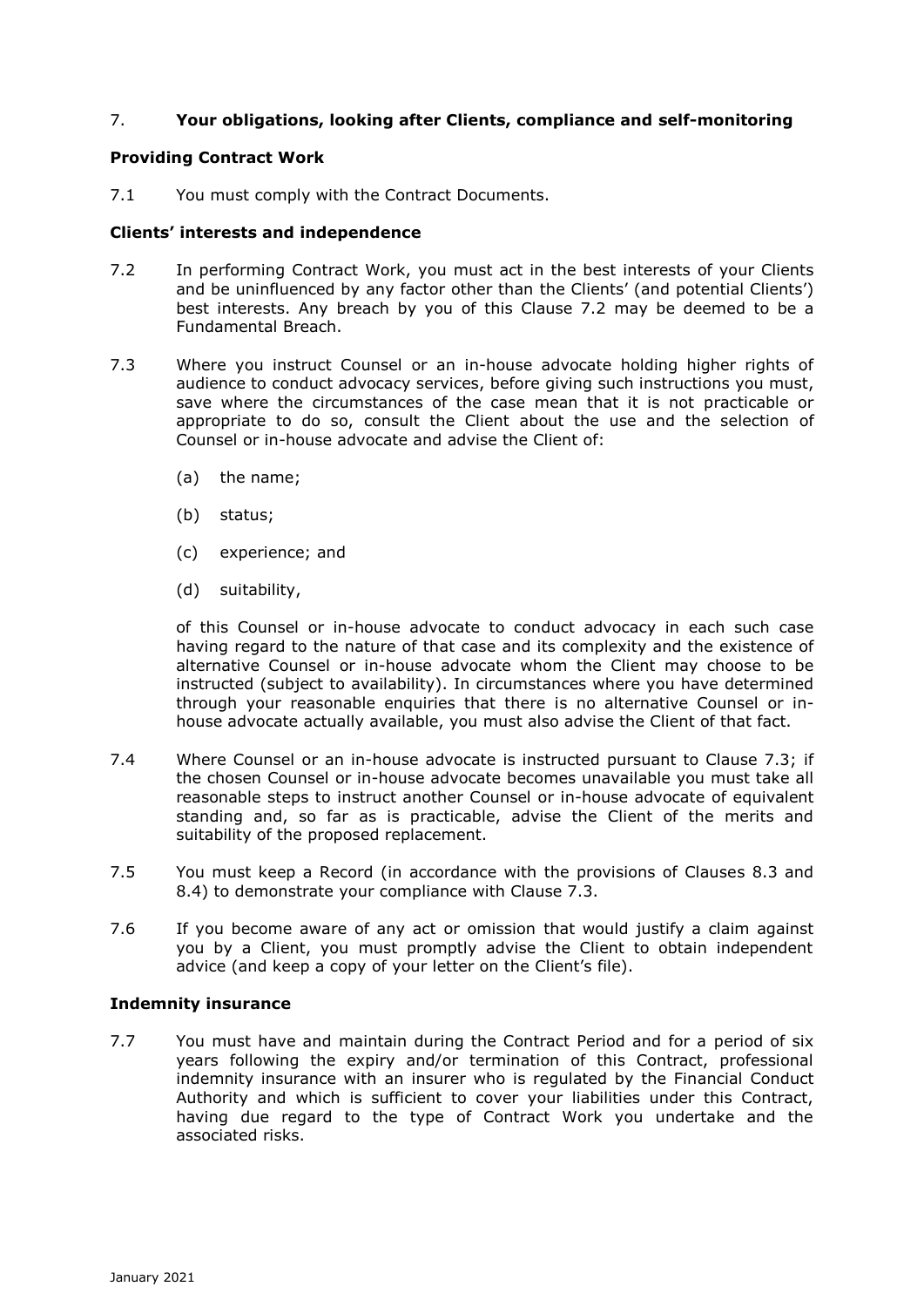## 7. **Your obligations, looking after Clients, compliance and self-monitoring**

### **Providing Contract Work**

7.1 You must comply with the Contract Documents.

### **Clients' interests and independence**

7.2 In performing Contract Work, you must act in the best interests of your Clients and be uninfluenced by any factor other than the Clients' (and potential Clients') best interests. Any breach by you of this Clause 7.2 may be deemed to be a Fundamental Breach.

7.3 Where you instruct Counsel or an in-house advocate holding higher rights of audience to conduct advocacy services, before giving such instructions you must, save where the circumstances of the case mean that it is not practicable or appropriate to do so, consult the Client about the use and the selection of Counsel or in-house advocate and advise the Client of:

(a) the name;

(b) status;

(c) experience; and

(d) suitability,

of this Counsel or in-house advocate to conduct advocacy in each such case having regard to the nature of that case and its complexity and the existence of alternative Counsel or in-house advocate whom the Client may choose to be instructed (subject to availability). In circumstances where you have determined through your reasonable enquiries that there is no alternative Counsel or in-house advocate actually available, you must also advise the Client of that fact.

7.4 Where Counsel or an in-house advocate is instructed pursuant to Clause 7.3; if the chosen Counsel or in-house advocate becomes unavailable you must take all reasonable steps to instruct another Counsel or in-house advocate of equivalent standing and, so far as is practicable, advise the Client of the merits and suitability of the proposed replacement.

7.5 You must keep a Record (in accordance with the provisions of Clauses 8.3 and 8.4) to demonstrate your compliance with Clause 7.3.

7.6 If you become aware of any act or omission that would justify a claim against you by a Client, you must promptly advise the Client to obtain independent advice (and keep a copy of your letter on the Client's file).

### **Indemnity insurance**

7.7 You must have and maintain during the Contract Period and for a period of six years following the expiry and/or termination of this Contract, professional indemnity insurance with an insurer who is regulated by the Financial Conduct Authority and which is sufficient to cover your liabilities under this Contract, having due regard to the type of Contract Work you undertake and the associated risks.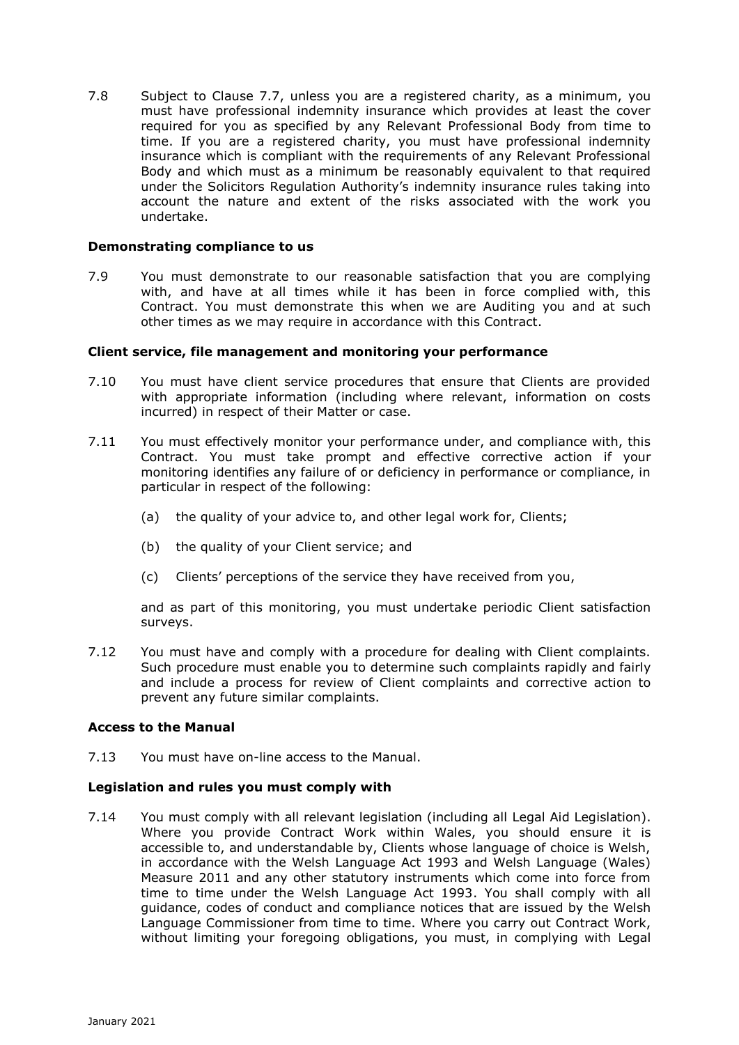7.8 Subject to Clause 7.7, unless you are a registered charity, as a minimum, you must have professional indemnity insurance which provides at least the cover required for you as specified by any Relevant Professional Body from time to time. If you are a registered charity, you must have professional indemnity insurance which is compliant with the requirements of any Relevant Professional Body and which must as a minimum be reasonably equivalent to that required under the Solicitors Regulation Authority's indemnity insurance rules taking into account the nature and extent of the risks associated with the work you undertake.

**Demonstrating compliance to us**

7.9 You must demonstrate to our reasonable satisfaction that you are complying with, and have at all times while it has been in force complied with, this Contract. You must demonstrate this when we are Auditing you and at such other times as we may require in accordance with this Contract.

**Client service, file management and monitoring your performance**

7.10 You must have client service procedures that ensure that Clients are provided with appropriate information (including where relevant, information on costs incurred) in respect of their Matter or case.

7.11 You must effectively monitor your performance under, and compliance with, this Contract. You must take prompt and effective corrective action if your monitoring identifies any failure of or deficiency in performance or compliance, in particular in respect of the following:

(a) the quality of your advice to, and other legal work for, Clients;

(b) the quality of your Client service; and

(c) Clients' perceptions of the service they have received from you,

and as part of this monitoring, you must undertake periodic Client satisfaction surveys.

7.12 You must have and comply with a procedure for dealing with Client complaints. Such procedure must enable you to determine such complaints rapidly and fairly and include a process for review of Client complaints and corrective action to prevent any future similar complaints.

**Access to the Manual**

7.13 You must have on-line access to the Manual.

**Legislation and rules you must comply with**

7.14 You must comply with all relevant legislation (including all Legal Aid Legislation). Where you provide Contract Work within Wales, you should ensure it is accessible to, and understandable by, Clients whose language of choice is Welsh, in accordance with the Welsh Language Act 1993 and Welsh Language (Wales) Measure 2011 and any other statutory instruments which come into force from time to time under the Welsh Language Act 1993. You shall comply with all guidance, codes of conduct and compliance notices that are issued by the Welsh Language Commissioner from time to time. Where you carry out Contract Work, without limiting your foregoing obligations, you must, in complying with Legal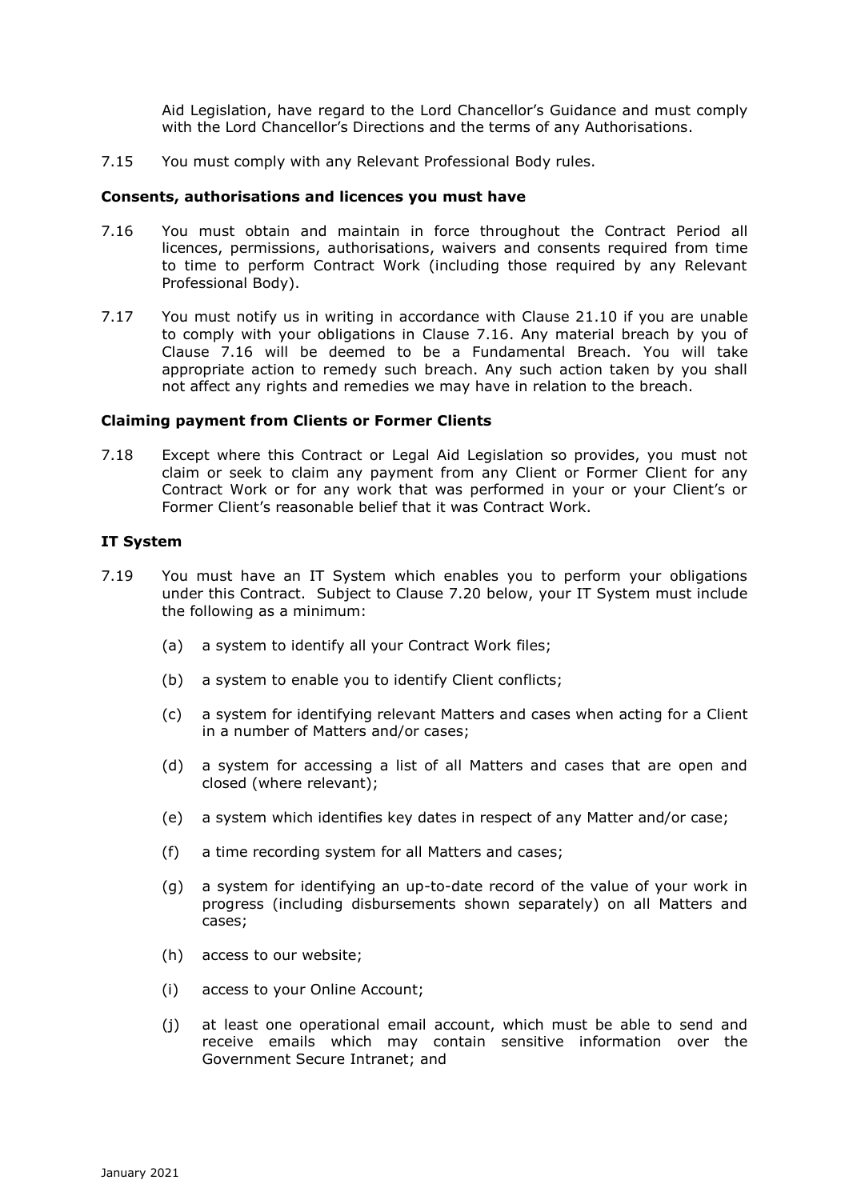Aid Legislation, have regard to the Lord Chancellor's Guidance and must comply with the Lord Chancellor's Directions and the terms of any Authorisations.

7.15 You must comply with any Relevant Professional Body rules.

**Consents, authorisations and licences you must have**

7.16 You must obtain and maintain in force throughout the Contract Period all licences, permissions, authorisations, waivers and consents required from time to time to perform Contract Work (including those required by any Relevant Professional Body).

7.17 You must notify us in writing in accordance with Clause 21.10 if you are unable to comply with your obligations in Clause 7.16. Any material breach by you of Clause 7.16 will be deemed to be a Fundamental Breach. You will take appropriate action to remedy such breach. Any such action taken by you shall not affect any rights and remedies we may have in relation to the breach.

**Claiming payment from Clients or Former Clients**

7.18 Except where this Contract or Legal Aid Legislation so provides, you must not claim or seek to claim any payment from any Client or Former Client for any Contract Work or for any work that was performed in your or your Client's or Former Client's reasonable belief that it was Contract Work.

**IT System**

7.19 You must have an IT System which enables you to perform your obligations under this Contract. Subject to Clause 7.20 below, your IT System must include the following as a minimum:

(a) a system to identify all your Contract Work files;

(b) a system to enable you to identify Client conflicts;

(c) a system for identifying relevant Matters and cases when acting for a Client in a number of Matters and/or cases;

(d) a system for accessing a list of all Matters and cases that are open and closed (where relevant);

(e) a system which identifies key dates in respect of any Matter and/or case;

(f) a time recording system for all Matters and cases;

(g) a system for identifying an up-to-date record of the value of your work in progress (including disbursements shown separately) on all Matters and cases;

(h) access to our website;

(i) access to your Online Account;

(j) at least one operational email account, which must be able to send and receive emails which may contain sensitive information over the Government Secure Intranet; and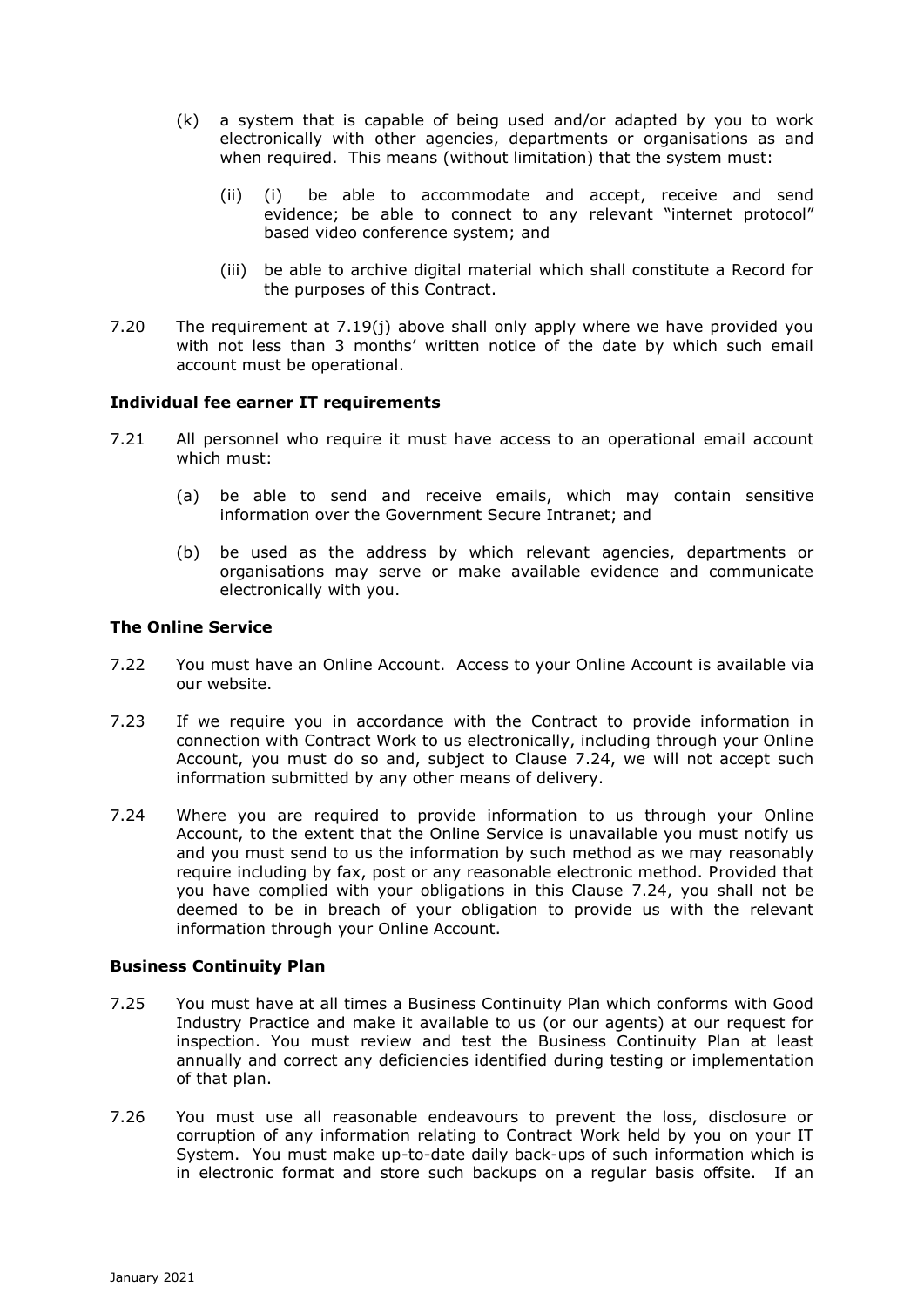(k) a system that is capable of being used and/or adapted by you to work electronically with other agencies, departments or organisations as and when required. This means (without limitation) that the system must:

   (ii) (i) be able to accommodate and accept, receive and send evidence; be able to connect to any relevant "internet protocol" based video conference system; and

   (iii) be able to archive digital material which shall constitute a Record for the purposes of this Contract.

7.20 The requirement at 7.19(j) above shall only apply where we have provided you with not less than 3 months' written notice of the date by which such email account must be operational.

**Individual fee earner IT requirements**

7.21 All personnel who require it must have access to an operational email account which must:

(a) be able to send and receive emails, which may contain sensitive information over the Government Secure Intranet; and

(b) be used as the address by which relevant agencies, departments or organisations may serve or make available evidence and communicate electronically with you.

**The Online Service**

7.22 You must have an Online Account. Access to your Online Account is available via our website.

7.23 If we require you in accordance with the Contract to provide information in connection with Contract Work to us electronically, including through your Online Account, you must do so and, subject to Clause 7.24, we will not accept such information submitted by any other means of delivery.

7.24 Where you are required to provide information to us through your Online Account, to the extent that the Online Service is unavailable you must notify us and you must send to us the information by such method as we may reasonably require including by fax, post or any reasonable electronic method. Provided that you have complied with your obligations in this Clause 7.24, you shall not be deemed to be in breach of your obligation to provide us with the relevant information through your Online Account.

**Business Continuity Plan**

7.25 You must have at all times a Business Continuity Plan which conforms with Good Industry Practice and make it available to us (or our agents) at our request for inspection. You must review and test the Business Continuity Plan at least annually and correct any deficiencies identified during testing or implementation of that plan.

7.26 You must use all reasonable endeavours to prevent the loss, disclosure or corruption of any information relating to Contract Work held by you on your IT System. You must make up-to-date daily back-ups of such information which is in electronic format and store such backups on a regular basis offsite. If an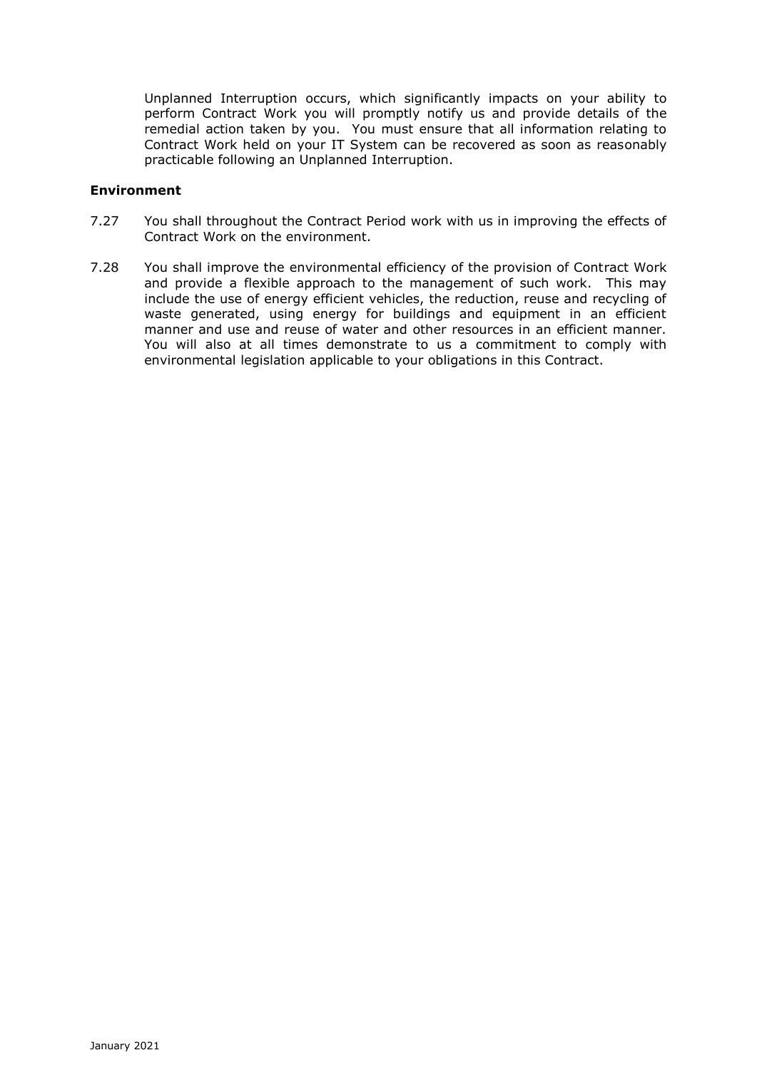Unplanned Interruption occurs, which significantly impacts on your ability to perform Contract Work you will promptly notify us and provide details of the remedial action taken by you. You must ensure that all information relating to Contract Work held on your IT System can be recovered as soon as reasonably practicable following an Unplanned Interruption.

**Environment**

7.27 You shall throughout the Contract Period work with us in improving the effects of Contract Work on the environment.

7.28 You shall improve the environmental efficiency of the provision of Contract Work and provide a flexible approach to the management of such work. This may include the use of energy efficient vehicles, the reduction, reuse and recycling of waste generated, using energy for buildings and equipment in an efficient manner and use and reuse of water and other resources in an efficient manner. You will also at all times demonstrate to us a commitment to comply with environmental legislation applicable to your obligations in this Contract.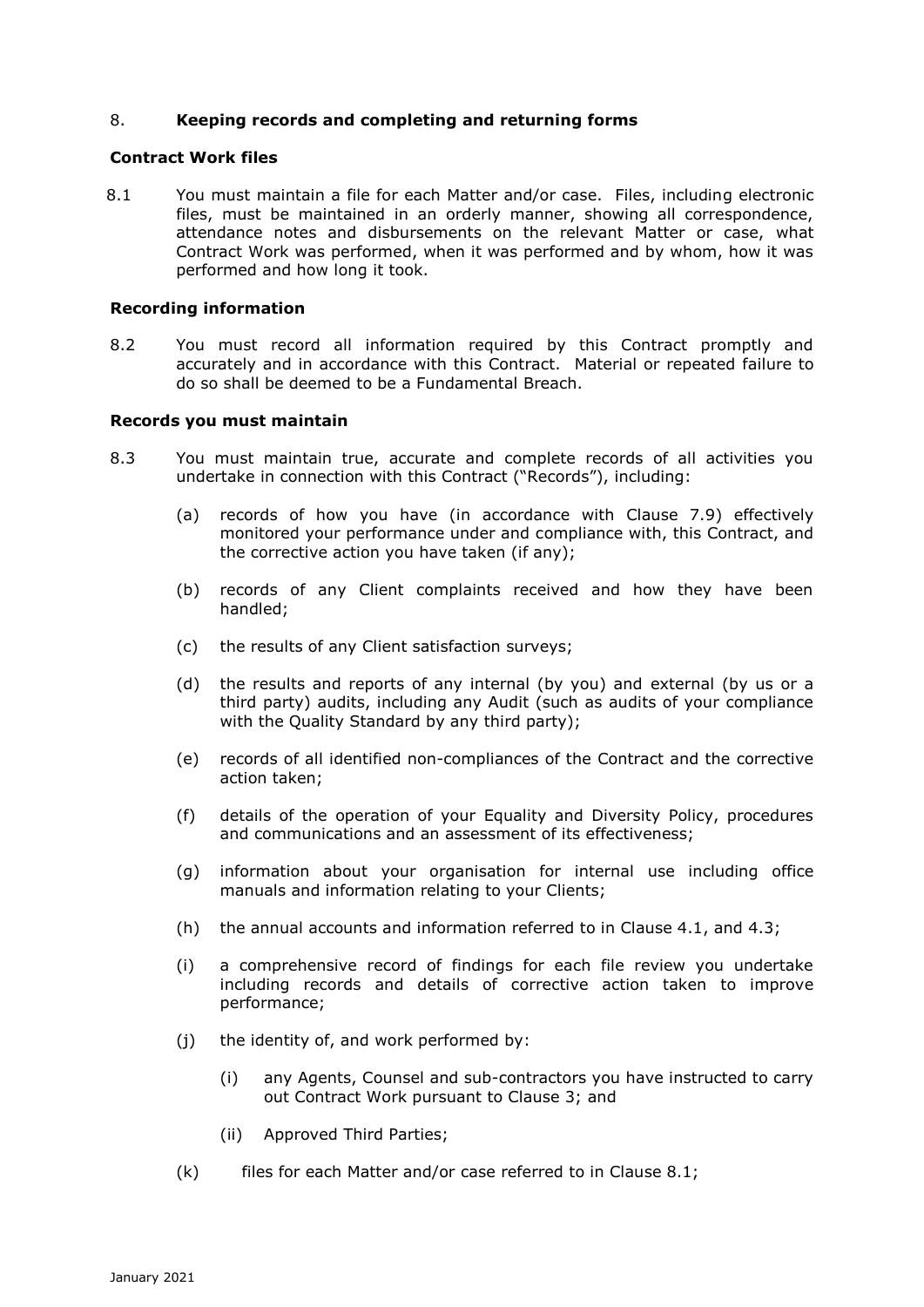## 8. **Keeping records and completing and returning forms**

### Contract Work files

8.1 You must maintain a file for each Matter and/or case. Files, including electronic files, must be maintained in an orderly manner, showing all correspondence, attendance notes and disbursements on the relevant Matter or case, what Contract Work was performed, when it was performed and by whom, how it was performed and how long it took.

### Recording information

8.2 You must record all information required by this Contract promptly and accurately and in accordance with this Contract. Material or repeated failure to do so shall be deemed to be a Fundamental Breach.

### Records you must maintain

8.3 You must maintain true, accurate and complete records of all activities you undertake in connection with this Contract ("Records"), including:

(a) records of how you have (in accordance with Clause 7.9) effectively monitored your performance under and compliance with, this Contract, and the corrective action you have taken (if any);

(b) records of any Client complaints received and how they have been handled;

(c) the results of any Client satisfaction surveys;

(d) the results and reports of any internal (by you) and external (by us or a third party) audits, including any Audit (such as audits of your compliance with the Quality Standard by any third party);

(e) records of all identified non-compliances of the Contract and the corrective action taken;

(f) details of the operation of your Equality and Diversity Policy, procedures and communications and an assessment of its effectiveness;

(g) information about your organisation for internal use including office manuals and information relating to your Clients;

(h) the annual accounts and information referred to in Clause 4.1, and 4.3;

(i) a comprehensive record of findings for each file review you undertake including records and details of corrective action taken to improve performance;

(j) the identity of, and work performed by:

  (i) any Agents, Counsel and sub-contractors you have instructed to carry out Contract Work pursuant to Clause 3; and

  (ii) Approved Third Parties;

(k) files for each Matter and/or case referred to in Clause 8.1;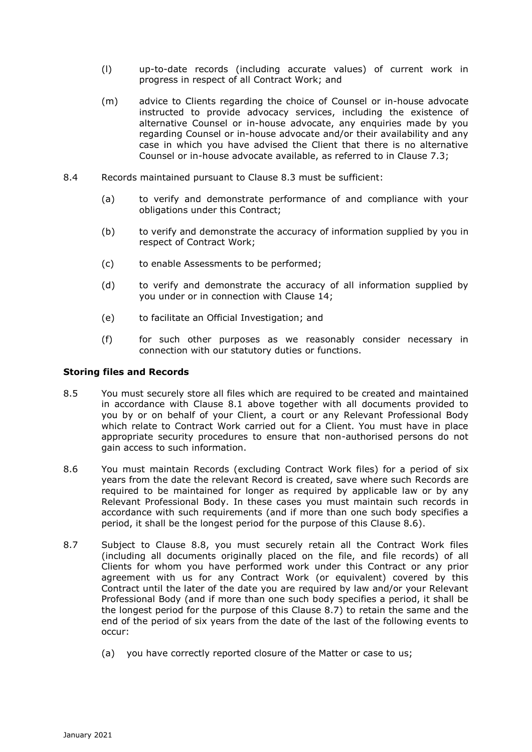(l) up-to-date records (including accurate values) of current work in progress in respect of all Contract Work; and

(m) advice to Clients regarding the choice of Counsel or in-house advocate instructed to provide advocacy services, including the existence of alternative Counsel or in-house advocate, any enquiries made by you regarding Counsel or in-house advocate and/or their availability and any case in which you have advised the Client that there is no alternative Counsel or in-house advocate available, as referred to in Clause 7.3;

8.4 Records maintained pursuant to Clause 8.3 must be sufficient:

(a) to verify and demonstrate performance of and compliance with your obligations under this Contract;

(b) to verify and demonstrate the accuracy of information supplied by you in respect of Contract Work;

(c) to enable Assessments to be performed;

(d) to verify and demonstrate the accuracy of all information supplied by you under or in connection with Clause 14;

(e) to facilitate an Official Investigation; and

(f) for such other purposes as we reasonably consider necessary in connection with our statutory duties or functions.

**Storing files and Records**

8.5 You must securely store all files which are required to be created and maintained in accordance with Clause 8.1 above together with all documents provided to you by or on behalf of your Client, a court or any Relevant Professional Body which relate to Contract Work carried out for a Client. You must have in place appropriate security procedures to ensure that non-authorised persons do not gain access to such information.

8.6 You must maintain Records (excluding Contract Work files) for a period of six years from the date the relevant Record is created, save where such Records are required to be maintained for longer as required by applicable law or by any Relevant Professional Body. In these cases you must maintain such records in accordance with such requirements (and if more than one such body specifies a period, it shall be the longest period for the purpose of this Clause 8.6).

8.7 Subject to Clause 8.8, you must securely retain all the Contract Work files (including all documents originally placed on the file, and file records) of all Clients for whom you have performed work under this Contract or any prior agreement with us for any Contract Work (or equivalent) covered by this Contract until the later of the date you are required by law and/or your Relevant Professional Body (and if more than one such body specifies a period, it shall be the longest period for the purpose of this Clause 8.7) to retain the same and the end of the period of six years from the date of the last of the following events to occur:

(a) you have correctly reported closure of the Matter or case to us;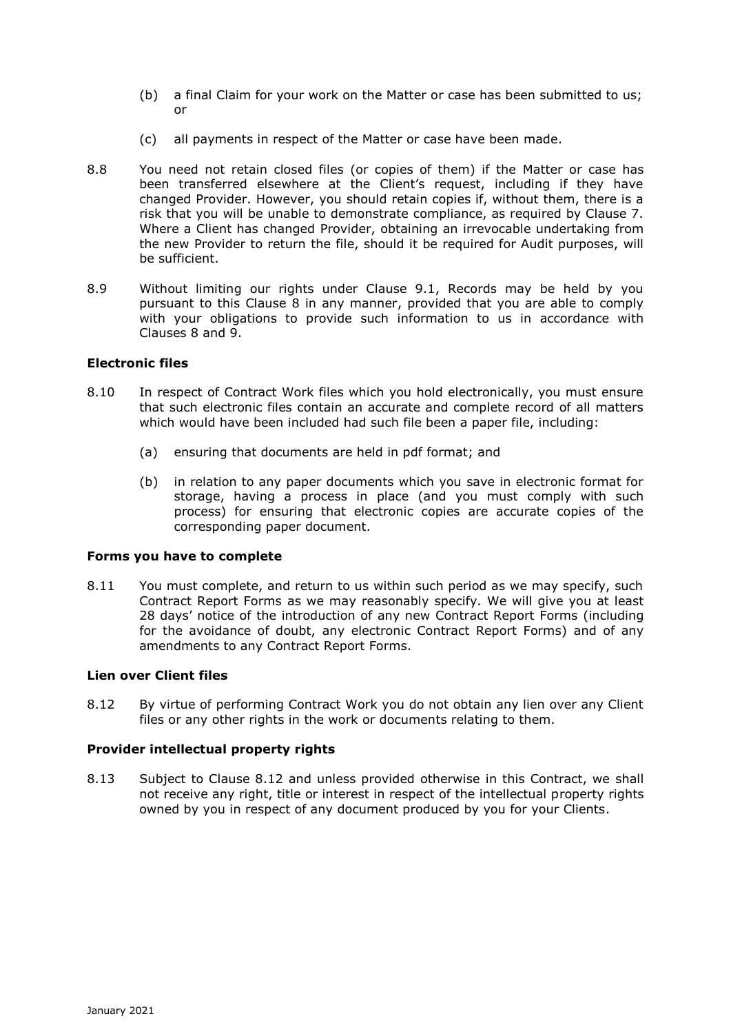(b) a final Claim for your work on the Matter or case has been submitted to us; or

(c) all payments in respect of the Matter or case have been made.

8.8 You need not retain closed files (or copies of them) if the Matter or case has been transferred elsewhere at the Client's request, including if they have changed Provider. However, you should retain copies if, without them, there is a risk that you will be unable to demonstrate compliance, as required by Clause 7. Where a Client has changed Provider, obtaining an irrevocable undertaking from the new Provider to return the file, should it be required for Audit purposes, will be sufficient.

8.9 Without limiting our rights under Clause 9.1, Records may be held by you pursuant to this Clause 8 in any manner, provided that you are able to comply with your obligations to provide such information to us in accordance with Clauses 8 and 9.

**Electronic files**

8.10 In respect of Contract Work files which you hold electronically, you must ensure that such electronic files contain an accurate and complete record of all matters which would have been included had such file been a paper file, including:

(a) ensuring that documents are held in pdf format; and

(b) in relation to any paper documents which you save in electronic format for storage, having a process in place (and you must comply with such process) for ensuring that electronic copies are accurate copies of the corresponding paper document.

**Forms you have to complete**

8.11 You must complete, and return to us within such period as we may specify, such Contract Report Forms as we may reasonably specify. We will give you at least 28 days' notice of the introduction of any new Contract Report Forms (including for the avoidance of doubt, any electronic Contract Report Forms) and of any amendments to any Contract Report Forms.

**Lien over Client files**

8.12 By virtue of performing Contract Work you do not obtain any lien over any Client files or any other rights in the work or documents relating to them.

**Provider intellectual property rights**

8.13 Subject to Clause 8.12 and unless provided otherwise in this Contract, we shall not receive any right, title or interest in respect of the intellectual property rights owned by you in respect of any document produced by you for your Clients.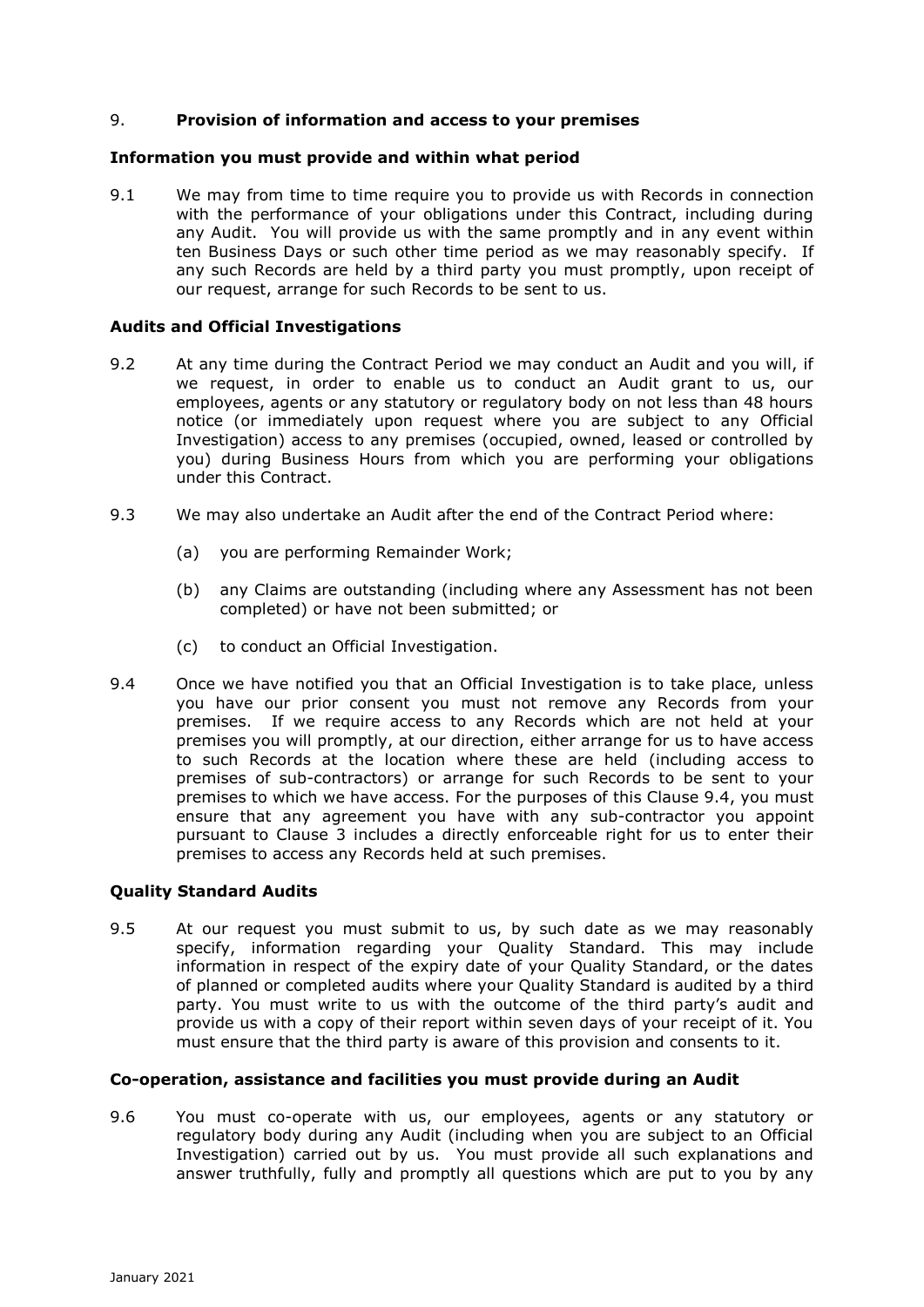## 9. **Provision of information and access to your premises**

### Information you must provide and within what period

9.1 We may from time to time require you to provide us with Records in connection with the performance of your obligations under this Contract, including during any Audit. You will provide us with the same promptly and in any event within ten Business Days or such other time period as we may reasonably specify. If any such Records are held by a third party you must promptly, upon receipt of our request, arrange for such Records to be sent to us.

### Audits and Official Investigations

9.2 At any time during the Contract Period we may conduct an Audit and you will, if we request, in order to enable us to conduct an Audit grant to us, our employees, agents or any statutory or regulatory body on not less than 48 hours notice (or immediately upon request where you are subject to any Official Investigation) access to any premises (occupied, owned, leased or controlled by you) during Business Hours from which you are performing your obligations under this Contract.

9.3 We may also undertake an Audit after the end of the Contract Period where:

(a) you are performing Remainder Work;

(b) any Claims are outstanding (including where any Assessment has not been completed) or have not been submitted; or

(c) to conduct an Official Investigation.

9.4 Once we have notified you that an Official Investigation is to take place, unless you have our prior consent you must not remove any Records from your premises. If we require access to any Records which are not held at your premises you will promptly, at our direction, either arrange for us to have access to such Records at the location where these are held (including access to premises of sub-contractors) or arrange for such Records to be sent to your premises to which we have access. For the purposes of this Clause 9.4, you must ensure that any agreement you have with any sub-contractor you appoint pursuant to Clause 3 includes a directly enforceable right for us to enter their premises to access any Records held at such premises.

### Quality Standard Audits

9.5 At our request you must submit to us, by such date as we may reasonably specify, information regarding your Quality Standard. This may include information in respect of the expiry date of your Quality Standard, or the dates of planned or completed audits where your Quality Standard is audited by a third party. You must write to us with the outcome of the third party's audit and provide us with a copy of their report within seven days of your receipt of it. You must ensure that the third party is aware of this provision and consents to it.

### Co-operation, assistance and facilities you must provide during an Audit

9.6 You must co-operate with us, our employees, agents or any statutory or regulatory body during any Audit (including when you are subject to an Official Investigation) carried out by us. You must provide all such explanations and answer truthfully, fully and promptly all questions which are put to you by any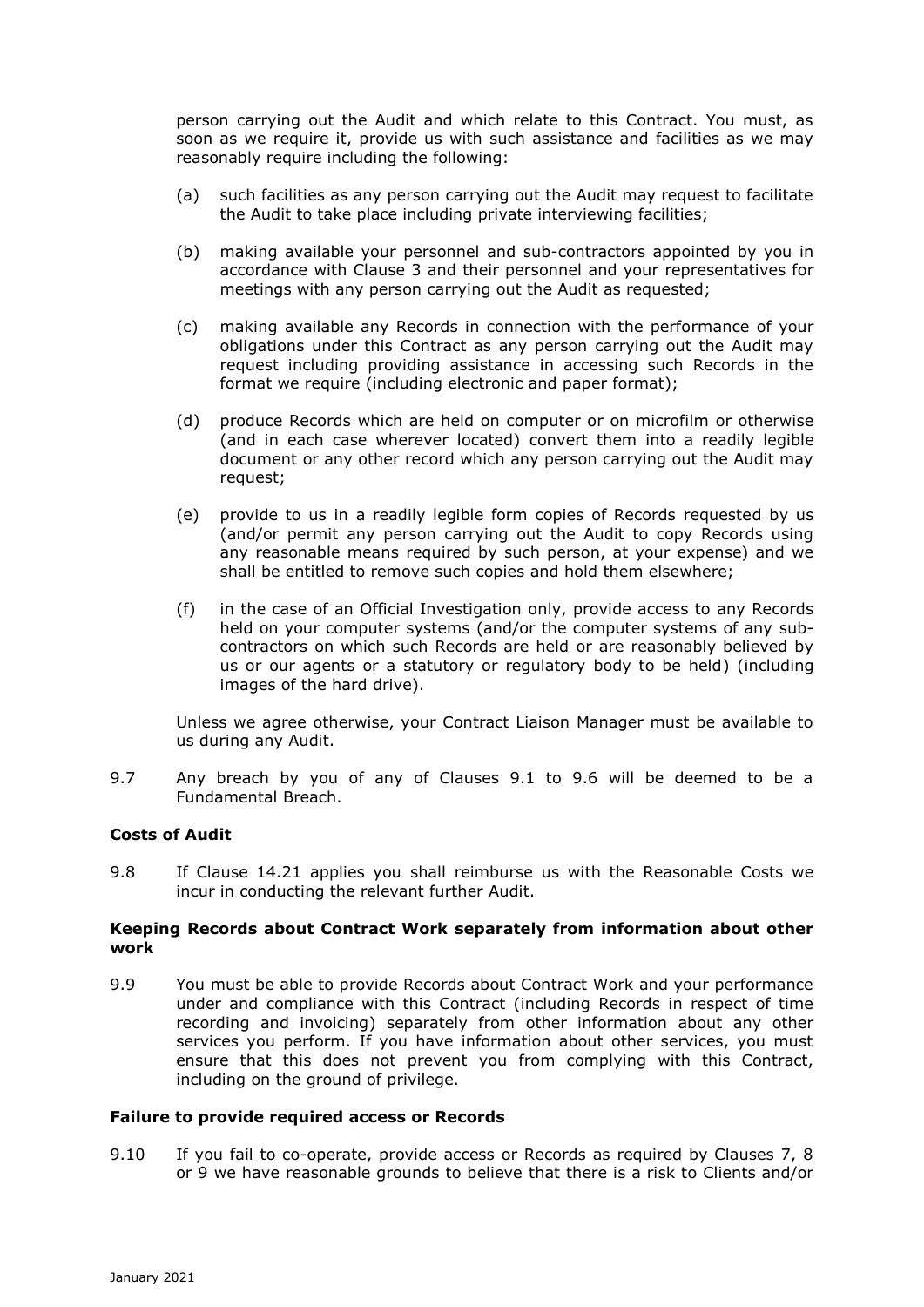person carrying out the Audit and which relate to this Contract. You must, as soon as we require it, provide us with such assistance and facilities as we may reasonably require including the following:

(a) such facilities as any person carrying out the Audit may request to facilitate the Audit to take place including private interviewing facilities;

(b) making available your personnel and sub-contractors appointed by you in accordance with Clause 3 and their personnel and your representatives for meetings with any person carrying out the Audit as requested;

(c) making available any Records in connection with the performance of your obligations under this Contract as any person carrying out the Audit may request including providing assistance in accessing such Records in the format we require (including electronic and paper format);

(d) produce Records which are held on computer or on microfilm or otherwise (and in each case wherever located) convert them into a readily legible document or any other record which any person carrying out the Audit may request;

(e) provide to us in a readily legible form copies of Records requested by us (and/or permit any person carrying out the Audit to copy Records using any reasonable means required by such person, at your expense) and we shall be entitled to remove such copies and hold them elsewhere;

(f) in the case of an Official Investigation only, provide access to any Records held on your computer systems (and/or the computer systems of any sub-contractors on which such Records are held or are reasonably believed by us or our agents or a statutory or regulatory body to be held) (including images of the hard drive).

Unless we agree otherwise, your Contract Liaison Manager must be available to us during any Audit.

9.7 Any breach by you of any of Clauses 9.1 to 9.6 will be deemed to be a Fundamental Breach.

**Costs of Audit**

9.8 If Clause 14.21 applies you shall reimburse us with the Reasonable Costs we incur in conducting the relevant further Audit.

**Keeping Records about Contract Work separately from information about other work**

9.9 You must be able to provide Records about Contract Work and your performance under and compliance with this Contract (including Records in respect of time recording and invoicing) separately from other information about any other services you perform. If you have information about other services, you must ensure that this does not prevent you from complying with this Contract, including on the ground of privilege.

**Failure to provide required access or Records**

9.10 If you fail to co-operate, provide access or Records as required by Clauses 7, 8 or 9 we have reasonable grounds to believe that there is a risk to Clients and/or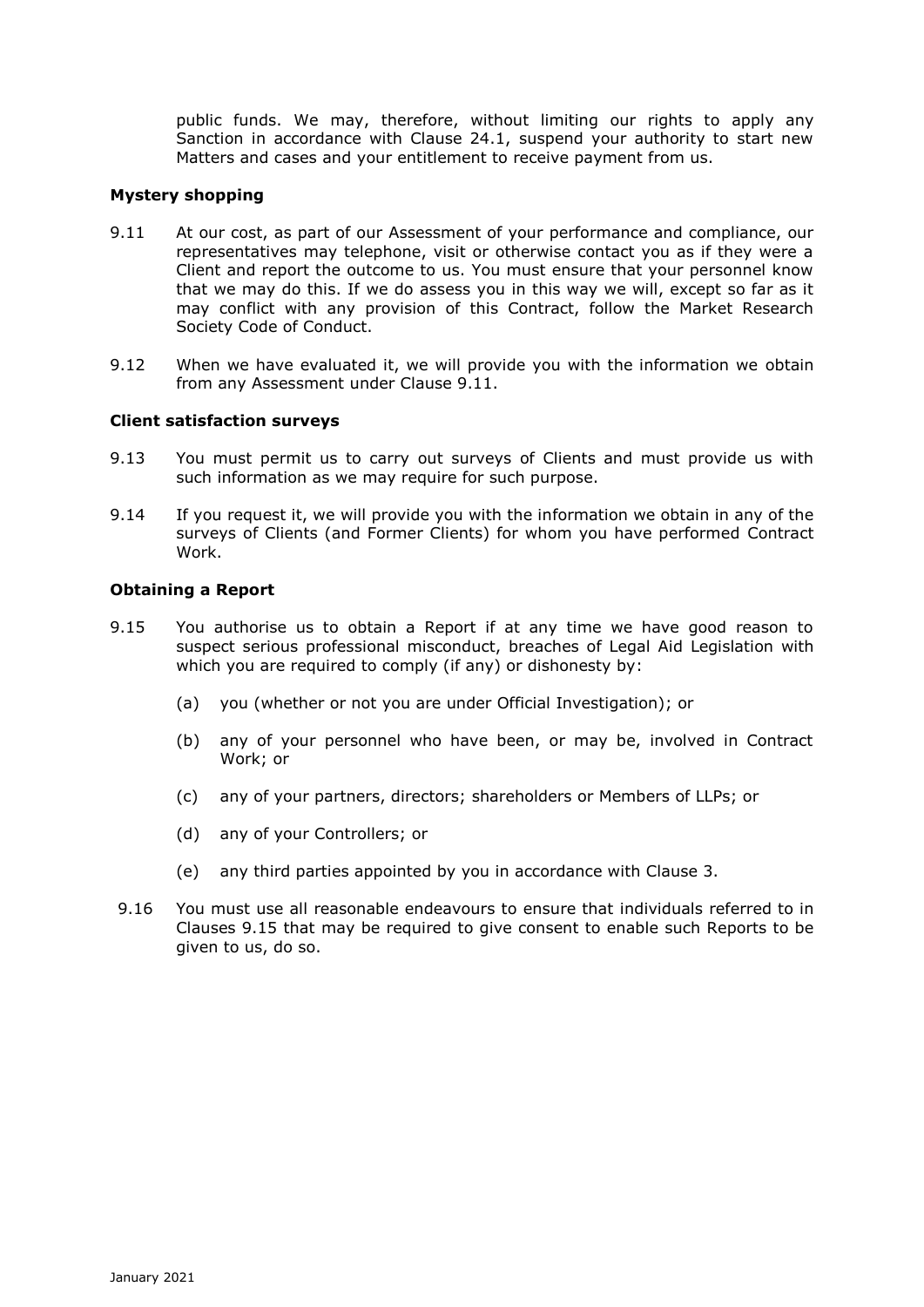public funds. We may, therefore, without limiting our rights to apply any Sanction in accordance with Clause 24.1, suspend your authority to start new Matters and cases and your entitlement to receive payment from us.

**Mystery shopping**

9.11 At our cost, as part of our Assessment of your performance and compliance, our representatives may telephone, visit or otherwise contact you as if they were a Client and report the outcome to us. You must ensure that your personnel know that we may do this. If we do assess you in this way we will, except so far as it may conflict with any provision of this Contract, follow the Market Research Society Code of Conduct.

9.12 When we have evaluated it, we will provide you with the information we obtain from any Assessment under Clause 9.11.

**Client satisfaction surveys**

9.13 You must permit us to carry out surveys of Clients and must provide us with such information as we may require for such purpose.

9.14 If you request it, we will provide you with the information we obtain in any of the surveys of Clients (and Former Clients) for whom you have performed Contract Work.

**Obtaining a Report**

9.15 You authorise us to obtain a Report if at any time we have good reason to suspect serious professional misconduct, breaches of Legal Aid Legislation with which you are required to comply (if any) or dishonesty by:

(a) you (whether or not you are under Official Investigation); or

(b) any of your personnel who have been, or may be, involved in Contract Work; or

(c) any of your partners, directors; shareholders or Members of LLPs; or

(d) any of your Controllers; or

(e) any third parties appointed by you in accordance with Clause 3.

9.16 You must use all reasonable endeavours to ensure that individuals referred to in Clauses 9.15 that may be required to give consent to enable such Reports to be given to us, do so.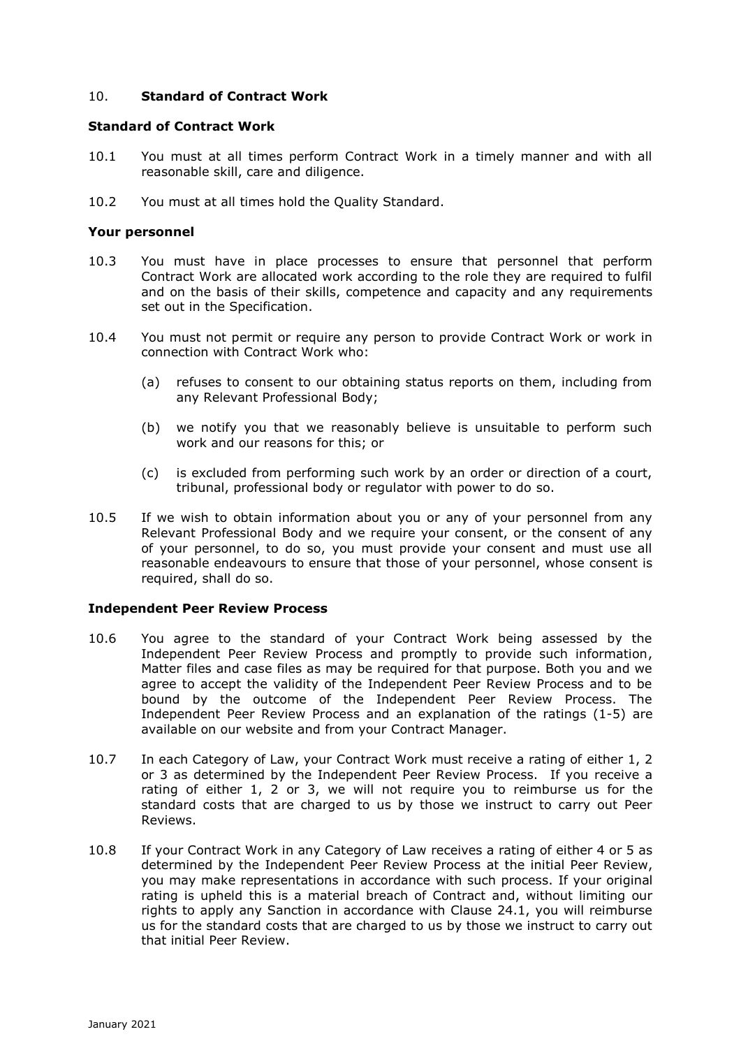## 10. **Standard of Contract Work**

### Standard of Contract Work

10.1 You must at all times perform Contract Work in a timely manner and with all reasonable skill, care and diligence.

10.2 You must at all times hold the Quality Standard.

### Your personnel

10.3 You must have in place processes to ensure that personnel that perform Contract Work are allocated work according to the role they are required to fulfil and on the basis of their skills, competence and capacity and any requirements set out in the Specification.

10.4 You must not permit or require any person to provide Contract Work or work in connection with Contract Work who:

(a) refuses to consent to our obtaining status reports on them, including from any Relevant Professional Body;

(b) we notify you that we reasonably believe is unsuitable to perform such work and our reasons for this; or

(c) is excluded from performing such work by an order or direction of a court, tribunal, professional body or regulator with power to do so.

10.5 If we wish to obtain information about you or any of your personnel from any Relevant Professional Body and we require your consent, or the consent of any of your personnel, to do so, you must provide your consent and must use all reasonable endeavours to ensure that those of your personnel, whose consent is required, shall do so.

### Independent Peer Review Process

10.6 You agree to the standard of your Contract Work being assessed by the Independent Peer Review Process and promptly to provide such information, Matter files and case files as may be required for that purpose. Both you and we agree to accept the validity of the Independent Peer Review Process and to be bound by the outcome of the Independent Peer Review Process. The Independent Peer Review Process and an explanation of the ratings (1-5) are available on our website and from your Contract Manager.

10.7 In each Category of Law, your Contract Work must receive a rating of either 1, 2 or 3 as determined by the Independent Peer Review Process. If you receive a rating of either 1, 2 or 3, we will not require you to reimburse us for the standard costs that are charged to us by those we instruct to carry out Peer Reviews.

10.8 If your Contract Work in any Category of Law receives a rating of either 4 or 5 as determined by the Independent Peer Review Process at the initial Peer Review, you may make representations in accordance with such process. If your original rating is upheld this is a material breach of Contract and, without limiting our rights to apply any Sanction in accordance with Clause 24.1, you will reimburse us for the standard costs that are charged to us by those we instruct to carry out that initial Peer Review.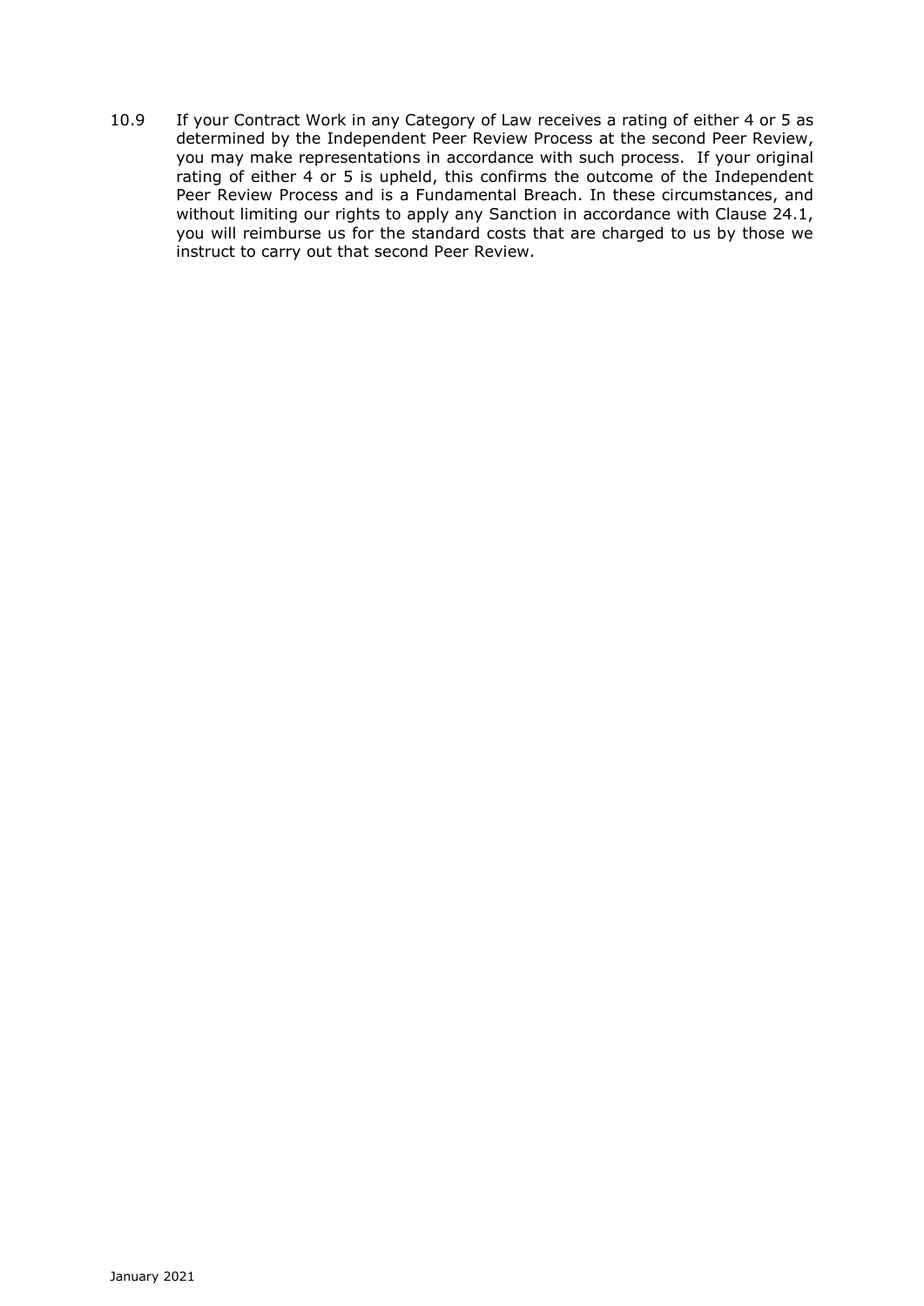10.9 If your Contract Work in any Category of Law receives a rating of either 4 or 5 as determined by the Independent Peer Review Process at the second Peer Review, you may make representations in accordance with such process. If your original rating of either 4 or 5 is upheld, this confirms the outcome of the Independent Peer Review Process and is a Fundamental Breach. In these circumstances, and without limiting our rights to apply any Sanction in accordance with Clause 24.1, you will reimburse us for the standard costs that are charged to us by those we instruct to carry out that second Peer Review.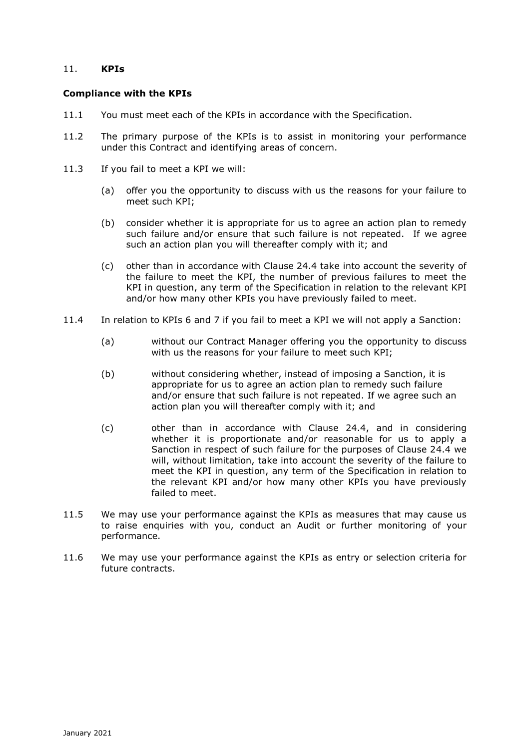## 11. KPIs

### Compliance with the KPIs

11.1 You must meet each of the KPIs in accordance with the Specification.

11.2 The primary purpose of the KPIs is to assist in monitoring your performance under this Contract and identifying areas of concern.

11.3 If you fail to meet a KPI we will:

(a) offer you the opportunity to discuss with us the reasons for your failure to meet such KPI;

(b) consider whether it is appropriate for us to agree an action plan to remedy such failure and/or ensure that such failure is not repeated. If we agree such an action plan you will thereafter comply with it; and

(c) other than in accordance with Clause 24.4 take into account the severity of the failure to meet the KPI, the number of previous failures to meet the KPI in question, any term of the Specification in relation to the relevant KPI and/or how many other KPIs you have previously failed to meet.

11.4 In relation to KPIs 6 and 7 if you fail to meet a KPI we will not apply a Sanction:

(a) without our Contract Manager offering you the opportunity to discuss with us the reasons for your failure to meet such KPI;

(b) without considering whether, instead of imposing a Sanction, it is appropriate for us to agree an action plan to remedy such failure and/or ensure that such failure is not repeated. If we agree such an action plan you will thereafter comply with it; and

(c) other than in accordance with Clause 24.4, and in considering whether it is proportionate and/or reasonable for us to apply a Sanction in respect of such failure for the purposes of Clause 24.4 we will, without limitation, take into account the severity of the failure to meet the KPI in question, any term of the Specification in relation to the relevant KPI and/or how many other KPIs you have previously failed to meet.

11.5 We may use your performance against the KPIs as measures that may cause us to raise enquiries with you, conduct an Audit or further monitoring of your performance.

11.6 We may use your performance against the KPIs as entry or selection criteria for future contracts.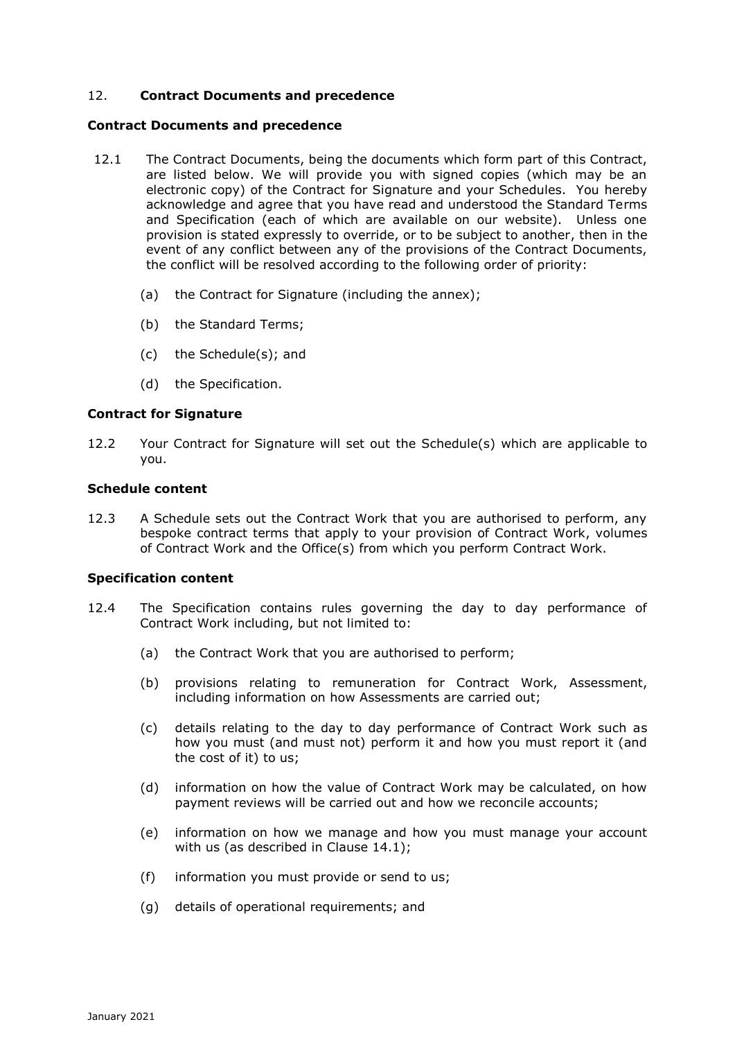## 12. Contract Documents and precedence

### Contract Documents and precedence

12.1 The Contract Documents, being the documents which form part of this Contract, are listed below. We will provide you with signed copies (which may be an electronic copy) of the Contract for Signature and your Schedules. You hereby acknowledge and agree that you have read and understood the Standard Terms and Specification (each of which are available on our website). Unless one provision is stated expressly to override, or to be subject to another, then in the event of any conflict between any of the provisions of the Contract Documents, the conflict will be resolved according to the following order of priority:

- (a) the Contract for Signature (including the annex);
- (b) the Standard Terms;
- (c) the Schedule(s); and
- (d) the Specification.

### Contract for Signature

12.2 Your Contract for Signature will set out the Schedule(s) which are applicable to you.

### Schedule content

12.3 A Schedule sets out the Contract Work that you are authorised to perform, any bespoke contract terms that apply to your provision of Contract Work, volumes of Contract Work and the Office(s) from which you perform Contract Work.

### Specification content

12.4 The Specification contains rules governing the day to day performance of Contract Work including, but not limited to:

- (a) the Contract Work that you are authorised to perform;
- (b) provisions relating to remuneration for Contract Work, Assessment, including information on how Assessments are carried out;
- (c) details relating to the day to day performance of Contract Work such as how you must (and must not) perform it and how you must report it (and the cost of it) to us;
- (d) information on how the value of Contract Work may be calculated, on how payment reviews will be carried out and how we reconcile accounts;
- (e) information on how we manage and how you must manage your account with us (as described in Clause 14.1);
- (f) information you must provide or send to us;
- (g) details of operational requirements; and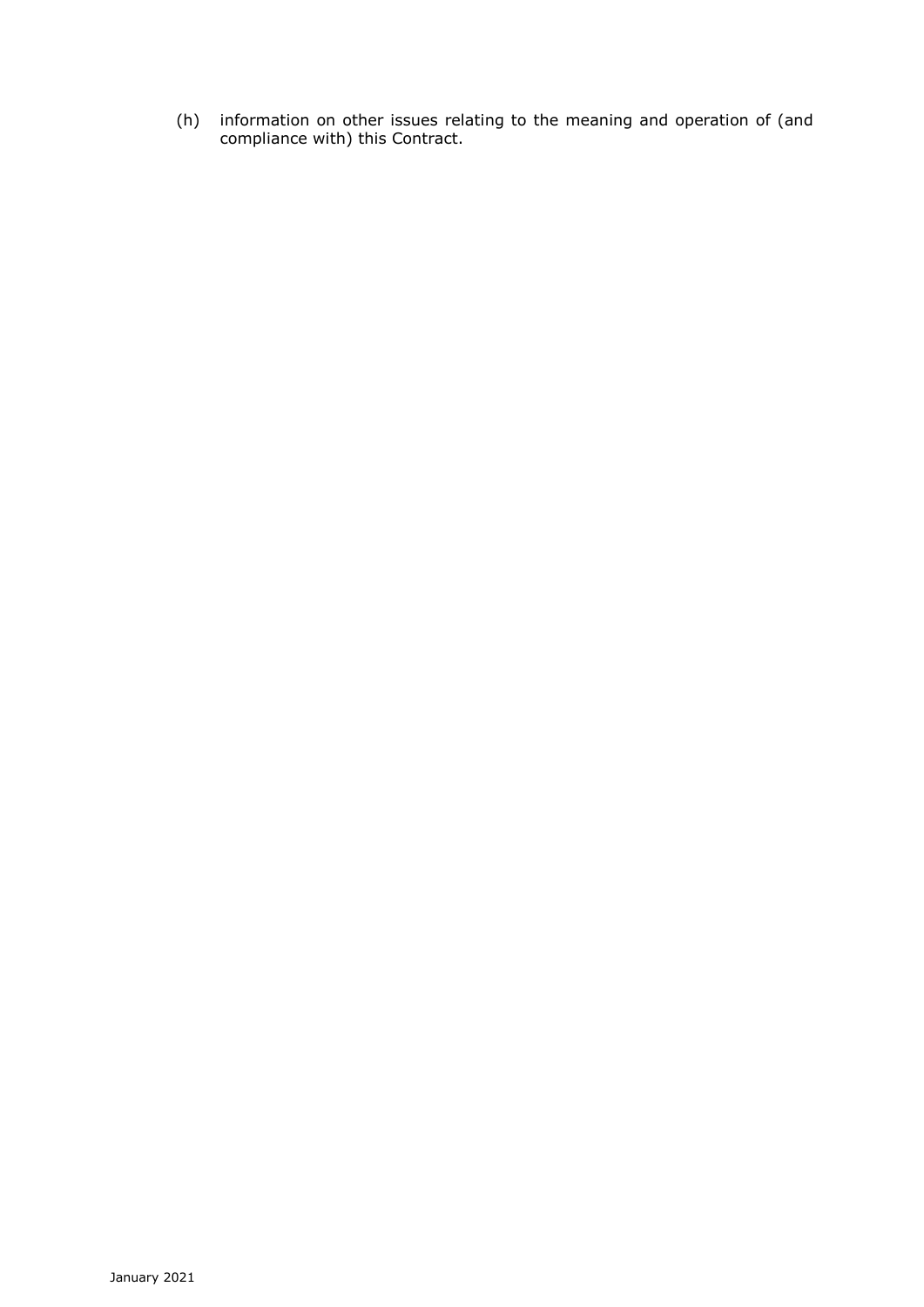(h) information on other issues relating to the meaning and operation of (and compliance with) this Contract.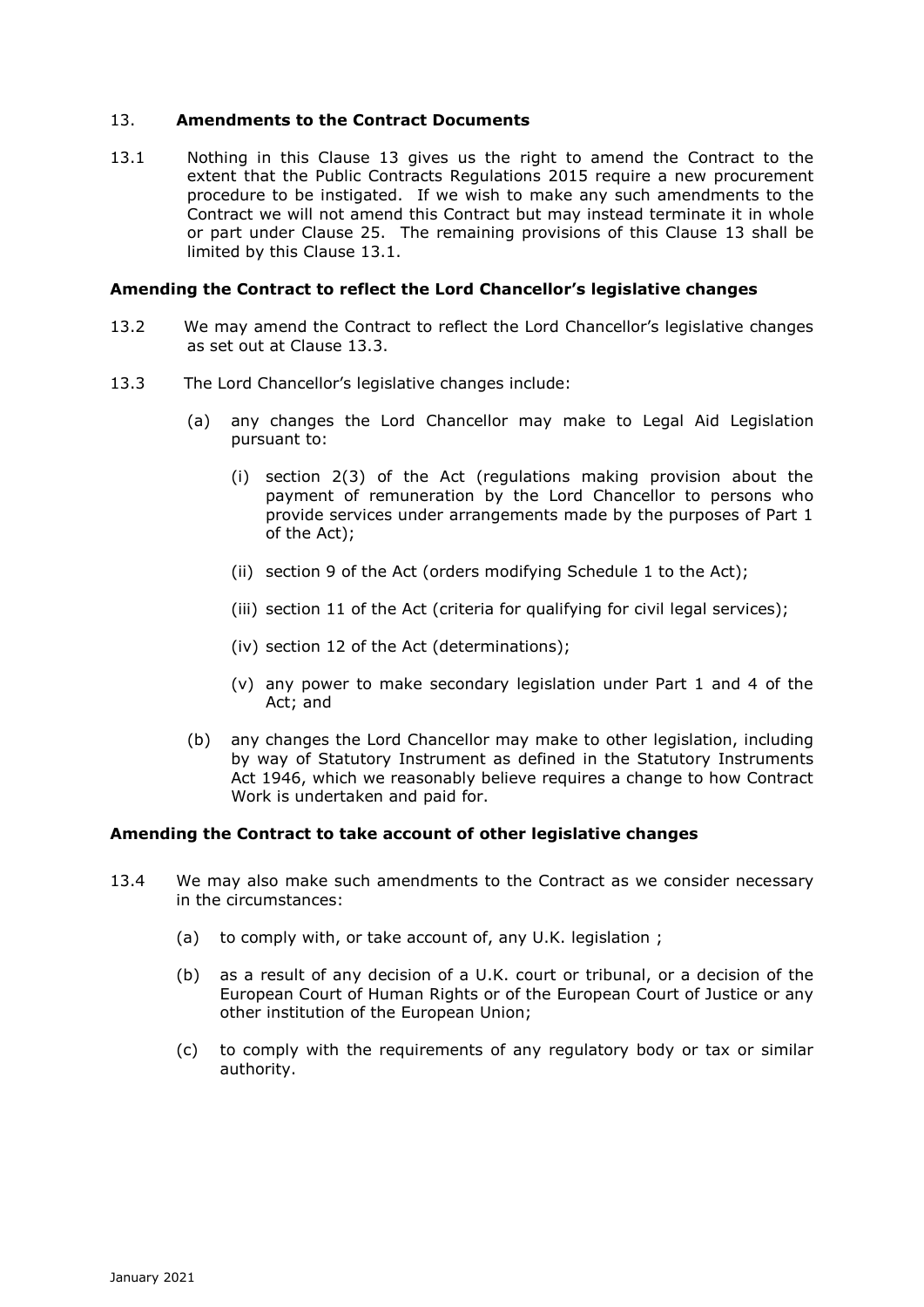## 13. Amendments to the Contract Documents

13.1 Nothing in this Clause 13 gives us the right to amend the Contract to the extent that the Public Contracts Regulations 2015 require a new procurement procedure to be instigated. If we wish to make any such amendments to the Contract we will not amend this Contract but may instead terminate it in whole or part under Clause 25. The remaining provisions of this Clause 13 shall be limited by this Clause 13.1.

**Amending the Contract to reflect the Lord Chancellor's legislative changes**

13.2 We may amend the Contract to reflect the Lord Chancellor's legislative changes as set out at Clause 13.3.

13.3 The Lord Chancellor's legislative changes include:

(a) any changes the Lord Chancellor may make to Legal Aid Legislation pursuant to:

(i) section 2(3) of the Act (regulations making provision about the payment of remuneration by the Lord Chancellor to persons who provide services under arrangements made by the purposes of Part 1 of the Act);

(ii) section 9 of the Act (orders modifying Schedule 1 to the Act);

(iii) section 11 of the Act (criteria for qualifying for civil legal services);

(iv) section 12 of the Act (determinations);

(v) any power to make secondary legislation under Part 1 and 4 of the Act; and

(b) any changes the Lord Chancellor may make to other legislation, including by way of Statutory Instrument as defined in the Statutory Instruments Act 1946, which we reasonably believe requires a change to how Contract Work is undertaken and paid for.

**Amending the Contract to take account of other legislative changes**

13.4 We may also make such amendments to the Contract as we consider necessary in the circumstances:

(a) to comply with, or take account of, any U.K. legislation ;

(b) as a result of any decision of a U.K. court or tribunal, or a decision of the European Court of Human Rights or of the European Court of Justice or any other institution of the European Union;

(c) to comply with the requirements of any regulatory body or tax or similar authority.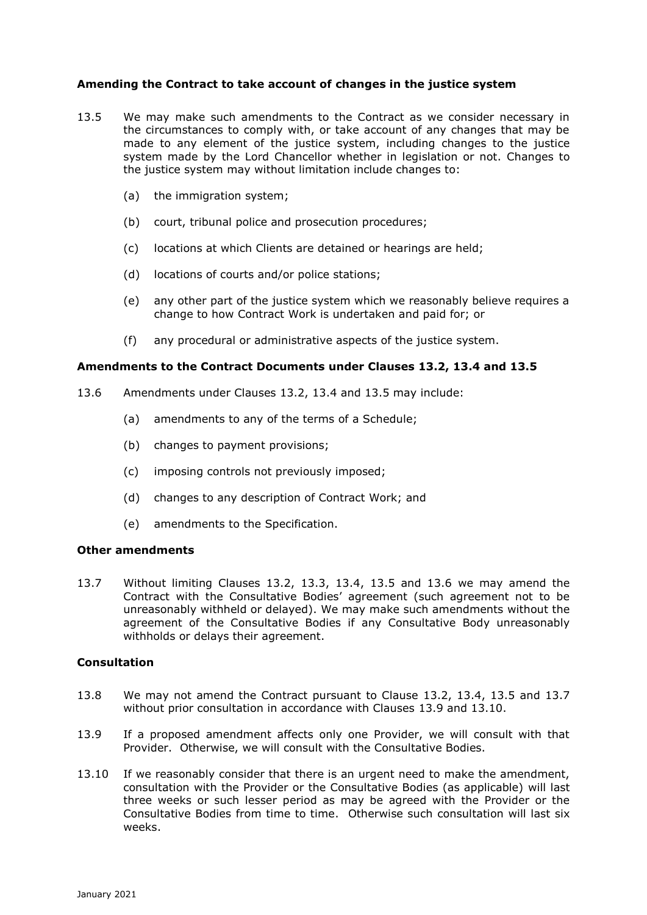### Amending the Contract to take account of changes in the justice system

13.5 We may make such amendments to the Contract as we consider necessary in the circumstances to comply with, or take account of any changes that may be made to any element of the justice system, including changes to the justice system made by the Lord Chancellor whether in legislation or not. Changes to the justice system may without limitation include changes to:

(a) the immigration system;

(b) court, tribunal police and prosecution procedures;

(c) locations at which Clients are detained or hearings are held;

(d) locations of courts and/or police stations;

(e) any other part of the justice system which we reasonably believe requires a change to how Contract Work is undertaken and paid for; or

(f) any procedural or administrative aspects of the justice system.

### Amendments to the Contract Documents under Clauses 13.2, 13.4 and 13.5

13.6 Amendments under Clauses 13.2, 13.4 and 13.5 may include:

(a) amendments to any of the terms of a Schedule;

(b) changes to payment provisions;

(c) imposing controls not previously imposed;

(d) changes to any description of Contract Work; and

(e) amendments to the Specification.

### Other amendments

13.7 Without limiting Clauses 13.2, 13.3, 13.4, 13.5 and 13.6 we may amend the Contract with the Consultative Bodies' agreement (such agreement not to be unreasonably withheld or delayed). We may make such amendments without the agreement of the Consultative Bodies if any Consultative Body unreasonably withholds or delays their agreement.

### Consultation

13.8 We may not amend the Contract pursuant to Clause 13.2, 13.4, 13.5 and 13.7 without prior consultation in accordance with Clauses 13.9 and 13.10.

13.9 If a proposed amendment affects only one Provider, we will consult with that Provider. Otherwise, we will consult with the Consultative Bodies.

13.10 If we reasonably consider that there is an urgent need to make the amendment, consultation with the Provider or the Consultative Bodies (as applicable) will last three weeks or such lesser period as may be agreed with the Provider or the Consultative Bodies from time to time. Otherwise such consultation will last six weeks.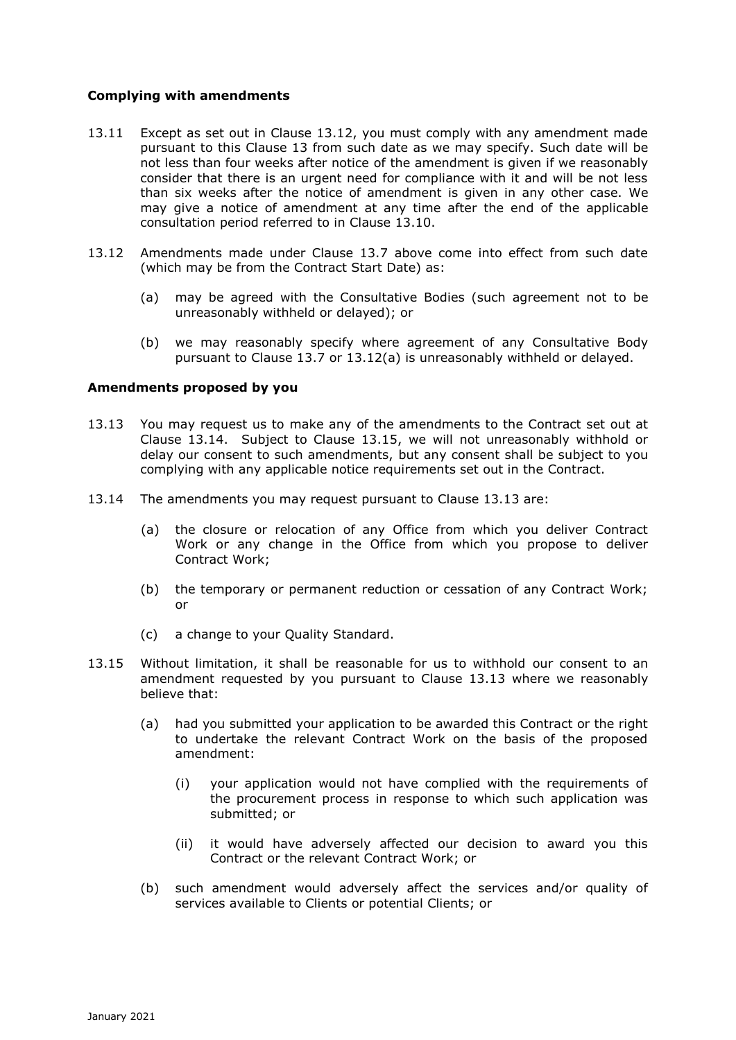**Complying with amendments**

13.11 Except as set out in Clause 13.12, you must comply with any amendment made pursuant to this Clause 13 from such date as we may specify. Such date will be not less than four weeks after notice of the amendment is given if we reasonably consider that there is an urgent need for compliance with it and will be not less than six weeks after the notice of amendment is given in any other case. We may give a notice of amendment at any time after the end of the applicable consultation period referred to in Clause 13.10.

13.12 Amendments made under Clause 13.7 above come into effect from such date (which may be from the Contract Start Date) as:

(a) may be agreed with the Consultative Bodies (such agreement not to be unreasonably withheld or delayed); or

(b) we may reasonably specify where agreement of any Consultative Body pursuant to Clause 13.7 or 13.12(a) is unreasonably withheld or delayed.

**Amendments proposed by you**

13.13 You may request us to make any of the amendments to the Contract set out at Clause 13.14. Subject to Clause 13.15, we will not unreasonably withhold or delay our consent to such amendments, but any consent shall be subject to you complying with any applicable notice requirements set out in the Contract.

13.14 The amendments you may request pursuant to Clause 13.13 are:

(a) the closure or relocation of any Office from which you deliver Contract Work or any change in the Office from which you propose to deliver Contract Work;

(b) the temporary or permanent reduction or cessation of any Contract Work; or

(c) a change to your Quality Standard.

13.15 Without limitation, it shall be reasonable for us to withhold our consent to an amendment requested by you pursuant to Clause 13.13 where we reasonably believe that:

(a) had you submitted your application to be awarded this Contract or the right to undertake the relevant Contract Work on the basis of the proposed amendment:

(i) your application would not have complied with the requirements of the procurement process in response to which such application was submitted; or

(ii) it would have adversely affected our decision to award you this Contract or the relevant Contract Work; or

(b) such amendment would adversely affect the services and/or quality of services available to Clients or potential Clients; or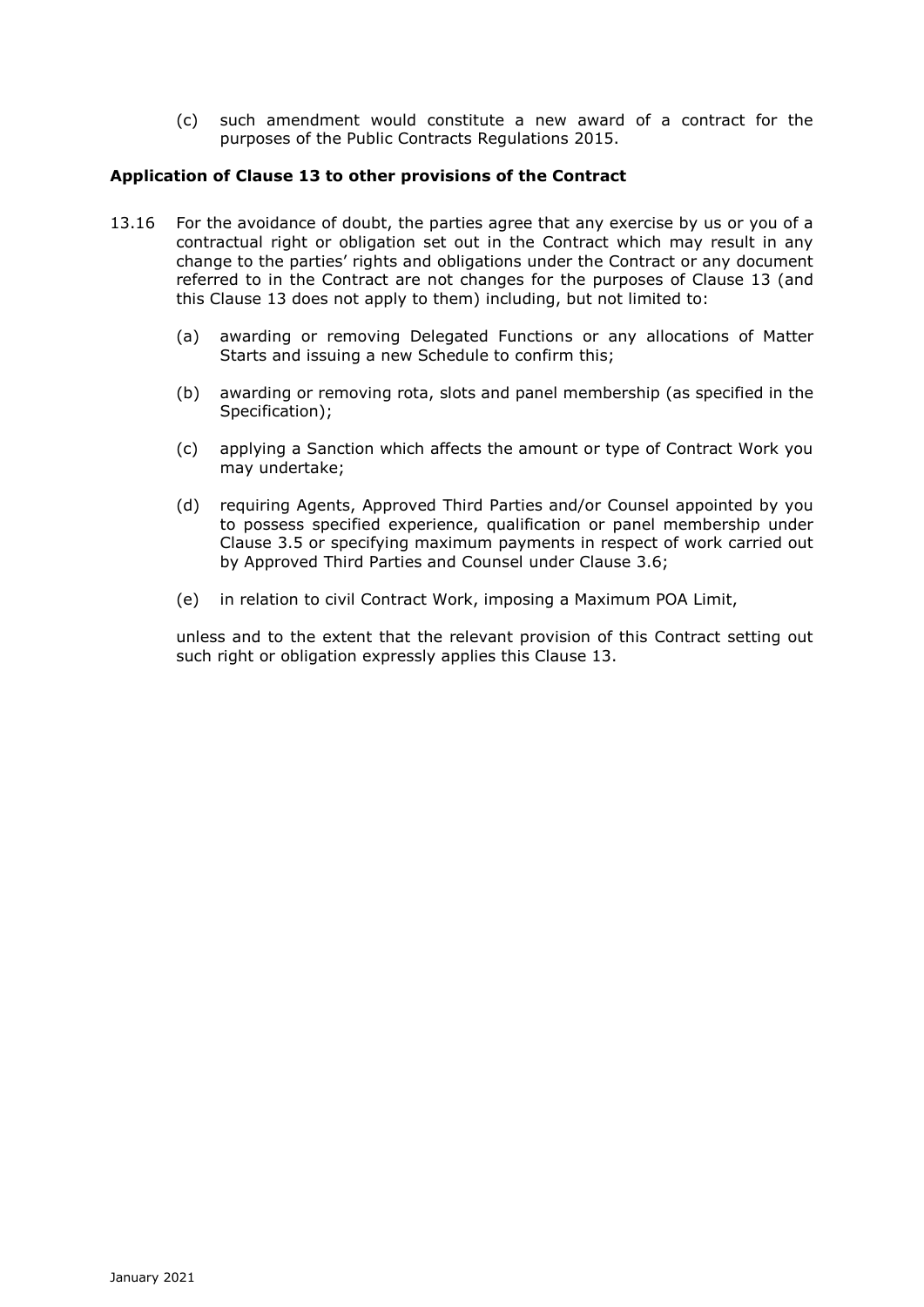(c) such amendment would constitute a new award of a contract for the purposes of the Public Contracts Regulations 2015.

**Application of Clause 13 to other provisions of the Contract**

13.16 For the avoidance of doubt, the parties agree that any exercise by us or you of a contractual right or obligation set out in the Contract which may result in any change to the parties' rights and obligations under the Contract or any document referred to in the Contract are not changes for the purposes of Clause 13 (and this Clause 13 does not apply to them) including, but not limited to:

(a) awarding or removing Delegated Functions or any allocations of Matter Starts and issuing a new Schedule to confirm this;

(b) awarding or removing rota, slots and panel membership (as specified in the Specification);

(c) applying a Sanction which affects the amount or type of Contract Work you may undertake;

(d) requiring Agents, Approved Third Parties and/or Counsel appointed by you to possess specified experience, qualification or panel membership under Clause 3.5 or specifying maximum payments in respect of work carried out by Approved Third Parties and Counsel under Clause 3.6;

(e) in relation to civil Contract Work, imposing a Maximum POA Limit,

unless and to the extent that the relevant provision of this Contract setting out such right or obligation expressly applies this Clause 13.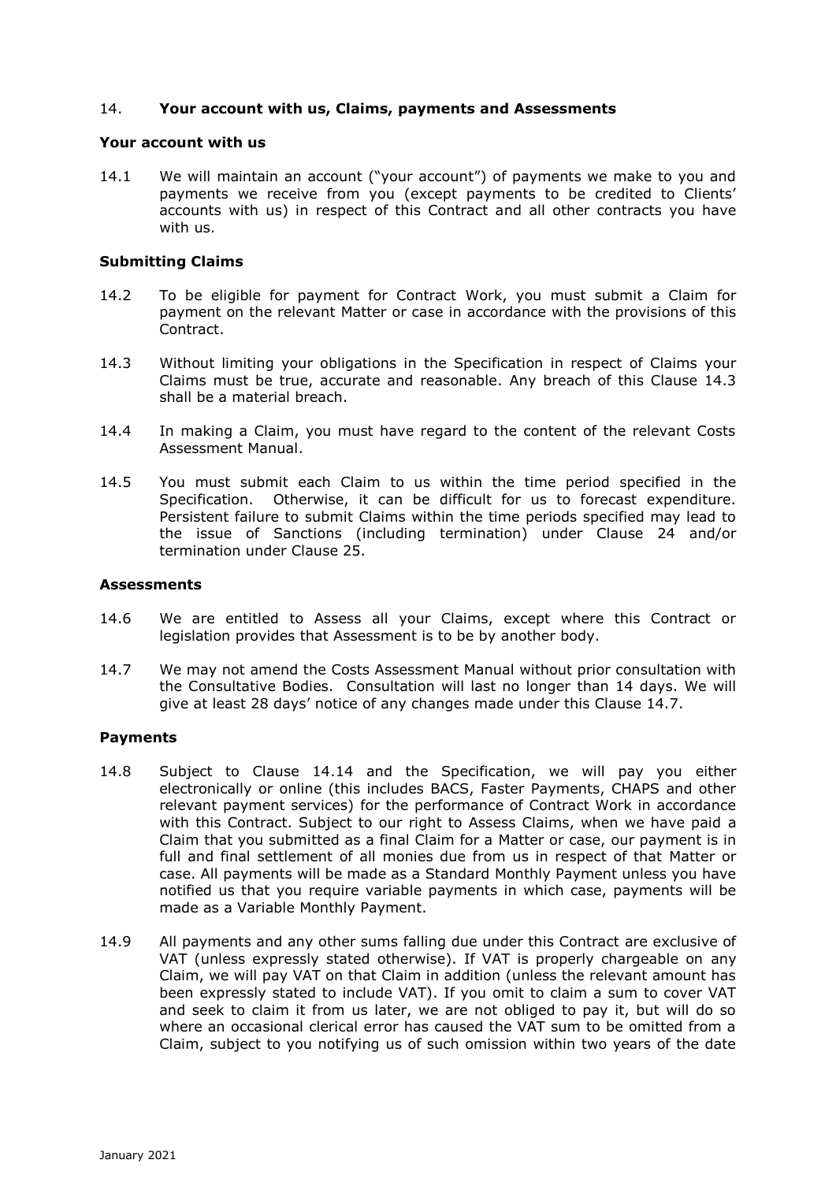## 14. **Your account with us, Claims, payments and Assessments**

### Your account with us

14.1 We will maintain an account ("your account") of payments we make to you and payments we receive from you (except payments to be credited to Clients' accounts with us) in respect of this Contract and all other contracts you have with us.

### Submitting Claims

14.2 To be eligible for payment for Contract Work, you must submit a Claim for payment on the relevant Matter or case in accordance with the provisions of this Contract.

14.3 Without limiting your obligations in the Specification in respect of Claims your Claims must be true, accurate and reasonable. Any breach of this Clause 14.3 shall be a material breach.

14.4 In making a Claim, you must have regard to the content of the relevant Costs Assessment Manual.

14.5 You must submit each Claim to us within the time period specified in the Specification. Otherwise, it can be difficult for us to forecast expenditure. Persistent failure to submit Claims within the time periods specified may lead to the issue of Sanctions (including termination) under Clause 24 and/or termination under Clause 25.

### Assessments

14.6 We are entitled to Assess all your Claims, except where this Contract or legislation provides that Assessment is to be by another body.

14.7 We may not amend the Costs Assessment Manual without prior consultation with the Consultative Bodies. Consultation will last no longer than 14 days. We will give at least 28 days' notice of any changes made under this Clause 14.7.

### Payments

14.8 Subject to Clause 14.14 and the Specification, we will pay you either electronically or online (this includes BACS, Faster Payments, CHAPS and other relevant payment services) for the performance of Contract Work in accordance with this Contract. Subject to our right to Assess Claims, when we have paid a Claim that you submitted as a final Claim for a Matter or case, our payment is in full and final settlement of all monies due from us in respect of that Matter or case. All payments will be made as a Standard Monthly Payment unless you have notified us that you require variable payments in which case, payments will be made as a Variable Monthly Payment.

14.9 All payments and any other sums falling due under this Contract are exclusive of VAT (unless expressly stated otherwise). If VAT is properly chargeable on any Claim, we will pay VAT on that Claim in addition (unless the relevant amount has been expressly stated to include VAT). If you omit to claim a sum to cover VAT and seek to claim it from us later, we are not obliged to pay it, but will do so where an occasional clerical error has caused the VAT sum to be omitted from a Claim, subject to you notifying us of such omission within two years of the date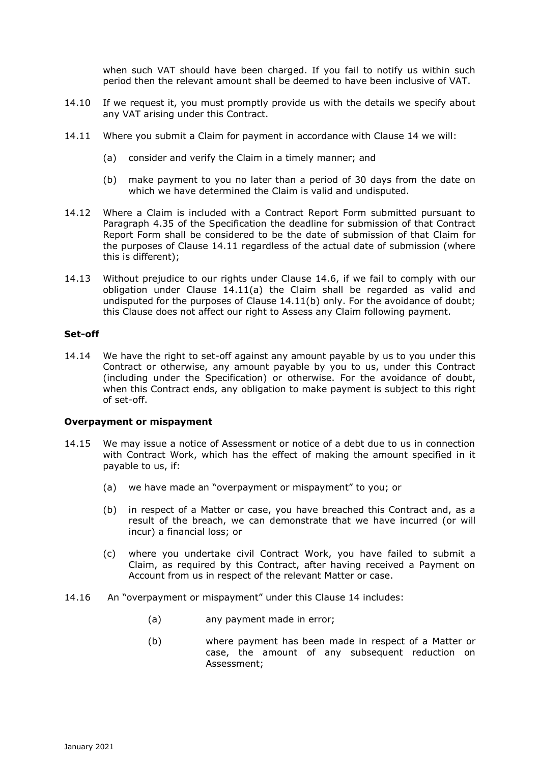when such VAT should have been charged. If you fail to notify us within such period then the relevant amount shall be deemed to have been inclusive of VAT.

14.10 If we request it, you must promptly provide us with the details we specify about any VAT arising under this Contract.

14.11 Where you submit a Claim for payment in accordance with Clause 14 we will:

(a) consider and verify the Claim in a timely manner; and

(b) make payment to you no later than a period of 30 days from the date on which we have determined the Claim is valid and undisputed.

14.12 Where a Claim is included with a Contract Report Form submitted pursuant to Paragraph 4.35 of the Specification the deadline for submission of that Contract Report Form shall be considered to be the date of submission of that Claim for the purposes of Clause 14.11 regardless of the actual date of submission (where this is different);

14.13 Without prejudice to our rights under Clause 14.6, if we fail to comply with our obligation under Clause 14.11(a) the Claim shall be regarded as valid and undisputed for the purposes of Clause 14.11(b) only. For the avoidance of doubt; this Clause does not affect our right to Assess any Claim following payment.

**Set-off**

14.14 We have the right to set-off against any amount payable by us to you under this Contract or otherwise, any amount payable by you to us, under this Contract (including under the Specification) or otherwise. For the avoidance of doubt, when this Contract ends, any obligation to make payment is subject to this right of set-off.

**Overpayment or mispayment**

14.15 We may issue a notice of Assessment or notice of a debt due to us in connection with Contract Work, which has the effect of making the amount specified in it payable to us, if:

(a) we have made an "overpayment or mispayment" to you; or

(b) in respect of a Matter or case, you have breached this Contract and, as a result of the breach, we can demonstrate that we have incurred (or will incur) a financial loss; or

(c) where you undertake civil Contract Work, you have failed to submit a Claim, as required by this Contract, after having received a Payment on Account from us in respect of the relevant Matter or case.

14.16 An "overpayment or mispayment" under this Clause 14 includes:

(a) any payment made in error;

(b) where payment has been made in respect of a Matter or case, the amount of any subsequent reduction on Assessment;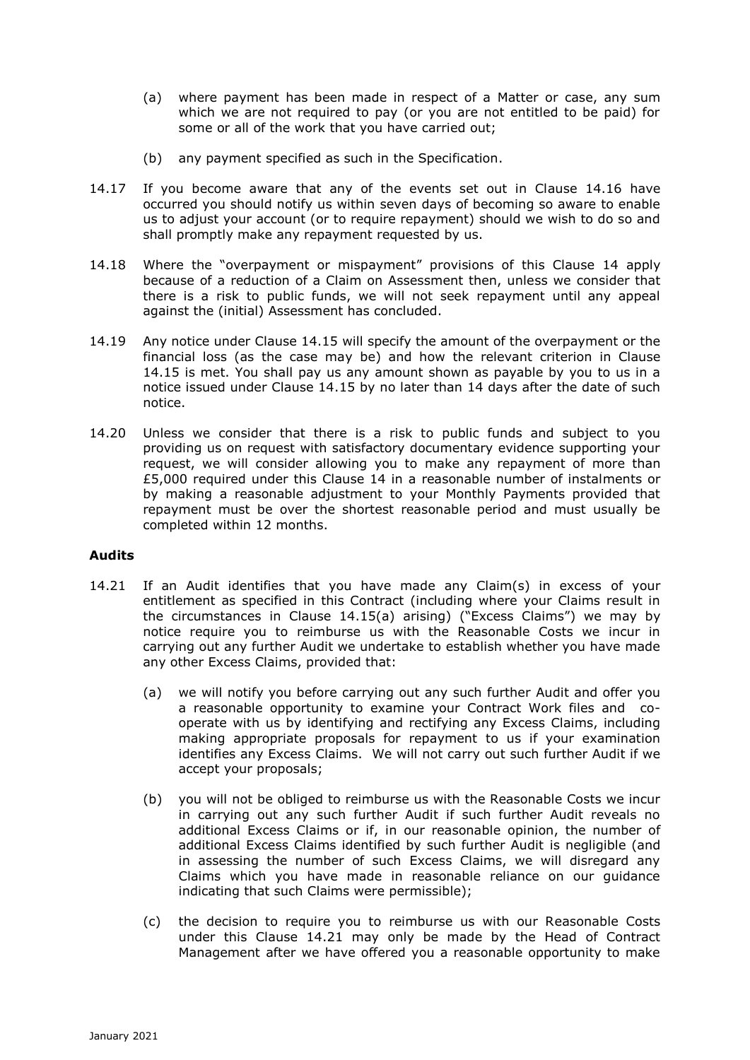(a) where payment has been made in respect of a Matter or case, any sum which we are not required to pay (or you are not entitled to be paid) for some or all of the work that you have carried out;

(b) any payment specified as such in the Specification.

14.17 If you become aware that any of the events set out in Clause 14.16 have occurred you should notify us within seven days of becoming so aware to enable us to adjust your account (or to require repayment) should we wish to do so and shall promptly make any repayment requested by us.

14.18 Where the "overpayment or mispayment" provisions of this Clause 14 apply because of a reduction of a Claim on Assessment then, unless we consider that there is a risk to public funds, we will not seek repayment until any appeal against the (initial) Assessment has concluded.

14.19 Any notice under Clause 14.15 will specify the amount of the overpayment or the financial loss (as the case may be) and how the relevant criterion in Clause 14.15 is met. You shall pay us any amount shown as payable by you to us in a notice issued under Clause 14.15 by no later than 14 days after the date of such notice.

14.20 Unless we consider that there is a risk to public funds and subject to you providing us on request with satisfactory documentary evidence supporting your request, we will consider allowing you to make any repayment of more than £5,000 required under this Clause 14 in a reasonable number of instalments or by making a reasonable adjustment to your Monthly Payments provided that repayment must be over the shortest reasonable period and must usually be completed within 12 months.

**Audits**

14.21 If an Audit identifies that you have made any Claim(s) in excess of your entitlement as specified in this Contract (including where your Claims result in the circumstances in Clause 14.15(a) arising) ("Excess Claims") we may by notice require you to reimburse us with the Reasonable Costs we incur in carrying out any further Audit we undertake to establish whether you have made any other Excess Claims, provided that:

(a) we will notify you before carrying out any such further Audit and offer you a reasonable opportunity to examine your Contract Work files and co-operate with us by identifying and rectifying any Excess Claims, including making appropriate proposals for repayment to us if your examination identifies any Excess Claims. We will not carry out such further Audit if we accept your proposals;

(b) you will not be obliged to reimburse us with the Reasonable Costs we incur in carrying out any such further Audit if such further Audit reveals no additional Excess Claims or if, in our reasonable opinion, the number of additional Excess Claims identified by such further Audit is negligible (and in assessing the number of such Excess Claims, we will disregard any Claims which you have made in reasonable reliance on our guidance indicating that such Claims were permissible);

(c) the decision to require you to reimburse us with our Reasonable Costs under this Clause 14.21 may only be made by the Head of Contract Management after we have offered you a reasonable opportunity to make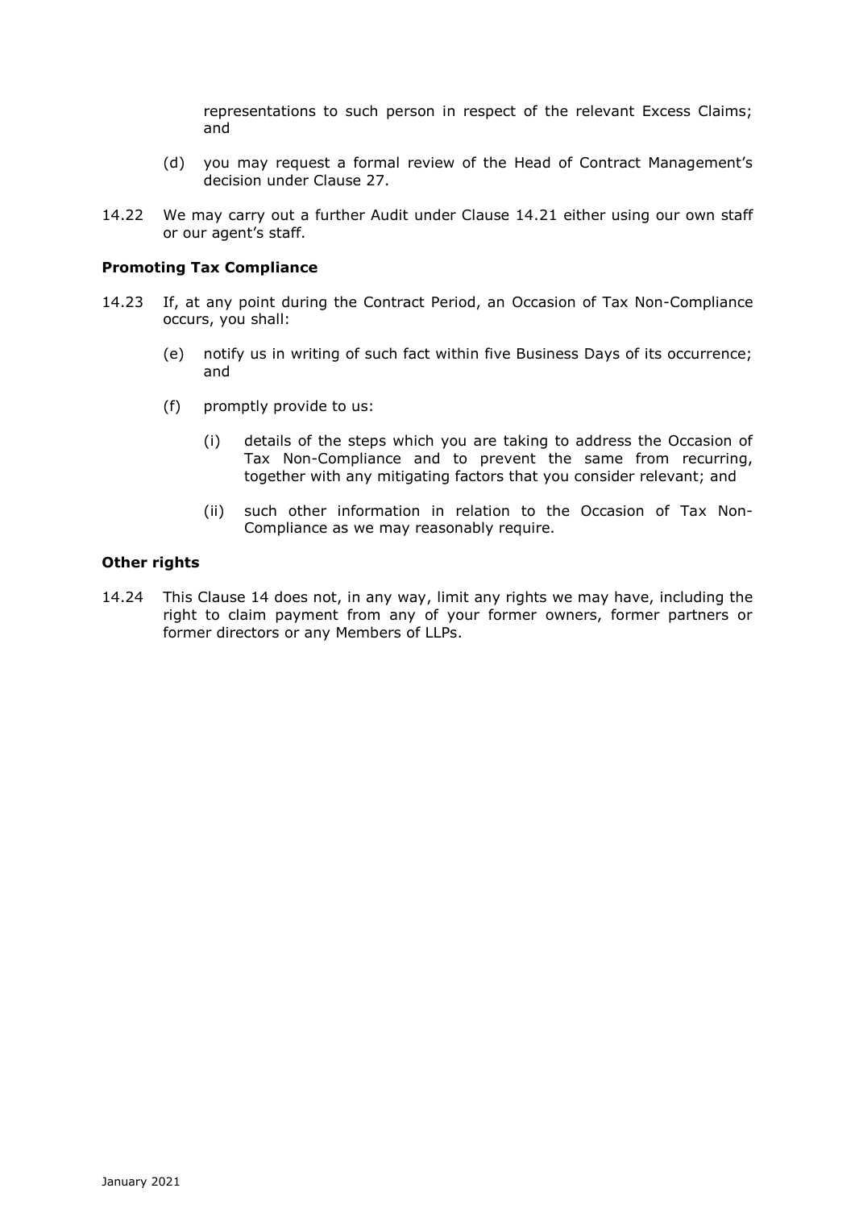representations to such person in respect of the relevant Excess Claims; and

(d) you may request a formal review of the Head of Contract Management's decision under Clause 27.

14.22 We may carry out a further Audit under Clause 14.21 either using our own staff or our agent's staff.

**Promoting Tax Compliance**

14.23 If, at any point during the Contract Period, an Occasion of Tax Non-Compliance occurs, you shall:

(e) notify us in writing of such fact within five Business Days of its occurrence; and

(f) promptly provide to us:

(i) details of the steps which you are taking to address the Occasion of Tax Non-Compliance and to prevent the same from recurring, together with any mitigating factors that you consider relevant; and

(ii) such other information in relation to the Occasion of Tax Non-Compliance as we may reasonably require.

**Other rights**

14.24 This Clause 14 does not, in any way, limit any rights we may have, including the right to claim payment from any of your former owners, former partners or former directors or any Members of LLPs.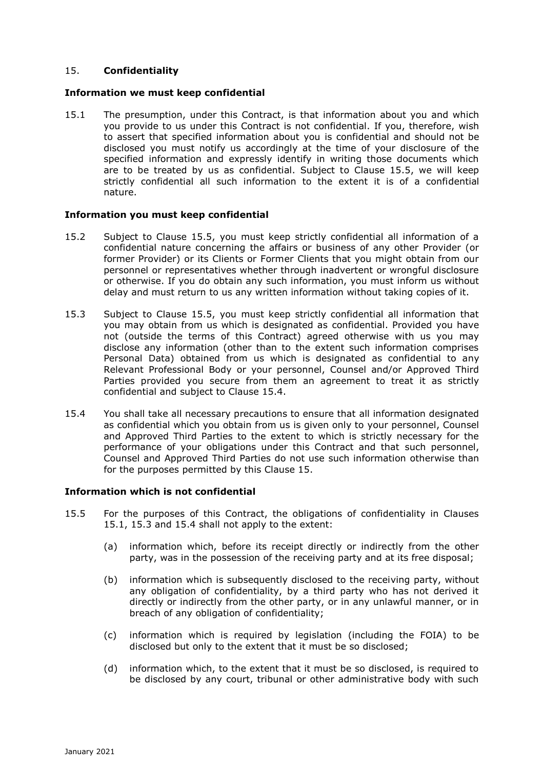## 15. **Confidentiality**

### Information we must keep confidential

15.1 The presumption, under this Contract, is that information about you and which you provide to us under this Contract is not confidential. If you, therefore, wish to assert that specified information about you is confidential and should not be disclosed you must notify us accordingly at the time of your disclosure of the specified information and expressly identify in writing those documents which are to be treated by us as confidential. Subject to Clause 15.5, we will keep strictly confidential all such information to the extent it is of a confidential nature.

### Information you must keep confidential

15.2 Subject to Clause 15.5, you must keep strictly confidential all information of a confidential nature concerning the affairs or business of any other Provider (or former Provider) or its Clients or Former Clients that you might obtain from our personnel or representatives whether through inadvertent or wrongful disclosure or otherwise. If you do obtain any such information, you must inform us without delay and must return to us any written information without taking copies of it.

15.3 Subject to Clause 15.5, you must keep strictly confidential all information that you may obtain from us which is designated as confidential. Provided you have not (outside the terms of this Contract) agreed otherwise with us you may disclose any information (other than to the extent such information comprises Personal Data) obtained from us which is designated as confidential to any Relevant Professional Body or your personnel, Counsel and/or Approved Third Parties provided you secure from them an agreement to treat it as strictly confidential and subject to Clause 15.4.

15.4 You shall take all necessary precautions to ensure that all information designated as confidential which you obtain from us is given only to your personnel, Counsel and Approved Third Parties to the extent to which is strictly necessary for the performance of your obligations under this Contract and that such personnel, Counsel and Approved Third Parties do not use such information otherwise than for the purposes permitted by this Clause 15.

### Information which is not confidential

15.5 For the purposes of this Contract, the obligations of confidentiality in Clauses 15.1, 15.3 and 15.4 shall not apply to the extent:

(a) information which, before its receipt directly or indirectly from the other party, was in the possession of the receiving party and at its free disposal;

(b) information which is subsequently disclosed to the receiving party, without any obligation of confidentiality, by a third party who has not derived it directly or indirectly from the other party, or in any unlawful manner, or in breach of any obligation of confidentiality;

(c) information which is required by legislation (including the FOIA) to be disclosed but only to the extent that it must be so disclosed;

(d) information which, to the extent that it must be so disclosed, is required to be disclosed by any court, tribunal or other administrative body with such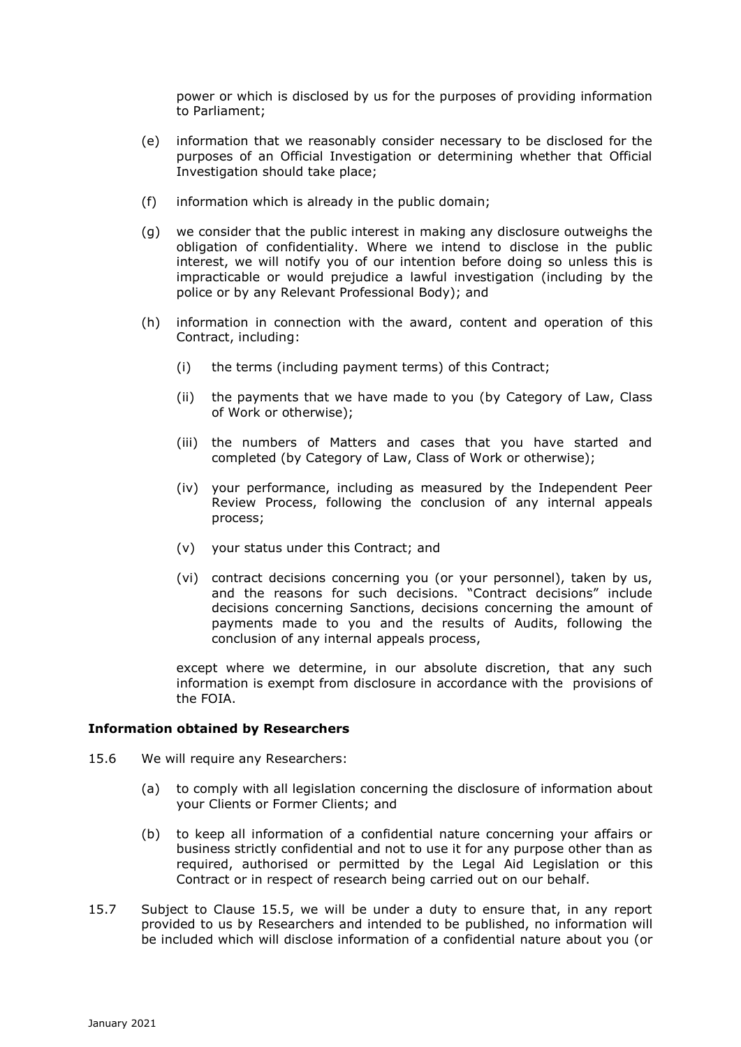power or which is disclosed by us for the purposes of providing information to Parliament;

(e) information that we reasonably consider necessary to be disclosed for the purposes of an Official Investigation or determining whether that Official Investigation should take place;

(f) information which is already in the public domain;

(g) we consider that the public interest in making any disclosure outweighs the obligation of confidentiality. Where we intend to disclose in the public interest, we will notify you of our intention before doing so unless this is impracticable or would prejudice a lawful investigation (including by the police or by any Relevant Professional Body); and

(h) information in connection with the award, content and operation of this Contract, including:

   (i) the terms (including payment terms) of this Contract;

   (ii) the payments that we have made to you (by Category of Law, Class of Work or otherwise);

   (iii) the numbers of Matters and cases that you have started and completed (by Category of Law, Class of Work or otherwise);

   (iv) your performance, including as measured by the Independent Peer Review Process, following the conclusion of any internal appeals process;

   (v) your status under this Contract; and

   (vi) contract decisions concerning you (or your personnel), taken by us, and the reasons for such decisions. "Contract decisions" include decisions concerning Sanctions, decisions concerning the amount of payments made to you and the results of Audits, following the conclusion of any internal appeals process,

except where we determine, in our absolute discretion, that any such information is exempt from disclosure in accordance with the provisions of the FOIA.

**Information obtained by Researchers**

15.6 We will require any Researchers:

(a) to comply with all legislation concerning the disclosure of information about your Clients or Former Clients; and

(b) to keep all information of a confidential nature concerning your affairs or business strictly confidential and not to use it for any purpose other than as required, authorised or permitted by the Legal Aid Legislation or this Contract or in respect of research being carried out on our behalf.

15.7 Subject to Clause 15.5, we will be under a duty to ensure that, in any report provided to us by Researchers and intended to be published, no information will be included which will disclose information of a confidential nature about you (or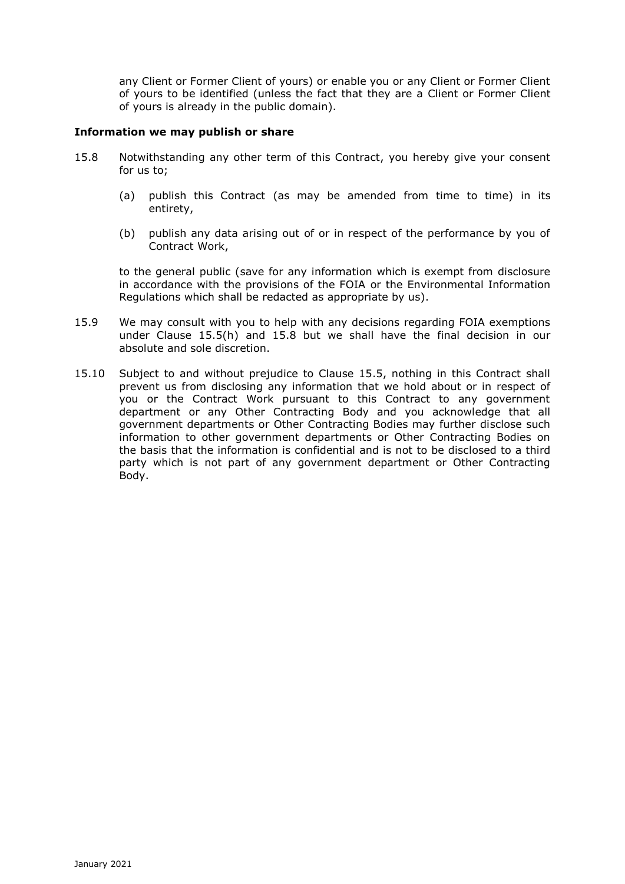any Client or Former Client of yours) or enable you or any Client or Former Client of yours to be identified (unless the fact that they are a Client or Former Client of yours is already in the public domain).

**Information we may publish or share**

15.8 Notwithstanding any other term of this Contract, you hereby give your consent for us to;

(a) publish this Contract (as may be amended from time to time) in its entirety,

(b) publish any data arising out of or in respect of the performance by you of Contract Work,

to the general public (save for any information which is exempt from disclosure in accordance with the provisions of the FOIA or the Environmental Information Regulations which shall be redacted as appropriate by us).

15.9 We may consult with you to help with any decisions regarding FOIA exemptions under Clause 15.5(h) and 15.8 but we shall have the final decision in our absolute and sole discretion.

15.10 Subject to and without prejudice to Clause 15.5, nothing in this Contract shall prevent us from disclosing any information that we hold about or in respect of you or the Contract Work pursuant to this Contract to any government department or any Other Contracting Body and you acknowledge that all government departments or Other Contracting Bodies may further disclose such information to other government departments or Other Contracting Bodies on the basis that the information is confidential and is not to be disclosed to a third party which is not part of any government department or Other Contracting Body.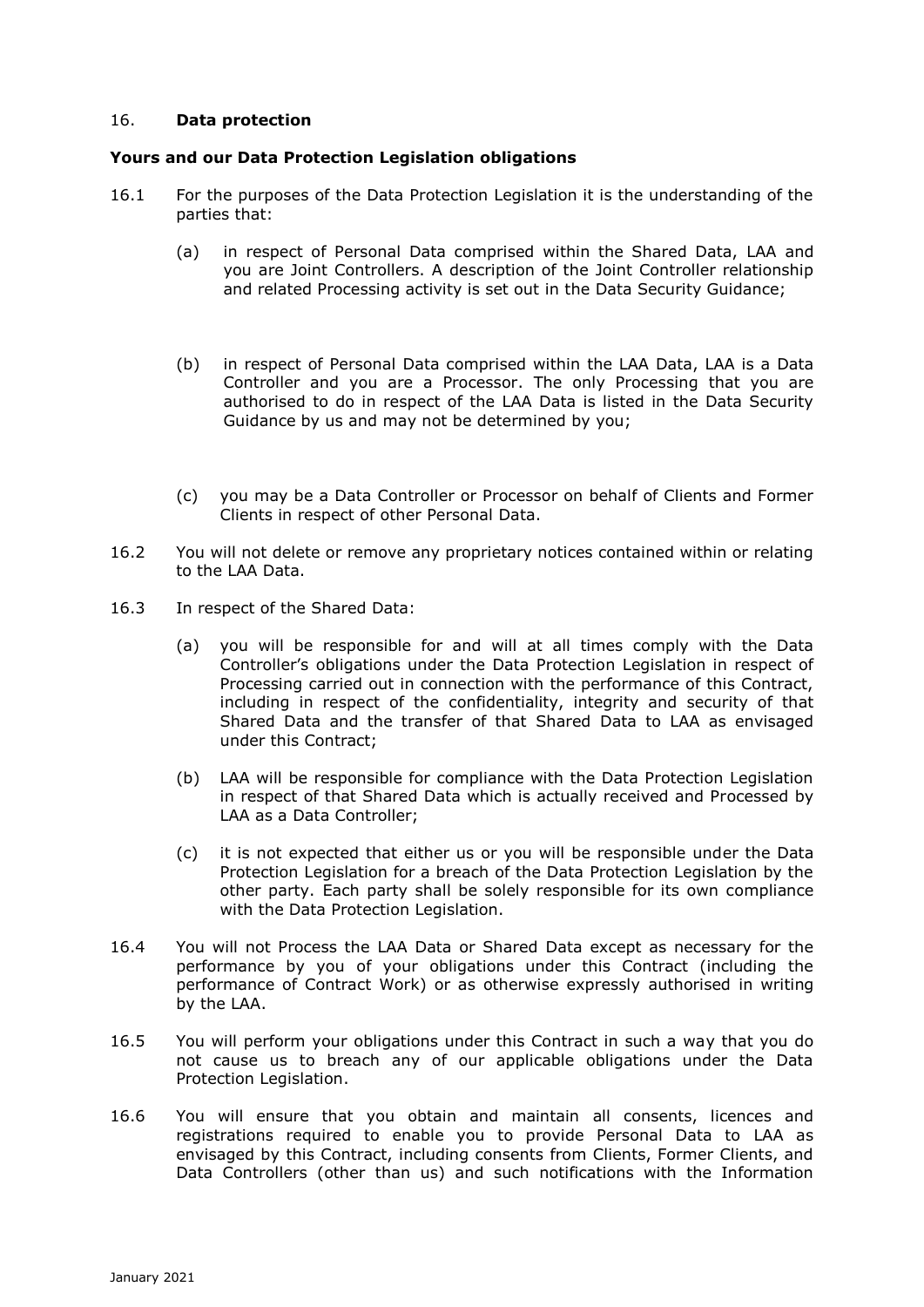## 16. **Data protection**

### Yours and our Data Protection Legislation obligations

16.1 For the purposes of the Data Protection Legislation it is the understanding of the parties that:

(a) in respect of Personal Data comprised within the Shared Data, LAA and you are Joint Controllers. A description of the Joint Controller relationship and related Processing activity is set out in the Data Security Guidance;

(b) in respect of Personal Data comprised within the LAA Data, LAA is a Data Controller and you are a Processor. The only Processing that you are authorised to do in respect of the LAA Data is listed in the Data Security Guidance by us and may not be determined by you;

(c) you may be a Data Controller or Processor on behalf of Clients and Former Clients in respect of other Personal Data.

16.2 You will not delete or remove any proprietary notices contained within or relating to the LAA Data.

16.3 In respect of the Shared Data:

(a) you will be responsible for and will at all times comply with the Data Controller's obligations under the Data Protection Legislation in respect of Processing carried out in connection with the performance of this Contract, including in respect of the confidentiality, integrity and security of that Shared Data and the transfer of that Shared Data to LAA as envisaged under this Contract;

(b) LAA will be responsible for compliance with the Data Protection Legislation in respect of that Shared Data which is actually received and Processed by LAA as a Data Controller;

(c) it is not expected that either us or you will be responsible under the Data Protection Legislation for a breach of the Data Protection Legislation by the other party. Each party shall be solely responsible for its own compliance with the Data Protection Legislation.

16.4 You will not Process the LAA Data or Shared Data except as necessary for the performance by you of your obligations under this Contract (including the performance of Contract Work) or as otherwise expressly authorised in writing by the LAA.

16.5 You will perform your obligations under this Contract in such a way that you do not cause us to breach any of our applicable obligations under the Data Protection Legislation.

16.6 You will ensure that you obtain and maintain all consents, licences and registrations required to enable you to provide Personal Data to LAA as envisaged by this Contract, including consents from Clients, Former Clients, and Data Controllers (other than us) and such notifications with the Information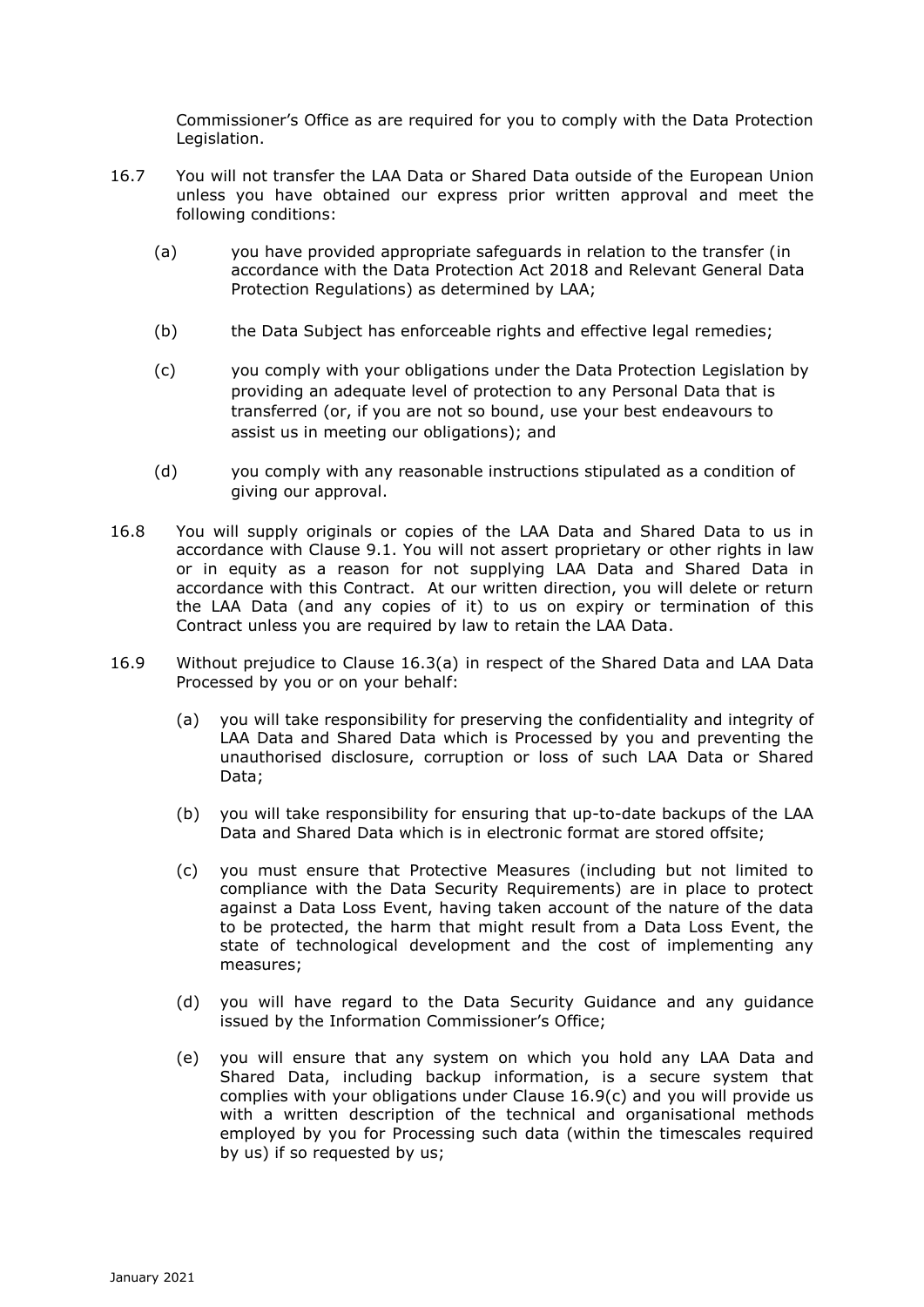Commissioner's Office as are required for you to comply with the Data Protection Legislation.

16.7 You will not transfer the LAA Data or Shared Data outside of the European Union unless you have obtained our express prior written approval and meet the following conditions:

(a) you have provided appropriate safeguards in relation to the transfer (in accordance with the Data Protection Act 2018 and Relevant General Data Protection Regulations) as determined by LAA;

(b) the Data Subject has enforceable rights and effective legal remedies;

(c) you comply with your obligations under the Data Protection Legislation by providing an adequate level of protection to any Personal Data that is transferred (or, if you are not so bound, use your best endeavours to assist us in meeting our obligations); and

(d) you comply with any reasonable instructions stipulated as a condition of giving our approval.

16.8 You will supply originals or copies of the LAA Data and Shared Data to us in accordance with Clause 9.1. You will not assert proprietary or other rights in law or in equity as a reason for not supplying LAA Data and Shared Data in accordance with this Contract. At our written direction, you will delete or return the LAA Data (and any copies of it) to us on expiry or termination of this Contract unless you are required by law to retain the LAA Data.

16.9 Without prejudice to Clause 16.3(a) in respect of the Shared Data and LAA Data Processed by you or on your behalf:

(a) you will take responsibility for preserving the confidentiality and integrity of LAA Data and Shared Data which is Processed by you and preventing the unauthorised disclosure, corruption or loss of such LAA Data or Shared Data;

(b) you will take responsibility for ensuring that up-to-date backups of the LAA Data and Shared Data which is in electronic format are stored offsite;

(c) you must ensure that Protective Measures (including but not limited to compliance with the Data Security Requirements) are in place to protect against a Data Loss Event, having taken account of the nature of the data to be protected, the harm that might result from a Data Loss Event, the state of technological development and the cost of implementing any measures;

(d) you will have regard to the Data Security Guidance and any guidance issued by the Information Commissioner's Office;

(e) you will ensure that any system on which you hold any LAA Data and Shared Data, including backup information, is a secure system that complies with your obligations under Clause 16.9(c) and you will provide us with a written description of the technical and organisational methods employed by you for Processing such data (within the timescales required by us) if so requested by us;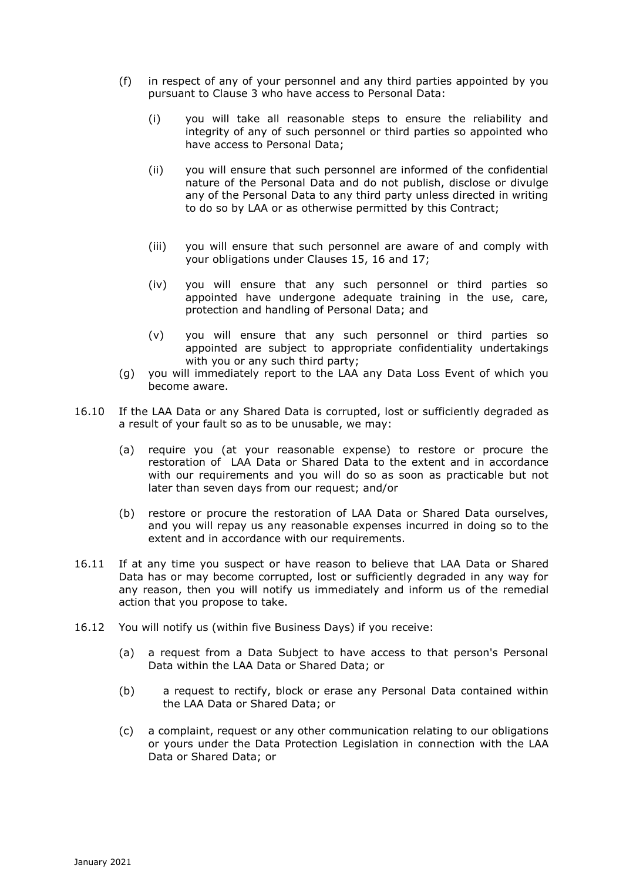(f) in respect of any of your personnel and any third parties appointed by you pursuant to Clause 3 who have access to Personal Data:

   (i) you will take all reasonable steps to ensure the reliability and integrity of any of such personnel or third parties so appointed who have access to Personal Data;

   (ii) you will ensure that such personnel are informed of the confidential nature of the Personal Data and do not publish, disclose or divulge any of the Personal Data to any third party unless directed in writing to do so by LAA or as otherwise permitted by this Contract;

   (iii) you will ensure that such personnel are aware of and comply with your obligations under Clauses 15, 16 and 17;

   (iv) you will ensure that any such personnel or third parties so appointed have undergone adequate training in the use, care, protection and handling of Personal Data; and

   (v) you will ensure that any such personnel or third parties so appointed are subject to appropriate confidentiality undertakings with you or any such third party;

(g) you will immediately report to the LAA any Data Loss Event of which you become aware.

16.10 If the LAA Data or any Shared Data is corrupted, lost or sufficiently degraded as a result of your fault so as to be unusable, we may:

   (a) require you (at your reasonable expense) to restore or procure the restoration of LAA Data or Shared Data to the extent and in accordance with our requirements and you will do so as soon as practicable but not later than seven days from our request; and/or

   (b) restore or procure the restoration of LAA Data or Shared Data ourselves, and you will repay us any reasonable expenses incurred in doing so to the extent and in accordance with our requirements.

16.11 If at any time you suspect or have reason to believe that LAA Data or Shared Data has or may become corrupted, lost or sufficiently degraded in any way for any reason, then you will notify us immediately and inform us of the remedial action that you propose to take.

16.12 You will notify us (within five Business Days) if you receive:

   (a) a request from a Data Subject to have access to that person's Personal Data within the LAA Data or Shared Data; or

   (b) a request to rectify, block or erase any Personal Data contained within the LAA Data or Shared Data; or

   (c) a complaint, request or any other communication relating to our obligations or yours under the Data Protection Legislation in connection with the LAA Data or Shared Data; or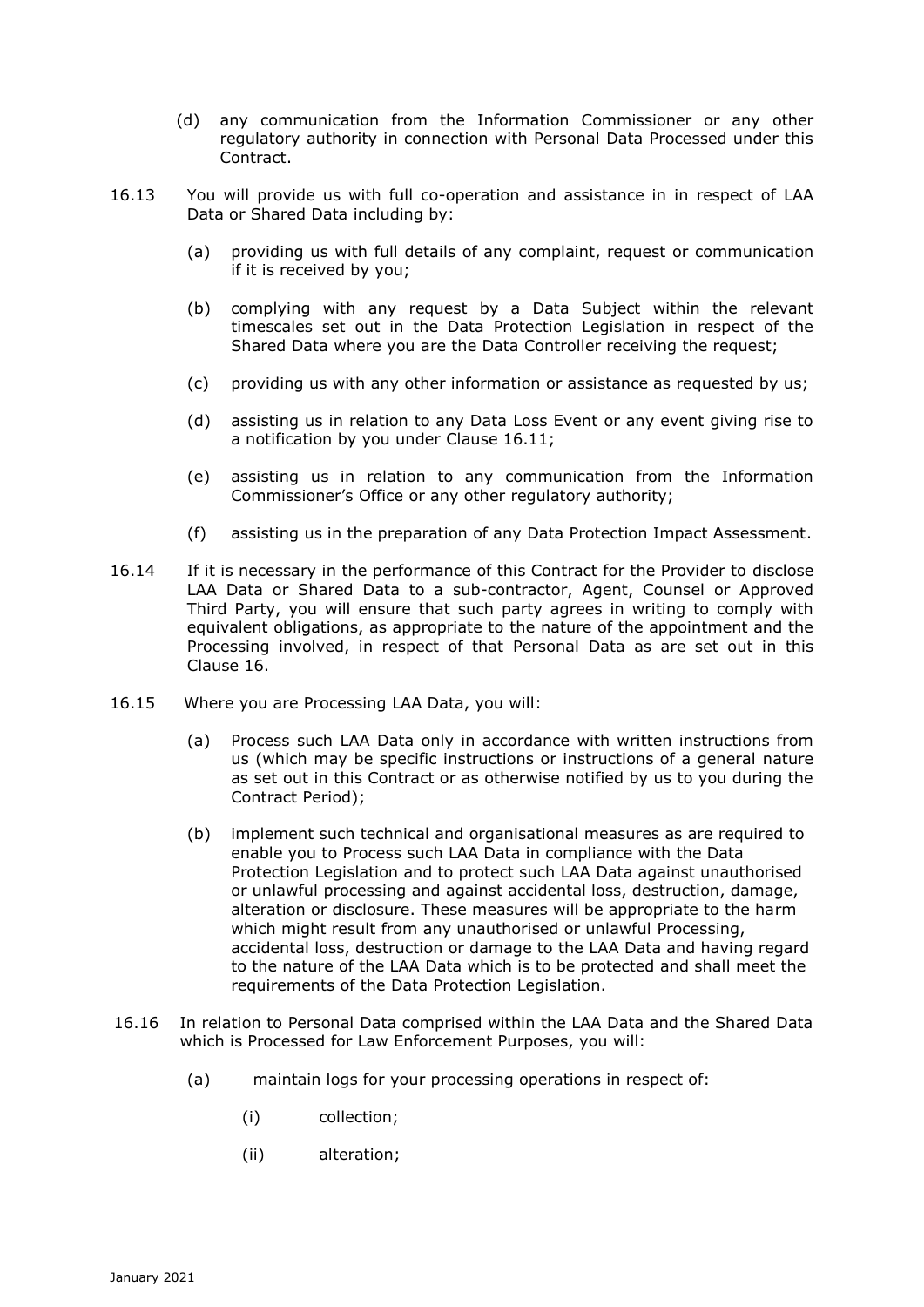(d) any communication from the Information Commissioner or any other regulatory authority in connection with Personal Data Processed under this Contract.

16.13 You will provide us with full co-operation and assistance in in respect of LAA Data or Shared Data including by:

(a) providing us with full details of any complaint, request or communication if it is received by you;

(b) complying with any request by a Data Subject within the relevant timescales set out in the Data Protection Legislation in respect of the Shared Data where you are the Data Controller receiving the request;

(c) providing us with any other information or assistance as requested by us;

(d) assisting us in relation to any Data Loss Event or any event giving rise to a notification by you under Clause 16.11;

(e) assisting us in relation to any communication from the Information Commissioner's Office or any other regulatory authority;

(f) assisting us in the preparation of any Data Protection Impact Assessment.

16.14 If it is necessary in the performance of this Contract for the Provider to disclose LAA Data or Shared Data to a sub-contractor, Agent, Counsel or Approved Third Party, you will ensure that such party agrees in writing to comply with equivalent obligations, as appropriate to the nature of the appointment and the Processing involved, in respect of that Personal Data as are set out in this Clause 16.

16.15 Where you are Processing LAA Data, you will:

(a) Process such LAA Data only in accordance with written instructions from us (which may be specific instructions or instructions of a general nature as set out in this Contract or as otherwise notified by us to you during the Contract Period);

(b) implement such technical and organisational measures as are required to enable you to Process such LAA Data in compliance with the Data Protection Legislation and to protect such LAA Data against unauthorised or unlawful processing and against accidental loss, destruction, damage, alteration or disclosure. These measures will be appropriate to the harm which might result from any unauthorised or unlawful Processing, accidental loss, destruction or damage to the LAA Data and having regard to the nature of the LAA Data which is to be protected and shall meet the requirements of the Data Protection Legislation.

16.16 In relation to Personal Data comprised within the LAA Data and the Shared Data which is Processed for Law Enforcement Purposes, you will:

(a) maintain logs for your processing operations in respect of:

(i) collection;

(ii) alteration;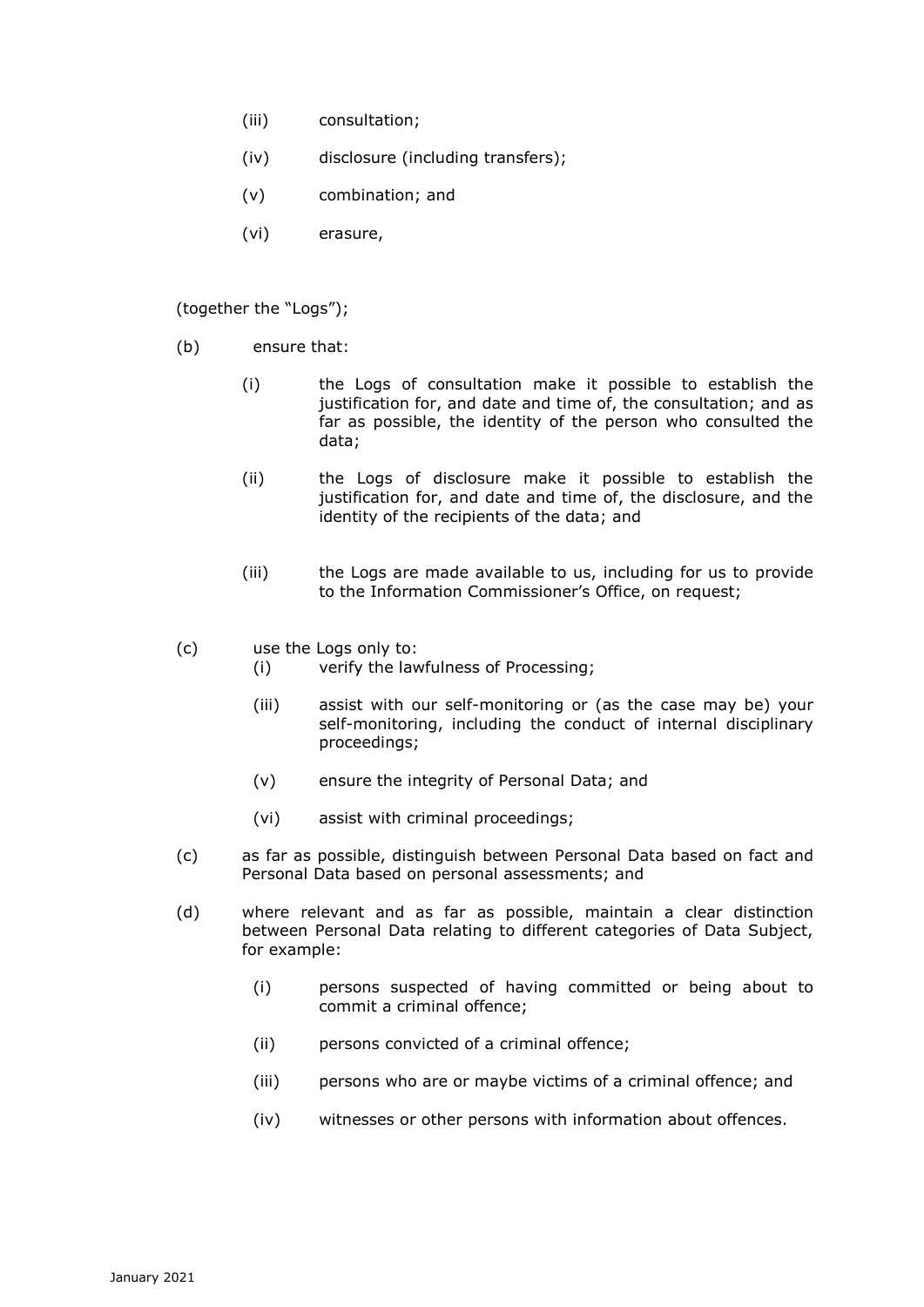(iii) consultation;

(iv) disclosure (including transfers);

(v) combination; and

(vi) erasure,

(together the "Logs");

(b) ensure that:

(i) the Logs of consultation make it possible to establish the justification for, and date and time of, the consultation; and as far as possible, the identity of the person who consulted the data;

(ii) the Logs of disclosure make it possible to establish the justification for, and date and time of, the disclosure, and the identity of the recipients of the data; and

(iii) the Logs are made available to us, including for us to provide to the Information Commissioner's Office, on request;

(c) use the Logs only to:

(i) verify the lawfulness of Processing;

(iii) assist with our self-monitoring or (as the case may be) your self-monitoring, including the conduct of internal disciplinary proceedings;

(v) ensure the integrity of Personal Data; and

(vi) assist with criminal proceedings;

(c) as far as possible, distinguish between Personal Data based on fact and Personal Data based on personal assessments; and

(d) where relevant and as far as possible, maintain a clear distinction between Personal Data relating to different categories of Data Subject, for example:

(i) persons suspected of having committed or being about to commit a criminal offence;

(ii) persons convicted of a criminal offence;

(iii) persons who are or maybe victims of a criminal offence; and

(iv) witnesses or other persons with information about offences.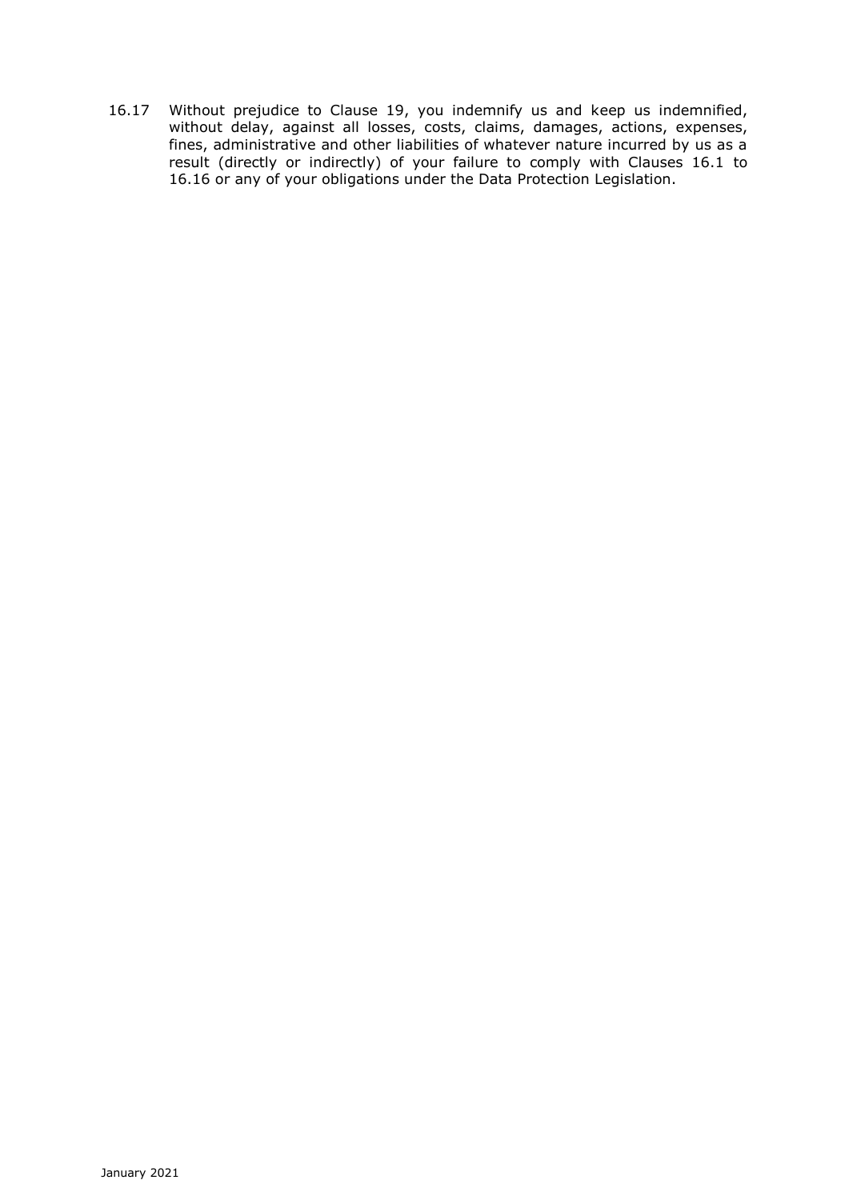16.17 Without prejudice to Clause 19, you indemnify us and keep us indemnified, without delay, against all losses, costs, claims, damages, actions, expenses, fines, administrative and other liabilities of whatever nature incurred by us as a result (directly or indirectly) of your failure to comply with Clauses 16.1 to 16.16 or any of your obligations under the Data Protection Legislation.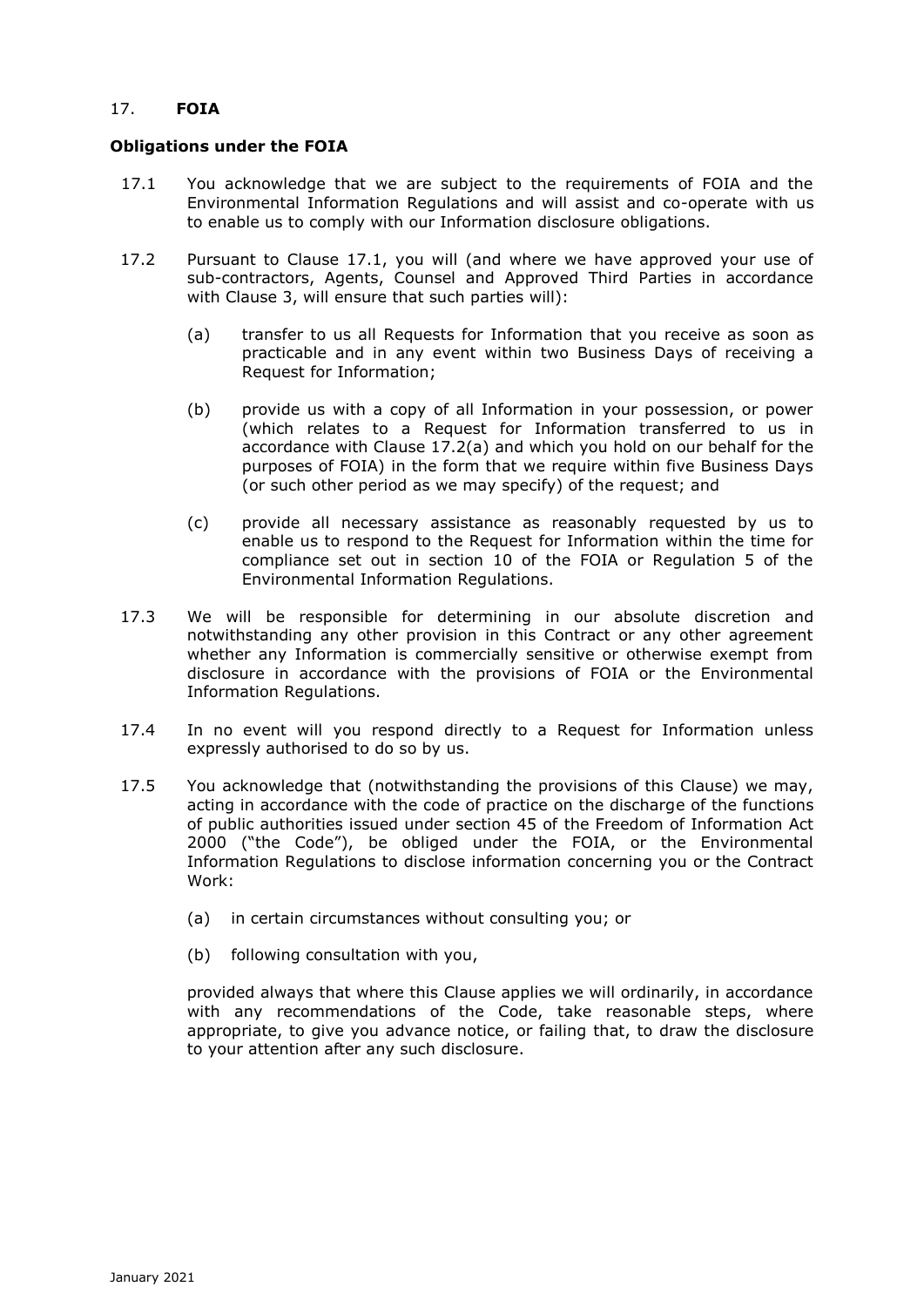## 17. **FOIA**

**Obligations under the FOIA**

17.1 You acknowledge that we are subject to the requirements of FOIA and the Environmental Information Regulations and will assist and co-operate with us to enable us to comply with our Information disclosure obligations.

17.2 Pursuant to Clause 17.1, you will (and where we have approved your use of sub-contractors, Agents, Counsel and Approved Third Parties in accordance with Clause 3, will ensure that such parties will):

(a) transfer to us all Requests for Information that you receive as soon as practicable and in any event within two Business Days of receiving a Request for Information;

(b) provide us with a copy of all Information in your possession, or power (which relates to a Request for Information transferred to us in accordance with Clause 17.2(a) and which you hold on our behalf for the purposes of FOIA) in the form that we require within five Business Days (or such other period as we may specify) of the request; and

(c) provide all necessary assistance as reasonably requested by us to enable us to respond to the Request for Information within the time for compliance set out in section 10 of the FOIA or Regulation 5 of the Environmental Information Regulations.

17.3 We will be responsible for determining in our absolute discretion and notwithstanding any other provision in this Contract or any other agreement whether any Information is commercially sensitive or otherwise exempt from disclosure in accordance with the provisions of FOIA or the Environmental Information Regulations.

17.4 In no event will you respond directly to a Request for Information unless expressly authorised to do so by us.

17.5 You acknowledge that (notwithstanding the provisions of this Clause) we may, acting in accordance with the code of practice on the discharge of the functions of public authorities issued under section 45 of the Freedom of Information Act 2000 ("the Code"), be obliged under the FOIA, or the Environmental Information Regulations to disclose information concerning you or the Contract Work:

(a) in certain circumstances without consulting you; or

(b) following consultation with you,

provided always that where this Clause applies we will ordinarily, in accordance with any recommendations of the Code, take reasonable steps, where appropriate, to give you advance notice, or failing that, to draw the disclosure to your attention after any such disclosure.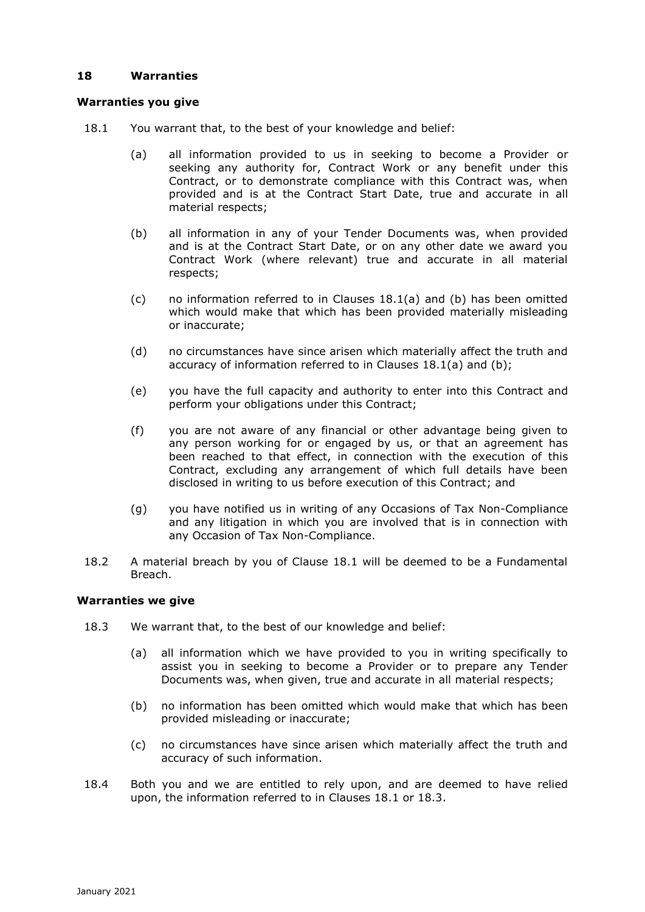## 18 Warranties

### Warranties you give

18.1 You warrant that, to the best of your knowledge and belief:

(a) all information provided to us in seeking to become a Provider or seeking any authority for, Contract Work or any benefit under this Contract, or to demonstrate compliance with this Contract was, when provided and is at the Contract Start Date, true and accurate in all material respects;

(b) all information in any of your Tender Documents was, when provided and is at the Contract Start Date, or on any other date we award you Contract Work (where relevant) true and accurate in all material respects;

(c) no information referred to in Clauses 18.1(a) and (b) has been omitted which would make that which has been provided materially misleading or inaccurate;

(d) no circumstances have since arisen which materially affect the truth and accuracy of information referred to in Clauses 18.1(a) and (b);

(e) you have the full capacity and authority to enter into this Contract and perform your obligations under this Contract;

(f) you are not aware of any financial or other advantage being given to any person working for or engaged by us, or that an agreement has been reached to that effect, in connection with the execution of this Contract, excluding any arrangement of which full details have been disclosed in writing to us before execution of this Contract; and

(g) you have notified us in writing of any Occasions of Tax Non-Compliance and any litigation in which you are involved that is in connection with any Occasion of Tax Non-Compliance.

18.2 A material breach by you of Clause 18.1 will be deemed to be a Fundamental Breach.

### Warranties we give

18.3 We warrant that, to the best of our knowledge and belief:

(a) all information which we have provided to you in writing specifically to assist you in seeking to become a Provider or to prepare any Tender Documents was, when given, true and accurate in all material respects;

(b) no information has been omitted which would make that which has been provided misleading or inaccurate;

(c) no circumstances have since arisen which materially affect the truth and accuracy of such information.

18.4 Both you and we are entitled to rely upon, and are deemed to have relied upon, the information referred to in Clauses 18.1 or 18.3.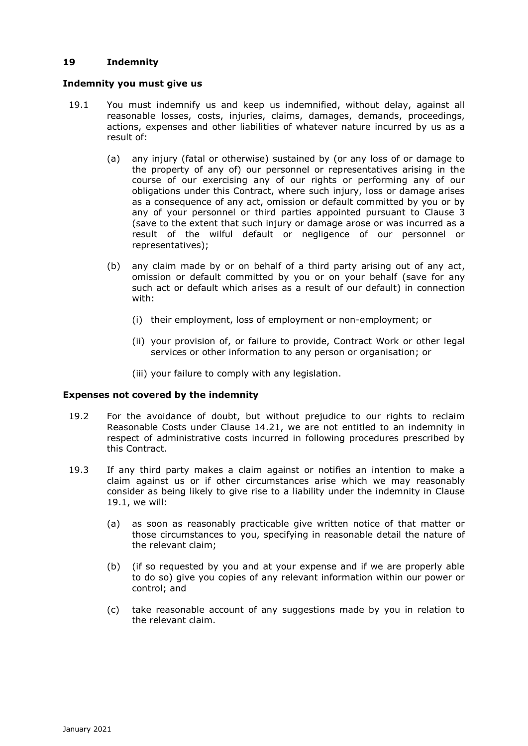## 19 Indemnity

### Indemnity you must give us

19.1 You must indemnify us and keep us indemnified, without delay, against all reasonable losses, costs, injuries, claims, damages, demands, proceedings, actions, expenses and other liabilities of whatever nature incurred by us as a result of:

(a) any injury (fatal or otherwise) sustained by (or any loss of or damage to the property of any of) our personnel or representatives arising in the course of our exercising any of our rights or performing any of our obligations under this Contract, where such injury, loss or damage arises as a consequence of any act, omission or default committed by you or by any of your personnel or third parties appointed pursuant to Clause 3 (save to the extent that such injury or damage arose or was incurred as a result of the wilful default or negligence of our personnel or representatives);

(b) any claim made by or on behalf of a third party arising out of any act, omission or default committed by you or on your behalf (save for any such act or default which arises as a result of our default) in connection with:

(i) their employment, loss of employment or non-employment; or

(ii) your provision of, or failure to provide, Contract Work or other legal services or other information to any person or organisation; or

(iii) your failure to comply with any legislation.

### Expenses not covered by the indemnity

19.2 For the avoidance of doubt, but without prejudice to our rights to reclaim Reasonable Costs under Clause 14.21, we are not entitled to an indemnity in respect of administrative costs incurred in following procedures prescribed by this Contract.

19.3 If any third party makes a claim against or notifies an intention to make a claim against us or if other circumstances arise which we may reasonably consider as being likely to give rise to a liability under the indemnity in Clause 19.1, we will:

(a) as soon as reasonably practicable give written notice of that matter or those circumstances to you, specifying in reasonable detail the nature of the relevant claim;

(b) (if so requested by you and at your expense and if we are properly able to do so) give you copies of any relevant information within our power or control; and

(c) take reasonable account of any suggestions made by you in relation to the relevant claim.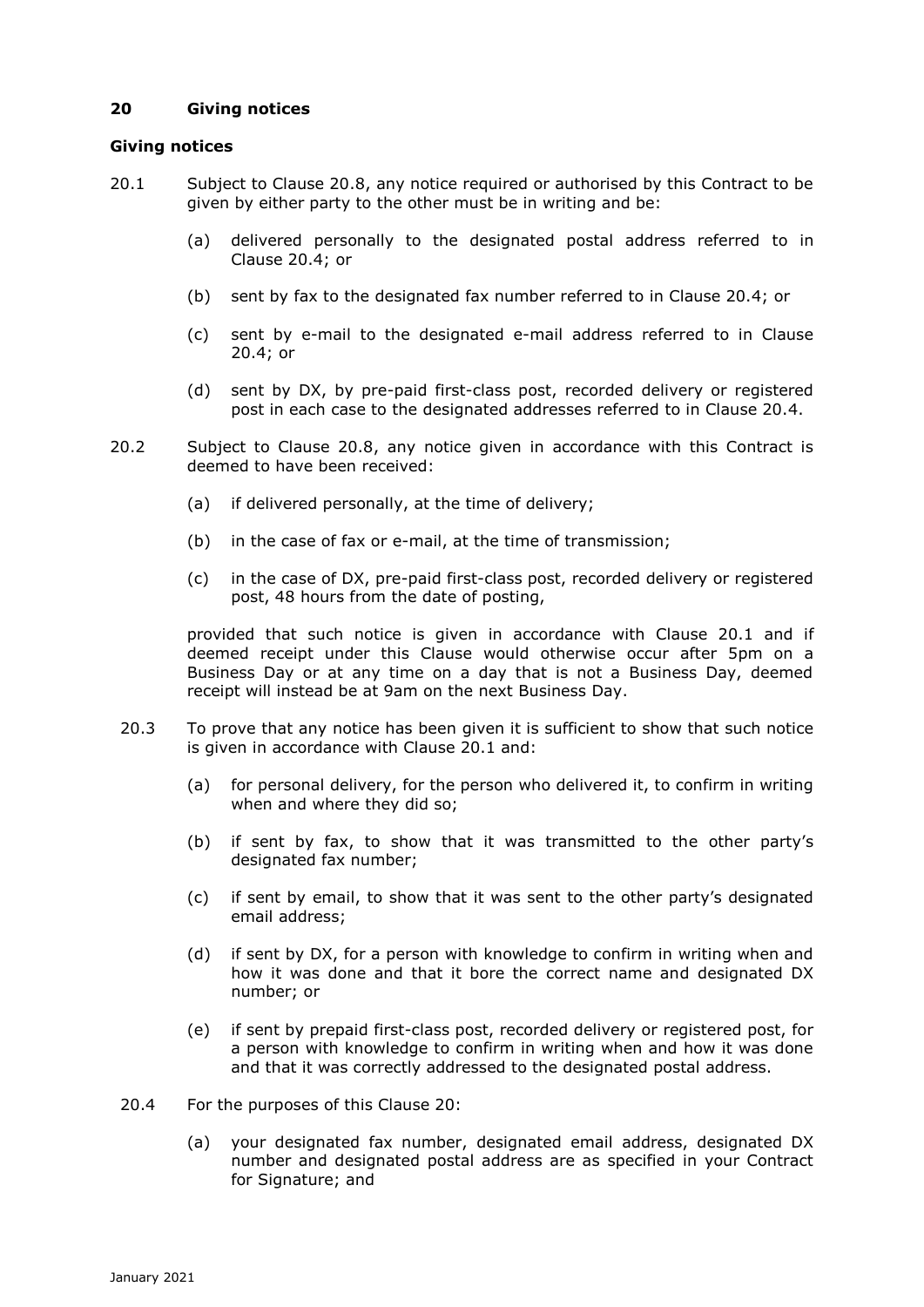## 20 Giving notices

### Giving notices

20.1 Subject to Clause 20.8, any notice required or authorised by this Contract to be given by either party to the other must be in writing and be:

(a) delivered personally to the designated postal address referred to in Clause 20.4; or

(b) sent by fax to the designated fax number referred to in Clause 20.4; or

(c) sent by e-mail to the designated e-mail address referred to in Clause 20.4; or

(d) sent by DX, by pre-paid first-class post, recorded delivery or registered post in each case to the designated addresses referred to in Clause 20.4.

20.2 Subject to Clause 20.8, any notice given in accordance with this Contract is deemed to have been received:

(a) if delivered personally, at the time of delivery;

(b) in the case of fax or e-mail, at the time of transmission;

(c) in the case of DX, pre-paid first-class post, recorded delivery or registered post, 48 hours from the date of posting,

provided that such notice is given in accordance with Clause 20.1 and if deemed receipt under this Clause would otherwise occur after 5pm on a Business Day or at any time on a day that is not a Business Day, deemed receipt will instead be at 9am on the next Business Day.

20.3 To prove that any notice has been given it is sufficient to show that such notice is given in accordance with Clause 20.1 and:

(a) for personal delivery, for the person who delivered it, to confirm in writing when and where they did so;

(b) if sent by fax, to show that it was transmitted to the other party's designated fax number;

(c) if sent by email, to show that it was sent to the other party's designated email address;

(d) if sent by DX, for a person with knowledge to confirm in writing when and how it was done and that it bore the correct name and designated DX number; or

(e) if sent by prepaid first-class post, recorded delivery or registered post, for a person with knowledge to confirm in writing when and how it was done and that it was correctly addressed to the designated postal address.

20.4 For the purposes of this Clause 20:

(a) your designated fax number, designated email address, designated DX number and designated postal address are as specified in your Contract for Signature; and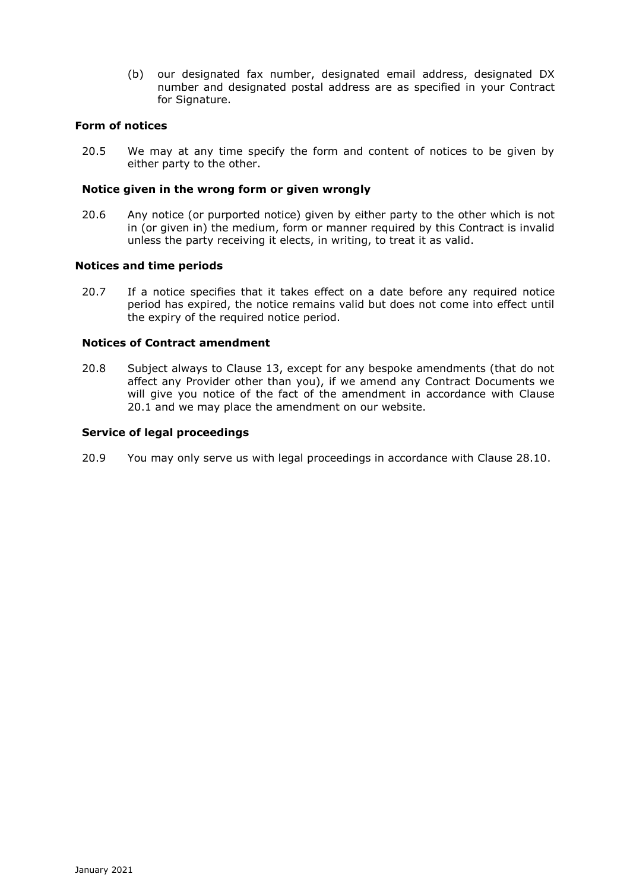(b) our designated fax number, designated email address, designated DX number and designated postal address are as specified in your Contract for Signature.

**Form of notices**

20.5 We may at any time specify the form and content of notices to be given by either party to the other.

**Notice given in the wrong form or given wrongly**

20.6 Any notice (or purported notice) given by either party to the other which is not in (or given in) the medium, form or manner required by this Contract is invalid unless the party receiving it elects, in writing, to treat it as valid.

**Notices and time periods**

20.7 If a notice specifies that it takes effect on a date before any required notice period has expired, the notice remains valid but does not come into effect until the expiry of the required notice period.

**Notices of Contract amendment**

20.8 Subject always to Clause 13, except for any bespoke amendments (that do not affect any Provider other than you), if we amend any Contract Documents we will give you notice of the fact of the amendment in accordance with Clause 20.1 and we may place the amendment on our website.

**Service of legal proceedings**

20.9 You may only serve us with legal proceedings in accordance with Clause 28.10.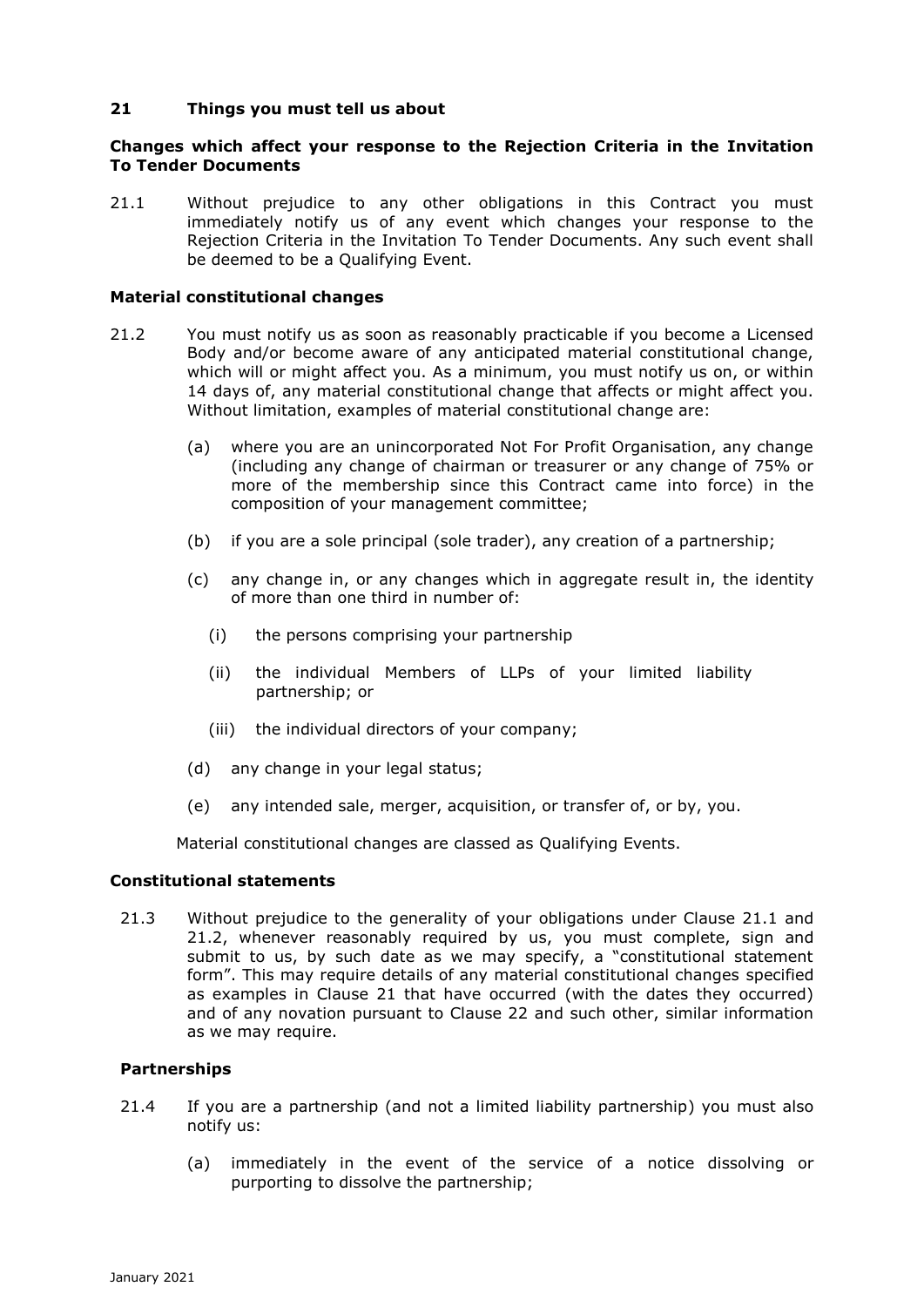## 21 Things you must tell us about

### Changes which affect your response to the Rejection Criteria in the Invitation To Tender Documents

21.1 Without prejudice to any other obligations in this Contract you must immediately notify us of any event which changes your response to the Rejection Criteria in the Invitation To Tender Documents. Any such event shall be deemed to be a Qualifying Event.

### Material constitutional changes

21.2 You must notify us as soon as reasonably practicable if you become a Licensed Body and/or become aware of any anticipated material constitutional change, which will or might affect you. As a minimum, you must notify us on, or within 14 days of, any material constitutional change that affects or might affect you. Without limitation, examples of material constitutional change are:

(a) where you are an unincorporated Not For Profit Organisation, any change (including any change of chairman or treasurer or any change of 75% or more of the membership since this Contract came into force) in the composition of your management committee;

(b) if you are a sole principal (sole trader), any creation of a partnership;

(c) any change in, or any changes which in aggregate result in, the identity of more than one third in number of:

(i) the persons comprising your partnership

(ii) the individual Members of LLPs of your limited liability partnership; or

(iii) the individual directors of your company;

(d) any change in your legal status;

(e) any intended sale, merger, acquisition, or transfer of, or by, you.

Material constitutional changes are classed as Qualifying Events.

### Constitutional statements

21.3 Without prejudice to the generality of your obligations under Clause 21.1 and 21.2, whenever reasonably required by us, you must complete, sign and submit to us, by such date as we may specify, a "constitutional statement form". This may require details of any material constitutional changes specified as examples in Clause 21 that have occurred (with the dates they occurred) and of any novation pursuant to Clause 22 and such other, similar information as we may require.

### Partnerships

21.4 If you are a partnership (and not a limited liability partnership) you must also notify us:

(a) immediately in the event of the service of a notice dissolving or purporting to dissolve the partnership;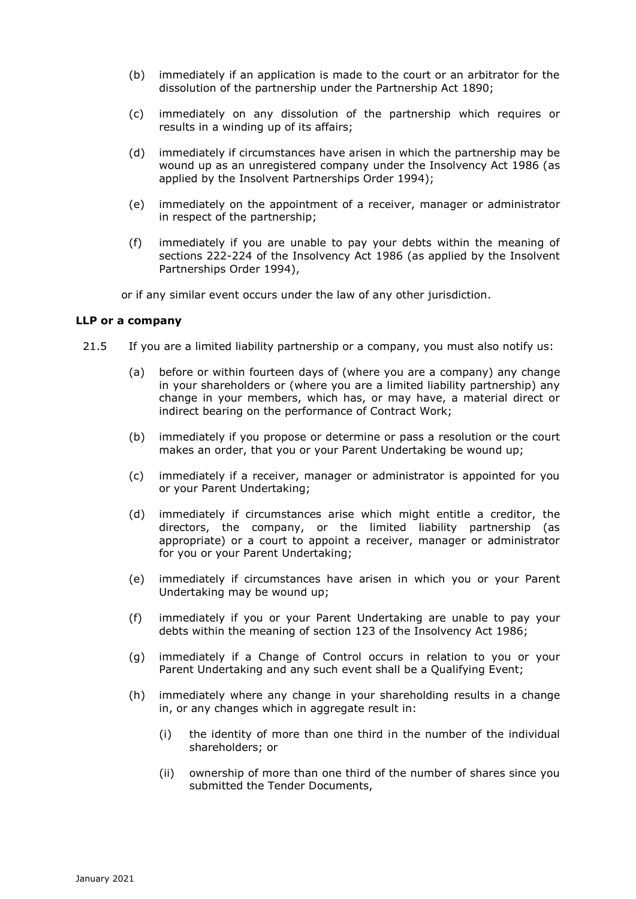(b) immediately if an application is made to the court or an arbitrator for the dissolution of the partnership under the Partnership Act 1890;

(c) immediately on any dissolution of the partnership which requires or results in a winding up of its affairs;

(d) immediately if circumstances have arisen in which the partnership may be wound up as an unregistered company under the Insolvency Act 1986 (as applied by the Insolvent Partnerships Order 1994);

(e) immediately on the appointment of a receiver, manager or administrator in respect of the partnership;

(f) immediately if you are unable to pay your debts within the meaning of sections 222-224 of the Insolvency Act 1986 (as applied by the Insolvent Partnerships Order 1994),

or if any similar event occurs under the law of any other jurisdiction.

**LLP or a company**

21.5 If you are a limited liability partnership or a company, you must also notify us:

(a) before or within fourteen days of (where you are a company) any change in your shareholders or (where you are a limited liability partnership) any change in your members, which has, or may have, a material direct or indirect bearing on the performance of Contract Work;

(b) immediately if you propose or determine or pass a resolution or the court makes an order, that you or your Parent Undertaking be wound up;

(c) immediately if a receiver, manager or administrator is appointed for you or your Parent Undertaking;

(d) immediately if circumstances arise which might entitle a creditor, the directors, the company, or the limited liability partnership (as appropriate) or a court to appoint a receiver, manager or administrator for you or your Parent Undertaking;

(e) immediately if circumstances have arisen in which you or your Parent Undertaking may be wound up;

(f) immediately if you or your Parent Undertaking are unable to pay your debts within the meaning of section 123 of the Insolvency Act 1986;

(g) immediately if a Change of Control occurs in relation to you or your Parent Undertaking and any such event shall be a Qualifying Event;

(h) immediately where any change in your shareholding results in a change in, or any changes which in aggregate result in:

(i) the identity of more than one third in the number of the individual shareholders; or

(ii) ownership of more than one third of the number of shares since you submitted the Tender Documents,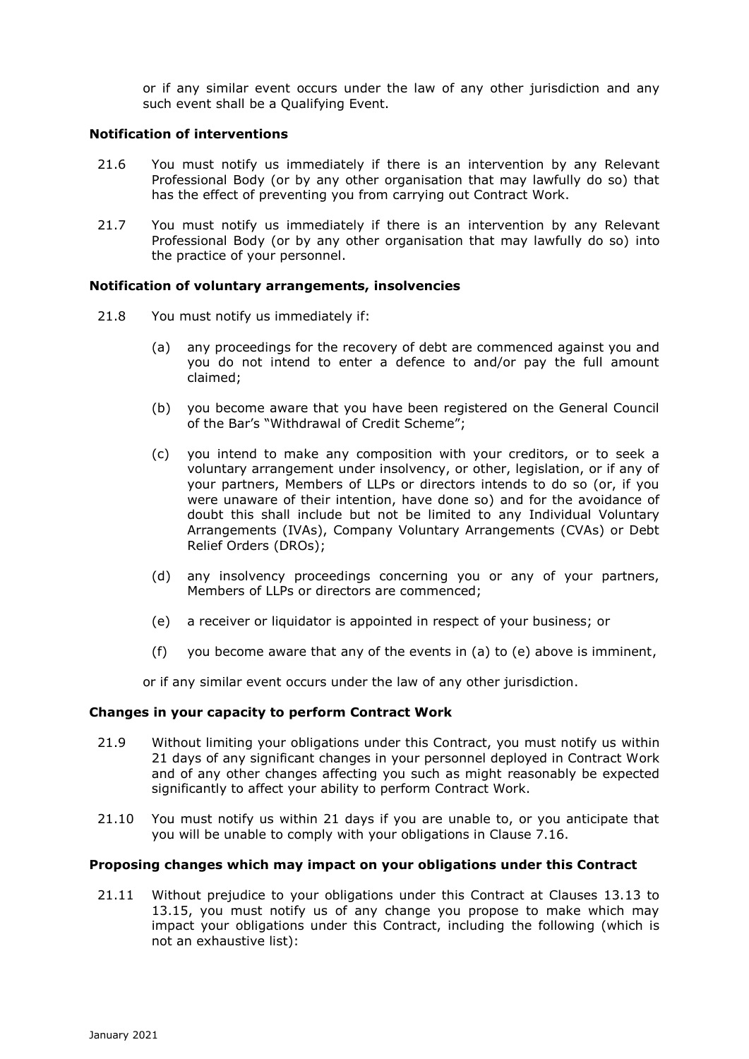or if any similar event occurs under the law of any other jurisdiction and any such event shall be a Qualifying Event.

**Notification of interventions**

21.6 You must notify us immediately if there is an intervention by any Relevant Professional Body (or by any other organisation that may lawfully do so) that has the effect of preventing you from carrying out Contract Work.

21.7 You must notify us immediately if there is an intervention by any Relevant Professional Body (or by any other organisation that may lawfully do so) into the practice of your personnel.

**Notification of voluntary arrangements, insolvencies**

21.8 You must notify us immediately if:

(a) any proceedings for the recovery of debt are commenced against you and you do not intend to enter a defence to and/or pay the full amount claimed;

(b) you become aware that you have been registered on the General Council of the Bar's "Withdrawal of Credit Scheme";

(c) you intend to make any composition with your creditors, or to seek a voluntary arrangement under insolvency, or other, legislation, or if any of your partners, Members of LLPs or directors intends to do so (or, if you were unaware of their intention, have done so) and for the avoidance of doubt this shall include but not be limited to any Individual Voluntary Arrangements (IVAs), Company Voluntary Arrangements (CVAs) or Debt Relief Orders (DROs);

(d) any insolvency proceedings concerning you or any of your partners, Members of LLPs or directors are commenced;

(e) a receiver or liquidator is appointed in respect of your business; or

(f) you become aware that any of the events in (a) to (e) above is imminent,

or if any similar event occurs under the law of any other jurisdiction.

**Changes in your capacity to perform Contract Work**

21.9 Without limiting your obligations under this Contract, you must notify us within 21 days of any significant changes in your personnel deployed in Contract Work and of any other changes affecting you such as might reasonably be expected significantly to affect your ability to perform Contract Work.

21.10 You must notify us within 21 days if you are unable to, or you anticipate that you will be unable to comply with your obligations in Clause 7.16.

**Proposing changes which may impact on your obligations under this Contract**

21.11 Without prejudice to your obligations under this Contract at Clauses 13.13 to 13.15, you must notify us of any change you propose to make which may impact your obligations under this Contract, including the following (which is not an exhaustive list):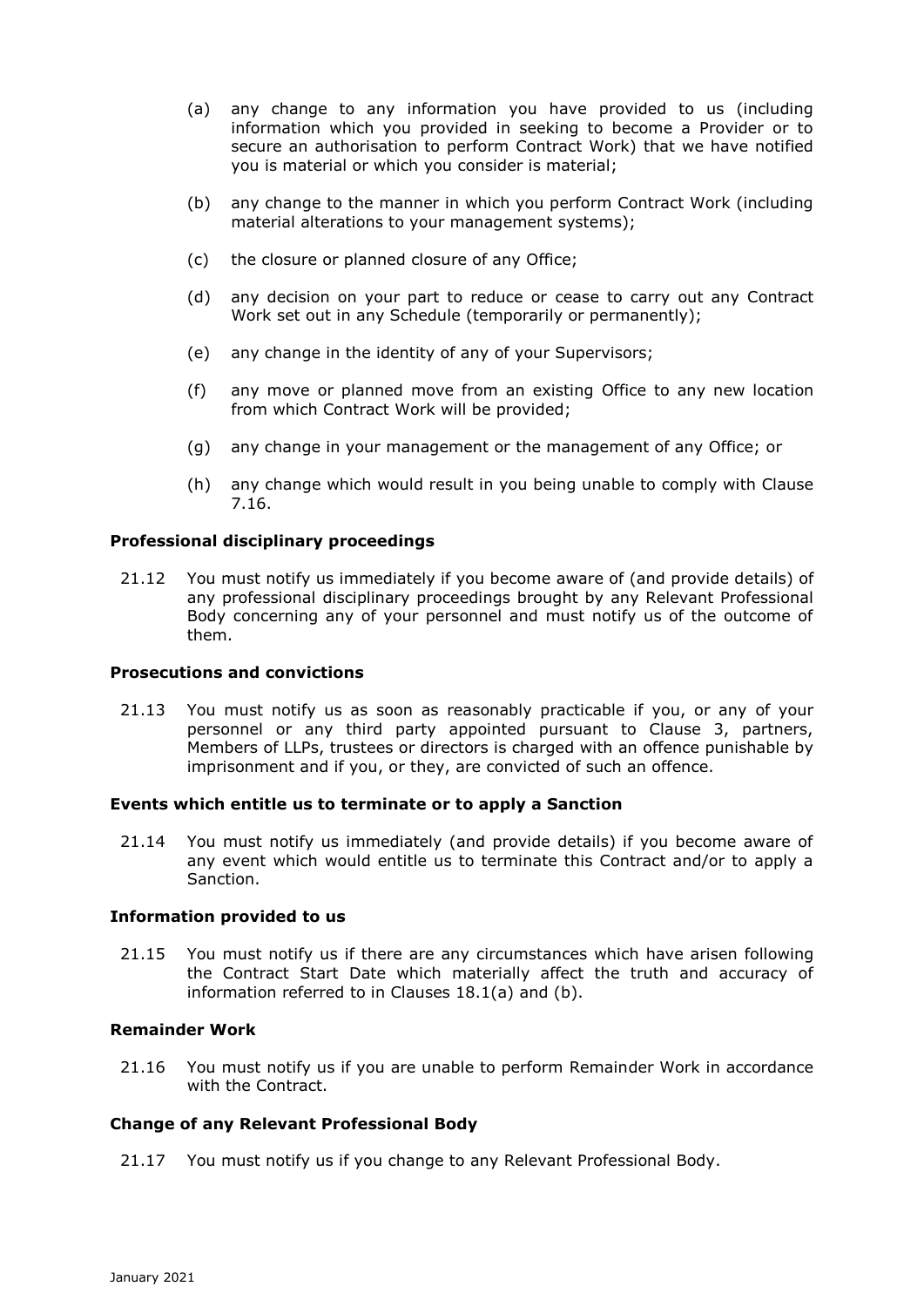(a) any change to any information you have provided to us (including information which you provided in seeking to become a Provider or to secure an authorisation to perform Contract Work) that we have notified you is material or which you consider is material;

(b) any change to the manner in which you perform Contract Work (including material alterations to your management systems);

(c) the closure or planned closure of any Office;

(d) any decision on your part to reduce or cease to carry out any Contract Work set out in any Schedule (temporarily or permanently);

(e) any change in the identity of any of your Supervisors;

(f) any move or planned move from an existing Office to any new location from which Contract Work will be provided;

(g) any change in your management or the management of any Office; or

(h) any change which would result in you being unable to comply with Clause 7.16.

**Professional disciplinary proceedings**

21.12 You must notify us immediately if you become aware of (and provide details) of any professional disciplinary proceedings brought by any Relevant Professional Body concerning any of your personnel and must notify us of the outcome of them.

**Prosecutions and convictions**

21.13 You must notify us as soon as reasonably practicable if you, or any of your personnel or any third party appointed pursuant to Clause 3, partners, Members of LLPs, trustees or directors is charged with an offence punishable by imprisonment and if you, or they, are convicted of such an offence.

**Events which entitle us to terminate or to apply a Sanction**

21.14 You must notify us immediately (and provide details) if you become aware of any event which would entitle us to terminate this Contract and/or to apply a Sanction.

**Information provided to us**

21.15 You must notify us if there are any circumstances which have arisen following the Contract Start Date which materially affect the truth and accuracy of information referred to in Clauses 18.1(a) and (b).

**Remainder Work**

21.16 You must notify us if you are unable to perform Remainder Work in accordance with the Contract.

**Change of any Relevant Professional Body**

21.17 You must notify us if you change to any Relevant Professional Body.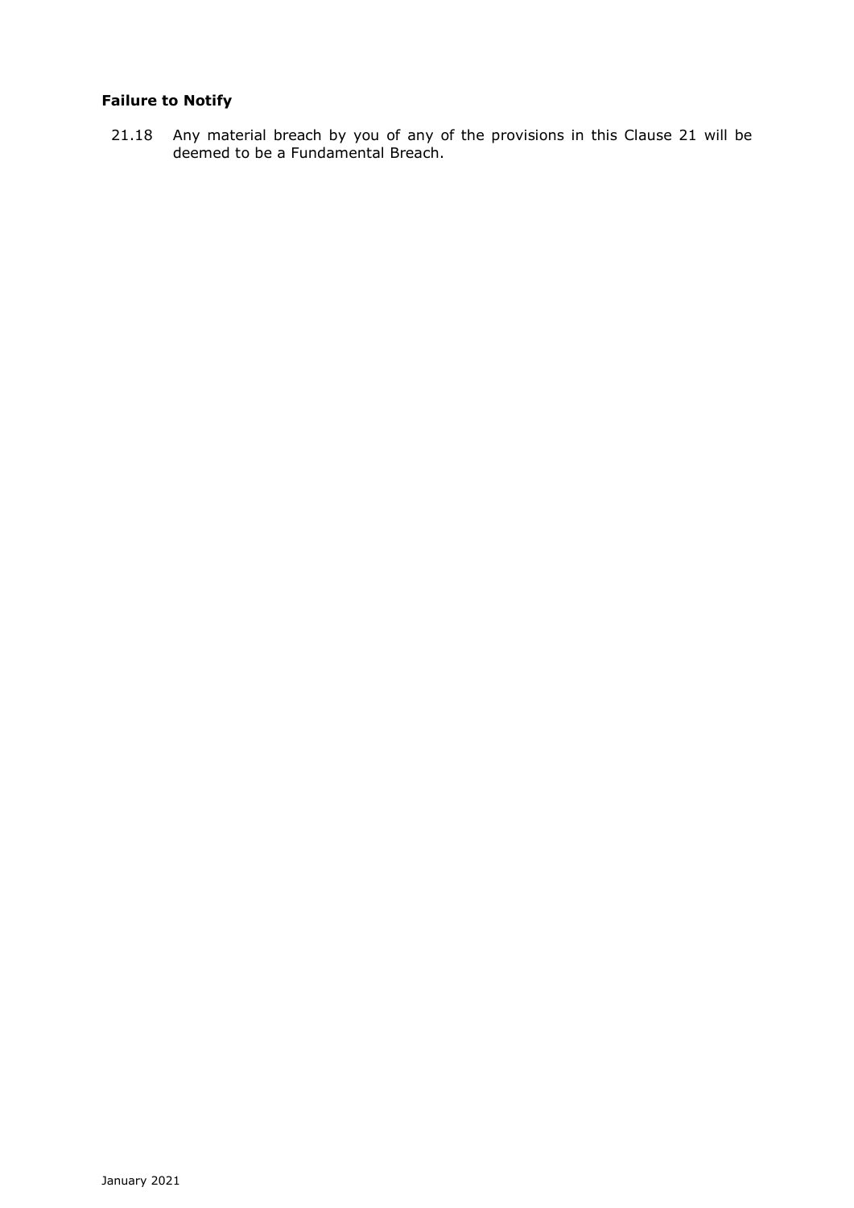**Failure to Notify**

21.18 Any material breach by you of any of the provisions in this Clause 21 will be deemed to be a Fundamental Breach.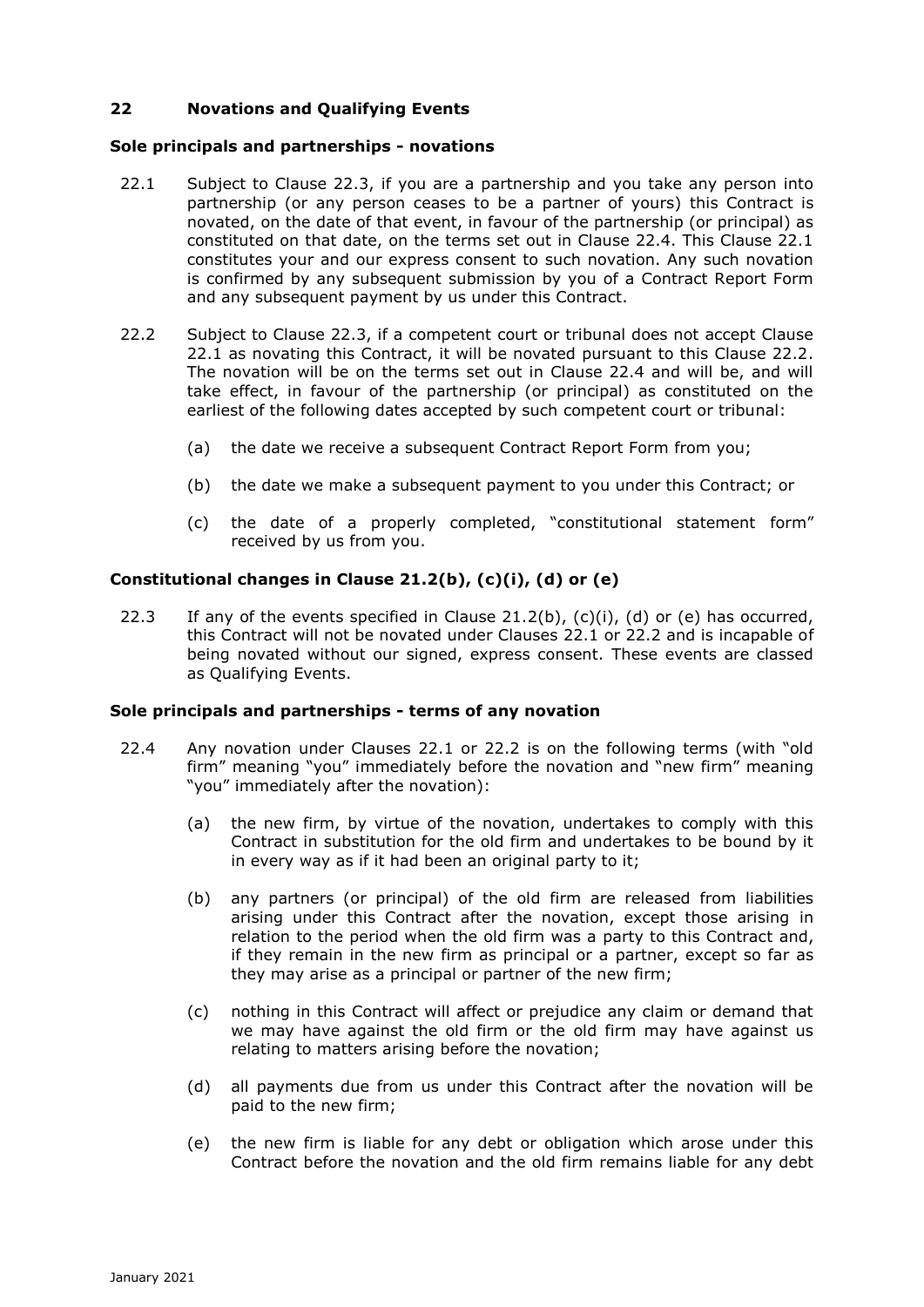## 22 Novations and Qualifying Events

**Sole principals and partnerships - novations**

22.1 Subject to Clause 22.3, if you are a partnership and you take any person into partnership (or any person ceases to be a partner of yours) this Contract is novated, on the date of that event, in favour of the partnership (or principal) as constituted on that date, on the terms set out in Clause 22.4. This Clause 22.1 constitutes your and our express consent to such novation. Any such novation is confirmed by any subsequent submission by you of a Contract Report Form and any subsequent payment by us under this Contract.

22.2 Subject to Clause 22.3, if a competent court or tribunal does not accept Clause 22.1 as novating this Contract, it will be novated pursuant to this Clause 22.2. The novation will be on the terms set out in Clause 22.4 and will be, and will take effect, in favour of the partnership (or principal) as constituted on the earliest of the following dates accepted by such competent court or tribunal:

- (a) the date we receive a subsequent Contract Report Form from you;
- (b) the date we make a subsequent payment to you under this Contract; or
- (c) the date of a properly completed, "constitutional statement form" received by us from you.

**Constitutional changes in Clause 21.2(b), (c)(i), (d) or (e)**

22.3 If any of the events specified in Clause 21.2(b), (c)(i), (d) or (e) has occurred, this Contract will not be novated under Clauses 22.1 or 22.2 and is incapable of being novated without our signed, express consent. These events are classed as Qualifying Events.

**Sole principals and partnerships - terms of any novation**

22.4 Any novation under Clauses 22.1 or 22.2 is on the following terms (with "old firm" meaning "you" immediately before the novation and "new firm" meaning "you" immediately after the novation):

- (a) the new firm, by virtue of the novation, undertakes to comply with this Contract in substitution for the old firm and undertakes to be bound by it in every way as if it had been an original party to it;
- (b) any partners (or principal) of the old firm are released from liabilities arising under this Contract after the novation, except those arising in relation to the period when the old firm was a party to this Contract and, if they remain in the new firm as principal or a partner, except so far as they may arise as a principal or partner of the new firm;
- (c) nothing in this Contract will affect or prejudice any claim or demand that we may have against the old firm or the old firm may have against us relating to matters arising before the novation;
- (d) all payments due from us under this Contract after the novation will be paid to the new firm;
- (e) the new firm is liable for any debt or obligation which arose under this Contract before the novation and the old firm remains liable for any debt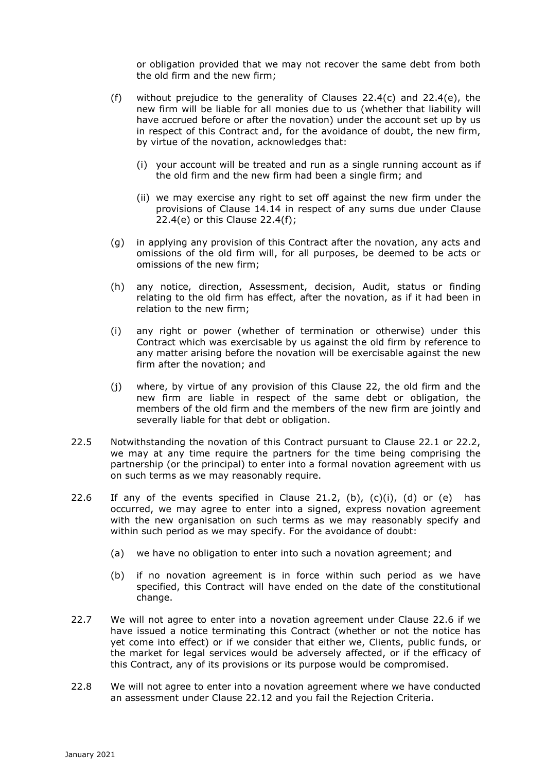or obligation provided that we may not recover the same debt from both the old firm and the new firm;

(f) without prejudice to the generality of Clauses 22.4(c) and 22.4(e), the new firm will be liable for all monies due to us (whether that liability will have accrued before or after the novation) under the account set up by us in respect of this Contract and, for the avoidance of doubt, the new firm, by virtue of the novation, acknowledges that:

   (i) your account will be treated and run as a single running account as if the old firm and the new firm had been a single firm; and

   (ii) we may exercise any right to set off against the new firm under the provisions of Clause 14.14 in respect of any sums due under Clause 22.4(e) or this Clause 22.4(f);

(g) in applying any provision of this Contract after the novation, any acts and omissions of the old firm will, for all purposes, be deemed to be acts or omissions of the new firm;

(h) any notice, direction, Assessment, decision, Audit, status or finding relating to the old firm has effect, after the novation, as if it had been in relation to the new firm;

(i) any right or power (whether of termination or otherwise) under this Contract which was exercisable by us against the old firm by reference to any matter arising before the novation will be exercisable against the new firm after the novation; and

(j) where, by virtue of any provision of this Clause 22, the old firm and the new firm are liable in respect of the same debt or obligation, the members of the old firm and the members of the new firm are jointly and severally liable for that debt or obligation.

22.5 Notwithstanding the novation of this Contract pursuant to Clause 22.1 or 22.2, we may at any time require the partners for the time being comprising the partnership (or the principal) to enter into a formal novation agreement with us on such terms as we may reasonably require.

22.6 If any of the events specified in Clause 21.2, (b), (c)(i), (d) or (e) has occurred, we may agree to enter into a signed, express novation agreement with the new organisation on such terms as we may reasonably specify and within such period as we may specify. For the avoidance of doubt:

(a) we have no obligation to enter into such a novation agreement; and

(b) if no novation agreement is in force within such period as we have specified, this Contract will have ended on the date of the constitutional change.

22.7 We will not agree to enter into a novation agreement under Clause 22.6 if we have issued a notice terminating this Contract (whether or not the notice has yet come into effect) or if we consider that either we, Clients, public funds, or the market for legal services would be adversely affected, or if the efficacy of this Contract, any of its provisions or its purpose would be compromised.

22.8 We will not agree to enter into a novation agreement where we have conducted an assessment under Clause 22.12 and you fail the Rejection Criteria.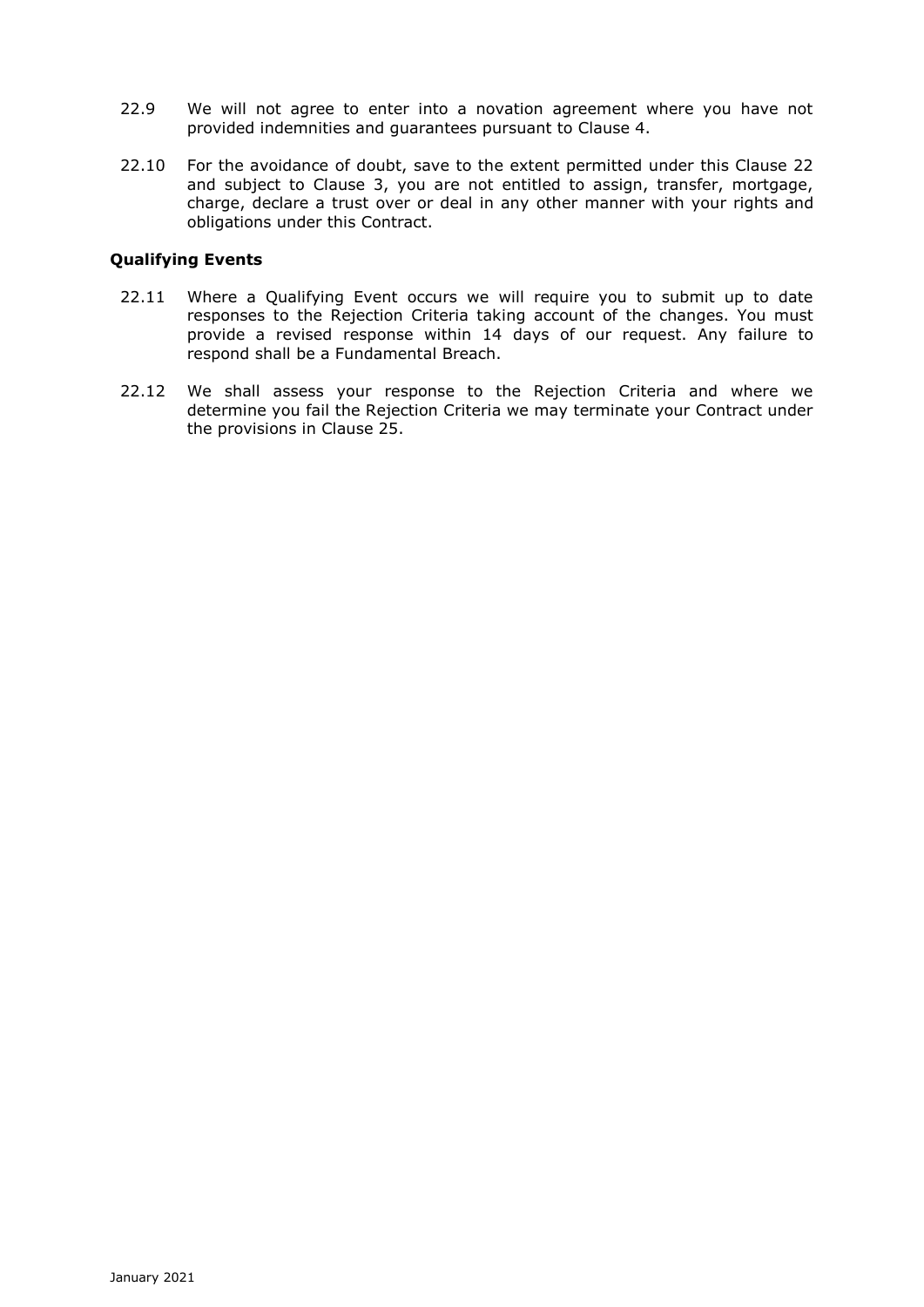22.9 We will not agree to enter into a novation agreement where you have not provided indemnities and guarantees pursuant to Clause 4.

22.10 For the avoidance of doubt, save to the extent permitted under this Clause 22 and subject to Clause 3, you are not entitled to assign, transfer, mortgage, charge, declare a trust over or deal in any other manner with your rights and obligations under this Contract.

**Qualifying Events**

22.11 Where a Qualifying Event occurs we will require you to submit up to date responses to the Rejection Criteria taking account of the changes. You must provide a revised response within 14 days of our request. Any failure to respond shall be a Fundamental Breach.

22.12 We shall assess your response to the Rejection Criteria and where we determine you fail the Rejection Criteria we may terminate your Contract under the provisions in Clause 25.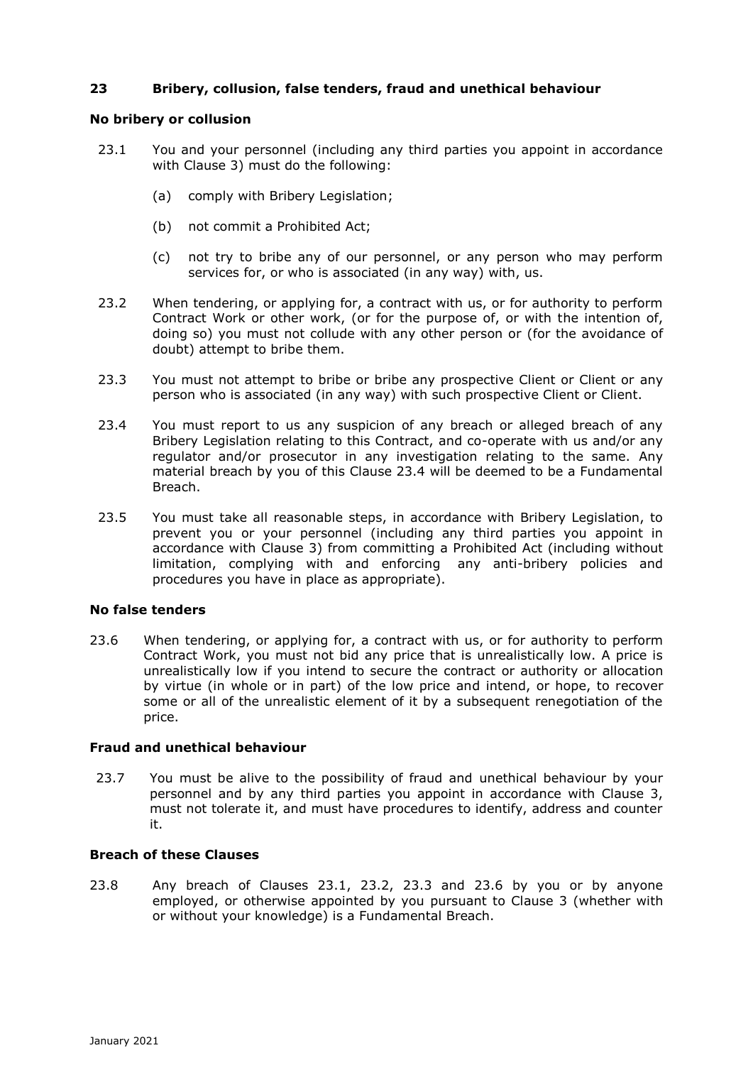## 23 Bribery, collusion, false tenders, fraud and unethical behaviour

**No bribery or collusion**

23.1 You and your personnel (including any third parties you appoint in accordance with Clause 3) must do the following:

(a) comply with Bribery Legislation;

(b) not commit a Prohibited Act;

(c) not try to bribe any of our personnel, or any person who may perform services for, or who is associated (in any way) with, us.

23.2 When tendering, or applying for, a contract with us, or for authority to perform Contract Work or other work, (or for the purpose of, or with the intention of, doing so) you must not collude with any other person or (for the avoidance of doubt) attempt to bribe them.

23.3 You must not attempt to bribe or bribe any prospective Client or Client or any person who is associated (in any way) with such prospective Client or Client.

23.4 You must report to us any suspicion of any breach or alleged breach of any Bribery Legislation relating to this Contract, and co-operate with us and/or any regulator and/or prosecutor in any investigation relating to the same. Any material breach by you of this Clause 23.4 will be deemed to be a Fundamental Breach.

23.5 You must take all reasonable steps, in accordance with Bribery Legislation, to prevent you or your personnel (including any third parties you appoint in accordance with Clause 3) from committing a Prohibited Act (including without limitation, complying with and enforcing any anti-bribery policies and procedures you have in place as appropriate).

**No false tenders**

23.6 When tendering, or applying for, a contract with us, or for authority to perform Contract Work, you must not bid any price that is unrealistically low. A price is unrealistically low if you intend to secure the contract or authority or allocation by virtue (in whole or in part) of the low price and intend, or hope, to recover some or all of the unrealistic element of it by a subsequent renegotiation of the price.

**Fraud and unethical behaviour**

23.7 You must be alive to the possibility of fraud and unethical behaviour by your personnel and by any third parties you appoint in accordance with Clause 3, must not tolerate it, and must have procedures to identify, address and counter it.

**Breach of these Clauses**

23.8 Any breach of Clauses 23.1, 23.2, 23.3 and 23.6 by you or by anyone employed, or otherwise appointed by you pursuant to Clause 3 (whether with or without your knowledge) is a Fundamental Breach.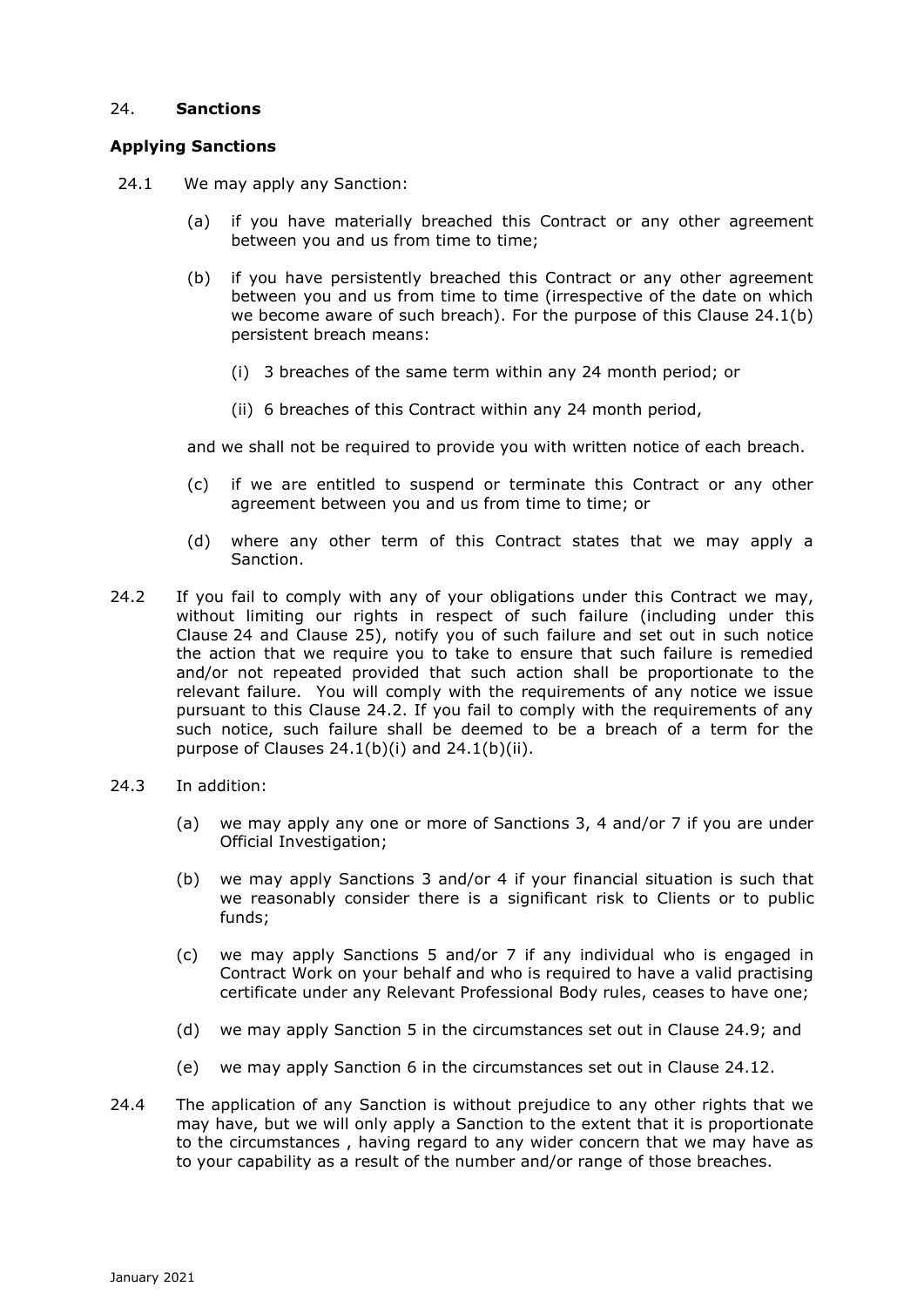## 24. **Sanctions**

### Applying Sanctions

24.1 We may apply any Sanction:

(a) if you have materially breached this Contract or any other agreement between you and us from time to time;

(b) if you have persistently breached this Contract or any other agreement between you and us from time to time (irrespective of the date on which we become aware of such breach). For the purpose of this Clause 24.1(b) persistent breach means:

(i) 3 breaches of the same term within any 24 month period; or

(ii) 6 breaches of this Contract within any 24 month period,

and we shall not be required to provide you with written notice of each breach.

(c) if we are entitled to suspend or terminate this Contract or any other agreement between you and us from time to time; or

(d) where any other term of this Contract states that we may apply a Sanction.

24.2 If you fail to comply with any of your obligations under this Contract we may, without limiting our rights in respect of such failure (including under this Clause 24 and Clause 25), notify you of such failure and set out in such notice the action that we require you to take to ensure that such failure is remedied and/or not repeated provided that such action shall be proportionate to the relevant failure. You will comply with the requirements of any notice we issue pursuant to this Clause 24.2. If you fail to comply with the requirements of any such notice, such failure shall be deemed to be a breach of a term for the purpose of Clauses 24.1(b)(i) and 24.1(b)(ii).

24.3 In addition:

(a) we may apply any one or more of Sanctions 3, 4 and/or 7 if you are under Official Investigation;

(b) we may apply Sanctions 3 and/or 4 if your financial situation is such that we reasonably consider there is a significant risk to Clients or to public funds;

(c) we may apply Sanctions 5 and/or 7 if any individual who is engaged in Contract Work on your behalf and who is required to have a valid practising certificate under any Relevant Professional Body rules, ceases to have one;

(d) we may apply Sanction 5 in the circumstances set out in Clause 24.9; and

(e) we may apply Sanction 6 in the circumstances set out in Clause 24.12.

24.4 The application of any Sanction is without prejudice to any other rights that we may have, but we will only apply a Sanction to the extent that it is proportionate to the circumstances , having regard to any wider concern that we may have as to your capability as a result of the number and/or range of those breaches.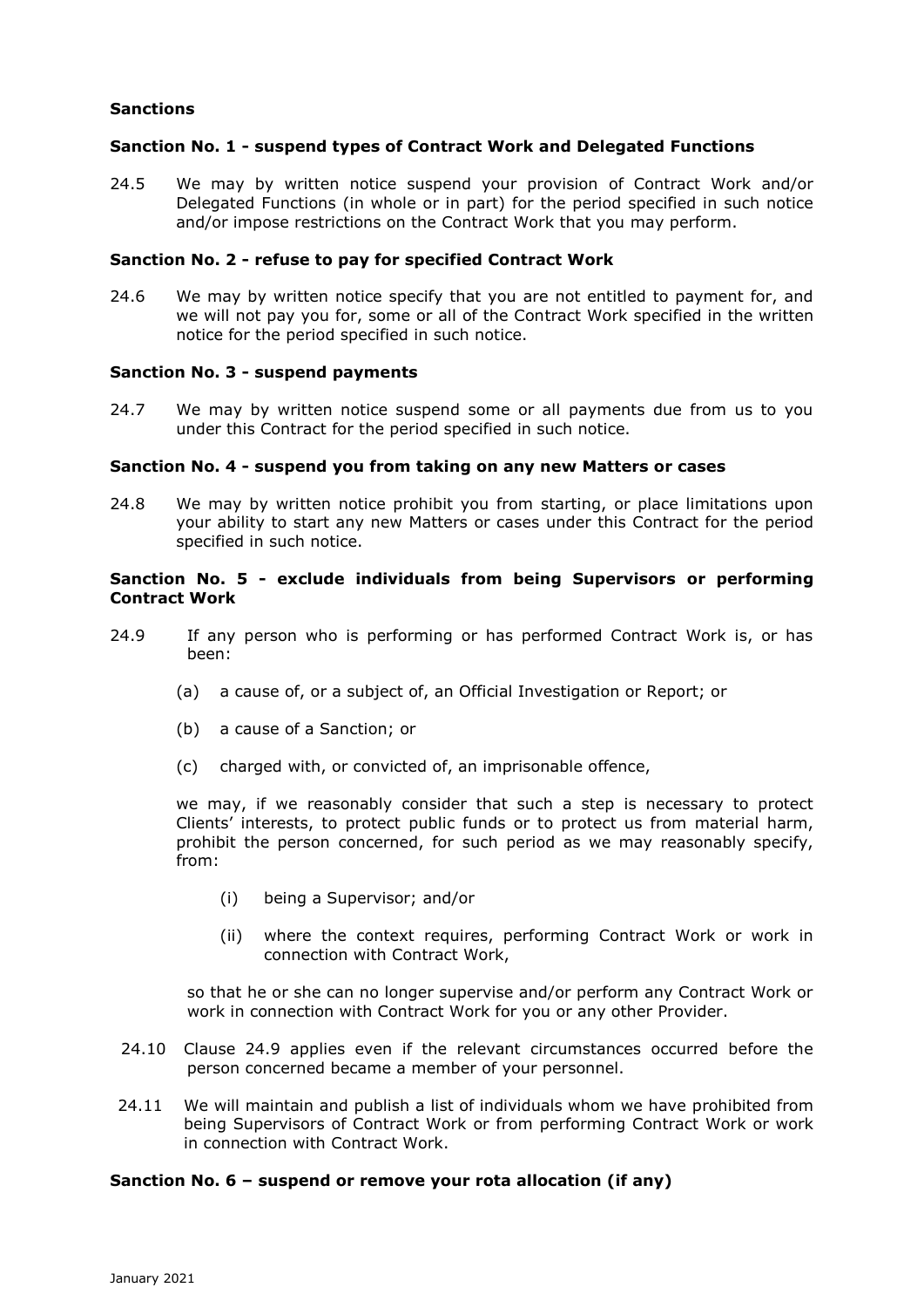**Sanctions**

**Sanction No. 1 - suspend types of Contract Work and Delegated Functions**

24.5 We may by written notice suspend your provision of Contract Work and/or Delegated Functions (in whole or in part) for the period specified in such notice and/or impose restrictions on the Contract Work that you may perform.

**Sanction No. 2 - refuse to pay for specified Contract Work**

24.6 We may by written notice specify that you are not entitled to payment for, and we will not pay you for, some or all of the Contract Work specified in the written notice for the period specified in such notice.

**Sanction No. 3 - suspend payments**

24.7 We may by written notice suspend some or all payments due from us to you under this Contract for the period specified in such notice.

**Sanction No. 4 - suspend you from taking on any new Matters or cases**

24.8 We may by written notice prohibit you from starting, or place limitations upon your ability to start any new Matters or cases under this Contract for the period specified in such notice.

**Sanction No. 5 - exclude individuals from being Supervisors or performing Contract Work**

24.9 If any person who is performing or has performed Contract Work is, or has been:

(a) a cause of, or a subject of, an Official Investigation or Report; or

(b) a cause of a Sanction; or

(c) charged with, or convicted of, an imprisonable offence,

we may, if we reasonably consider that such a step is necessary to protect Clients' interests, to protect public funds or to protect us from material harm, prohibit the person concerned, for such period as we may reasonably specify, from:

(i) being a Supervisor; and/or

(ii) where the context requires, performing Contract Work or work in connection with Contract Work,

so that he or she can no longer supervise and/or perform any Contract Work or work in connection with Contract Work for you or any other Provider.

24.10 Clause 24.9 applies even if the relevant circumstances occurred before the person concerned became a member of your personnel.

24.11 We will maintain and publish a list of individuals whom we have prohibited from being Supervisors of Contract Work or from performing Contract Work or work in connection with Contract Work.

**Sanction No. 6 – suspend or remove your rota allocation (if any)**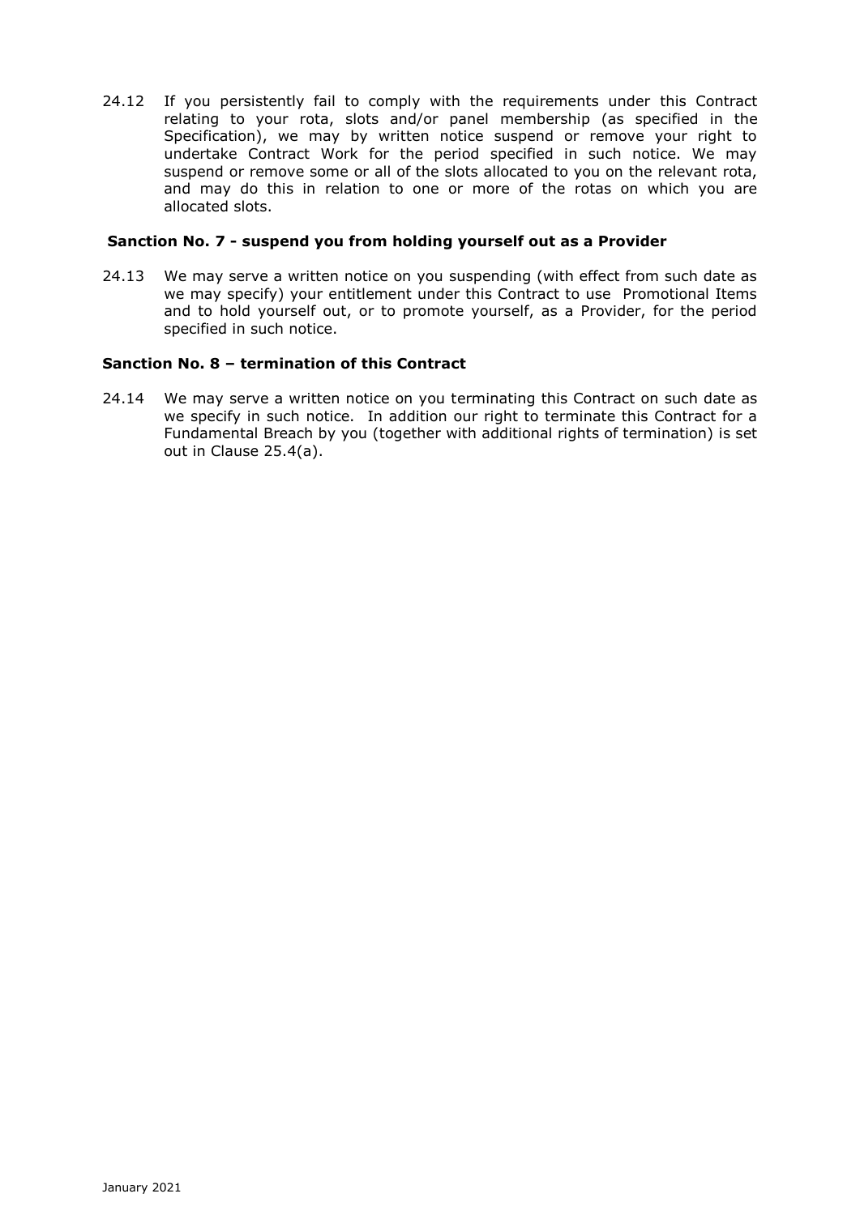24.12 If you persistently fail to comply with the requirements under this Contract relating to your rota, slots and/or panel membership (as specified in the Specification), we may by written notice suspend or remove your right to undertake Contract Work for the period specified in such notice. We may suspend or remove some or all of the slots allocated to you on the relevant rota, and may do this in relation to one or more of the rotas on which you are allocated slots.

**Sanction No. 7 - suspend you from holding yourself out as a Provider**

24.13 We may serve a written notice on you suspending (with effect from such date as we may specify) your entitlement under this Contract to use Promotional Items and to hold yourself out, or to promote yourself, as a Provider, for the period specified in such notice.

**Sanction No. 8 – termination of this Contract**

24.14 We may serve a written notice on you terminating this Contract on such date as we specify in such notice. In addition our right to terminate this Contract for a Fundamental Breach by you (together with additional rights of termination) is set out in Clause 25.4(a).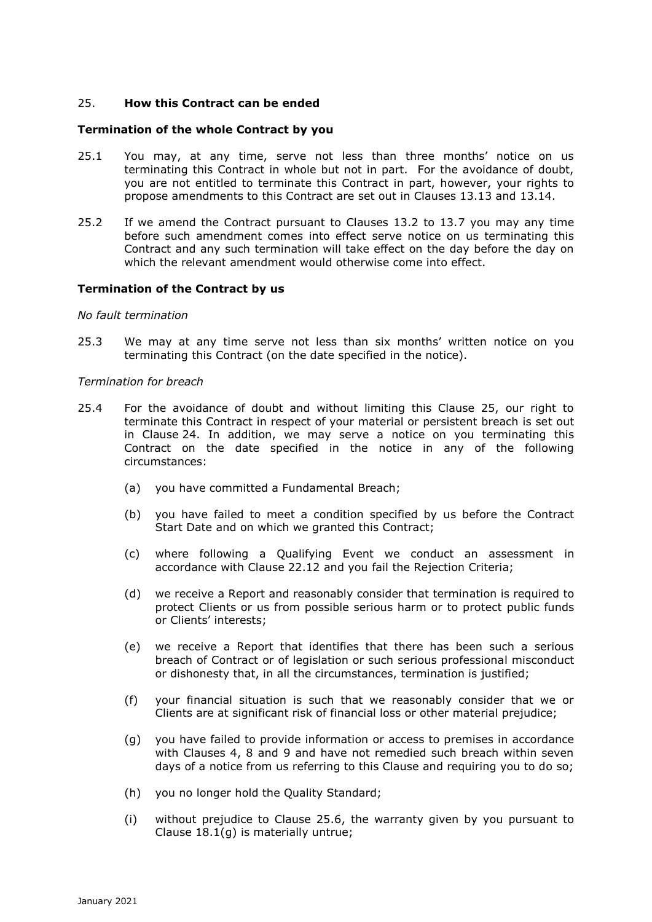## 25. **How this Contract can be ended**

### Termination of the whole Contract by you

25.1 You may, at any time, serve not less than three months' notice on us terminating this Contract in whole but not in part. For the avoidance of doubt, you are not entitled to terminate this Contract in part, however, your rights to propose amendments to this Contract are set out in Clauses 13.13 and 13.14.

25.2 If we amend the Contract pursuant to Clauses 13.2 to 13.7 you may any time before such amendment comes into effect serve notice on us terminating this Contract and any such termination will take effect on the day before the day on which the relevant amendment would otherwise come into effect.

### Termination of the Contract by us

*No fault termination*

25.3 We may at any time serve not less than six months' written notice on you terminating this Contract (on the date specified in the notice).

*Termination for breach*

25.4 For the avoidance of doubt and without limiting this Clause 25, our right to terminate this Contract in respect of your material or persistent breach is set out in Clause 24. In addition, we may serve a notice on you terminating this Contract on the date specified in the notice in any of the following circumstances:

(a) you have committed a Fundamental Breach;

(b) you have failed to meet a condition specified by us before the Contract Start Date and on which we granted this Contract;

(c) where following a Qualifying Event we conduct an assessment in accordance with Clause 22.12 and you fail the Rejection Criteria;

(d) we receive a Report and reasonably consider that termination is required to protect Clients or us from possible serious harm or to protect public funds or Clients' interests;

(e) we receive a Report that identifies that there has been such a serious breach of Contract or of legislation or such serious professional misconduct or dishonesty that, in all the circumstances, termination is justified;

(f) your financial situation is such that we reasonably consider that we or Clients are at significant risk of financial loss or other material prejudice;

(g) you have failed to provide information or access to premises in accordance with Clauses 4, 8 and 9 and have not remedied such breach within seven days of a notice from us referring to this Clause and requiring you to do so;

(h) you no longer hold the Quality Standard;

(i) without prejudice to Clause 25.6, the warranty given by you pursuant to Clause 18.1(g) is materially untrue;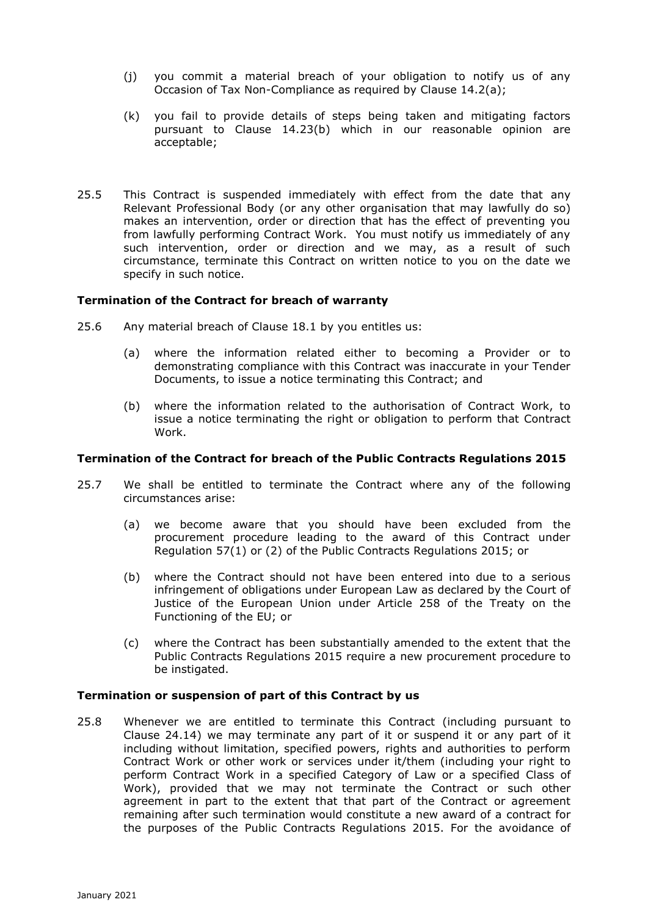(j) you commit a material breach of your obligation to notify us of any Occasion of Tax Non-Compliance as required by Clause 14.2(a);

(k) you fail to provide details of steps being taken and mitigating factors pursuant to Clause 14.23(b) which in our reasonable opinion are acceptable;

25.5 This Contract is suspended immediately with effect from the date that any Relevant Professional Body (or any other organisation that may lawfully do so) makes an intervention, order or direction that has the effect of preventing you from lawfully performing Contract Work. You must notify us immediately of any such intervention, order or direction and we may, as a result of such circumstance, terminate this Contract on written notice to you on the date we specify in such notice.

**Termination of the Contract for breach of warranty**

25.6 Any material breach of Clause 18.1 by you entitles us:

(a) where the information related either to becoming a Provider or to demonstrating compliance with this Contract was inaccurate in your Tender Documents, to issue a notice terminating this Contract; and

(b) where the information related to the authorisation of Contract Work, to issue a notice terminating the right or obligation to perform that Contract Work.

**Termination of the Contract for breach of the Public Contracts Regulations 2015**

25.7 We shall be entitled to terminate the Contract where any of the following circumstances arise:

(a) we become aware that you should have been excluded from the procurement procedure leading to the award of this Contract under Regulation 57(1) or (2) of the Public Contracts Regulations 2015; or

(b) where the Contract should not have been entered into due to a serious infringement of obligations under European Law as declared by the Court of Justice of the European Union under Article 258 of the Treaty on the Functioning of the EU; or

(c) where the Contract has been substantially amended to the extent that the Public Contracts Regulations 2015 require a new procurement procedure to be instigated.

**Termination or suspension of part of this Contract by us**

25.8 Whenever we are entitled to terminate this Contract (including pursuant to Clause 24.14) we may terminate any part of it or suspend it or any part of it including without limitation, specified powers, rights and authorities to perform Contract Work or other work or services under it/them (including your right to perform Contract Work in a specified Category of Law or a specified Class of Work), provided that we may not terminate the Contract or such other agreement in part to the extent that that part of the Contract or agreement remaining after such termination would constitute a new award of a contract for the purposes of the Public Contracts Regulations 2015. For the avoidance of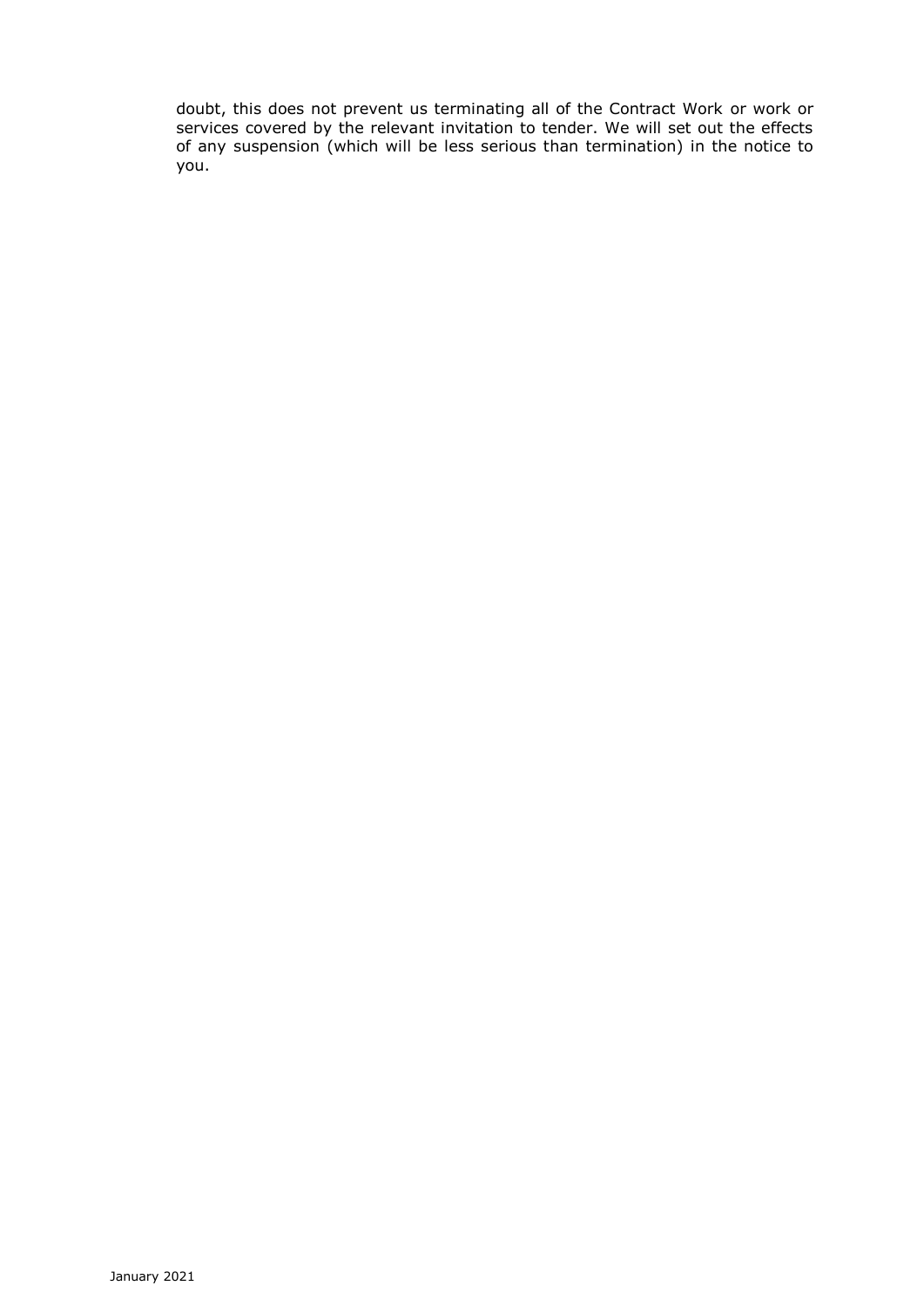doubt, this does not prevent us terminating all of the Contract Work or work or services covered by the relevant invitation to tender. We will set out the effects of any suspension (which will be less serious than termination) in the notice to you.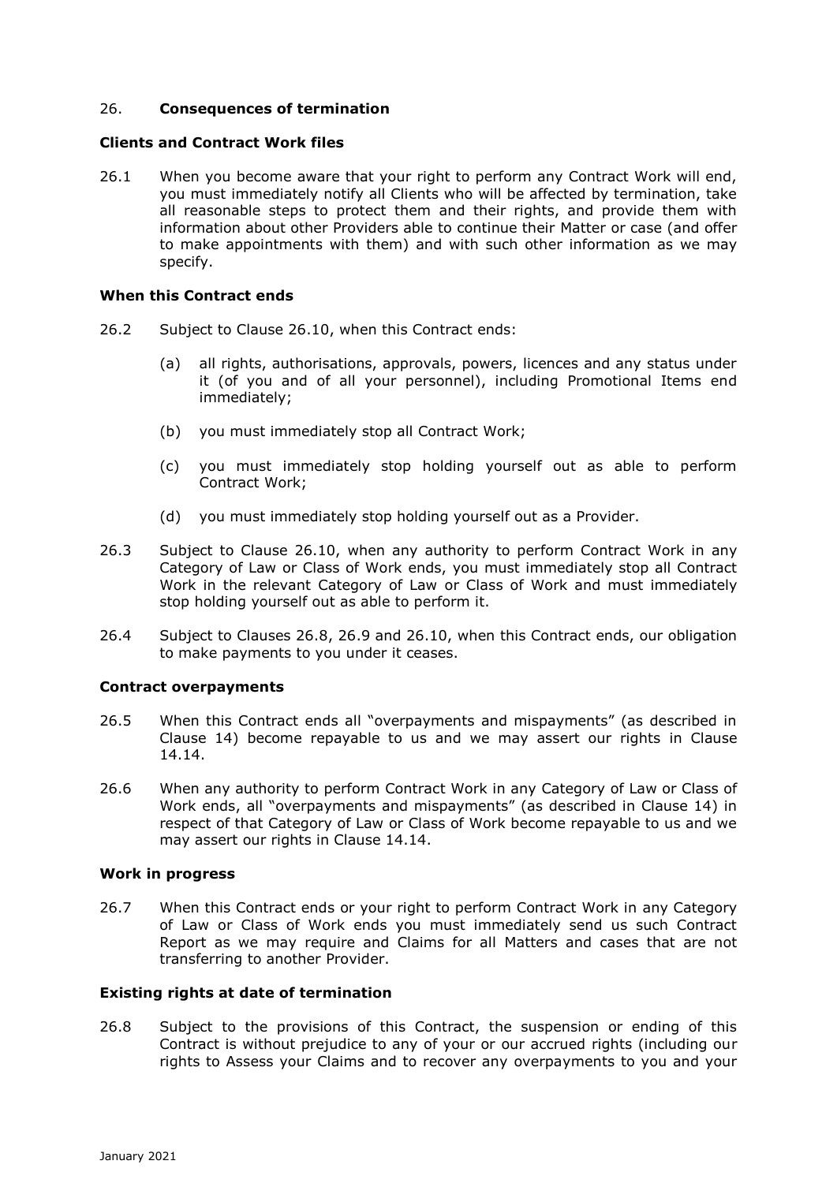## 26. **Consequences of termination**

**Clients and Contract Work files**

26.1 When you become aware that your right to perform any Contract Work will end, you must immediately notify all Clients who will be affected by termination, take all reasonable steps to protect them and their rights, and provide them with information about other Providers able to continue their Matter or case (and offer to make appointments with them) and with such other information as we may specify.

**When this Contract ends**

26.2 Subject to Clause 26.10, when this Contract ends:

(a) all rights, authorisations, approvals, powers, licences and any status under it (of you and of all your personnel), including Promotional Items end immediately;

(b) you must immediately stop all Contract Work;

(c) you must immediately stop holding yourself out as able to perform Contract Work;

(d) you must immediately stop holding yourself out as a Provider.

26.3 Subject to Clause 26.10, when any authority to perform Contract Work in any Category of Law or Class of Work ends, you must immediately stop all Contract Work in the relevant Category of Law or Class of Work and must immediately stop holding yourself out as able to perform it.

26.4 Subject to Clauses 26.8, 26.9 and 26.10, when this Contract ends, our obligation to make payments to you under it ceases.

**Contract overpayments**

26.5 When this Contract ends all "overpayments and mispayments" (as described in Clause 14) become repayable to us and we may assert our rights in Clause 14.14.

26.6 When any authority to perform Contract Work in any Category of Law or Class of Work ends, all "overpayments and mispayments" (as described in Clause 14) in respect of that Category of Law or Class of Work become repayable to us and we may assert our rights in Clause 14.14.

**Work in progress**

26.7 When this Contract ends or your right to perform Contract Work in any Category of Law or Class of Work ends you must immediately send us such Contract Report as we may require and Claims for all Matters and cases that are not transferring to another Provider.

**Existing rights at date of termination**

26.8 Subject to the provisions of this Contract, the suspension or ending of this Contract is without prejudice to any of your or our accrued rights (including our rights to Assess your Claims and to recover any overpayments to you and your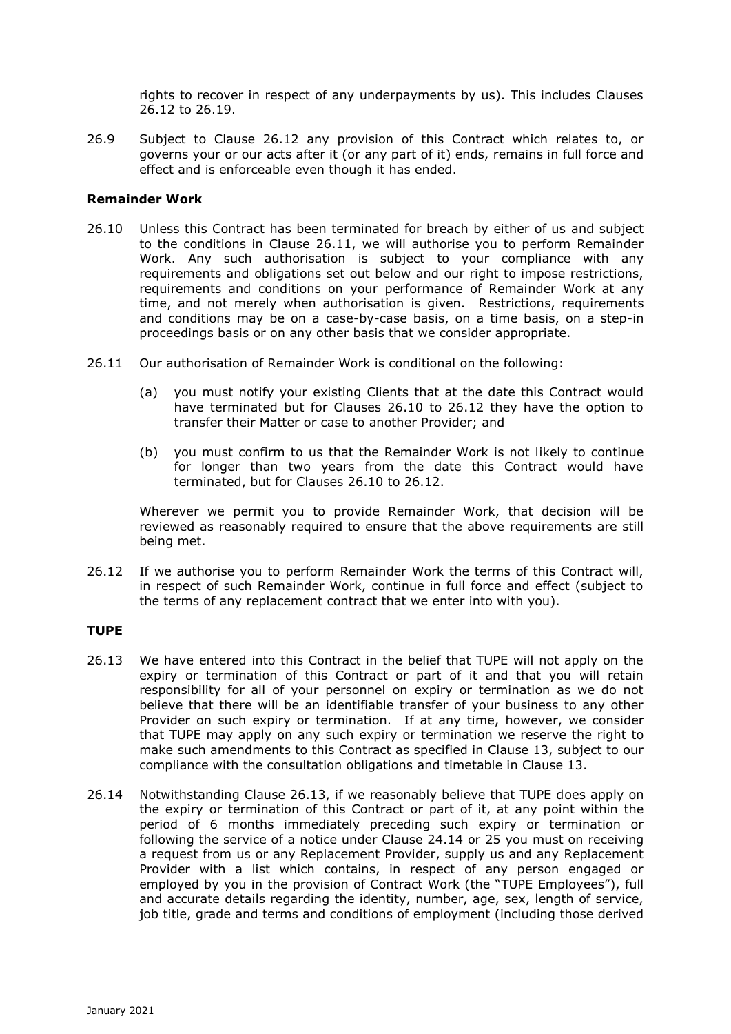rights to recover in respect of any underpayments by us). This includes Clauses 26.12 to 26.19.

26.9 Subject to Clause 26.12 any provision of this Contract which relates to, or governs your or our acts after it (or any part of it) ends, remains in full force and effect and is enforceable even though it has ended.

**Remainder Work**

26.10 Unless this Contract has been terminated for breach by either of us and subject to the conditions in Clause 26.11, we will authorise you to perform Remainder Work. Any such authorisation is subject to your compliance with any requirements and obligations set out below and our right to impose restrictions, requirements and conditions on your performance of Remainder Work at any time, and not merely when authorisation is given. Restrictions, requirements and conditions may be on a case-by-case basis, on a time basis, on a step-in proceedings basis or on any other basis that we consider appropriate.

26.11 Our authorisation of Remainder Work is conditional on the following:

(a) you must notify your existing Clients that at the date this Contract would have terminated but for Clauses 26.10 to 26.12 they have the option to transfer their Matter or case to another Provider; and

(b) you must confirm to us that the Remainder Work is not likely to continue for longer than two years from the date this Contract would have terminated, but for Clauses 26.10 to 26.12.

Wherever we permit you to provide Remainder Work, that decision will be reviewed as reasonably required to ensure that the above requirements are still being met.

26.12 If we authorise you to perform Remainder Work the terms of this Contract will, in respect of such Remainder Work, continue in full force and effect (subject to the terms of any replacement contract that we enter into with you).

**TUPE**

26.13 We have entered into this Contract in the belief that TUPE will not apply on the expiry or termination of this Contract or part of it and that you will retain responsibility for all of your personnel on expiry or termination as we do not believe that there will be an identifiable transfer of your business to any other Provider on such expiry or termination. If at any time, however, we consider that TUPE may apply on any such expiry or termination we reserve the right to make such amendments to this Contract as specified in Clause 13, subject to our compliance with the consultation obligations and timetable in Clause 13.

26.14 Notwithstanding Clause 26.13, if we reasonably believe that TUPE does apply on the expiry or termination of this Contract or part of it, at any point within the period of 6 months immediately preceding such expiry or termination or following the service of a notice under Clause 24.14 or 25 you must on receiving a request from us or any Replacement Provider, supply us and any Replacement Provider with a list which contains, in respect of any person engaged or employed by you in the provision of Contract Work (the "TUPE Employees"), full and accurate details regarding the identity, number, age, sex, length of service, job title, grade and terms and conditions of employment (including those derived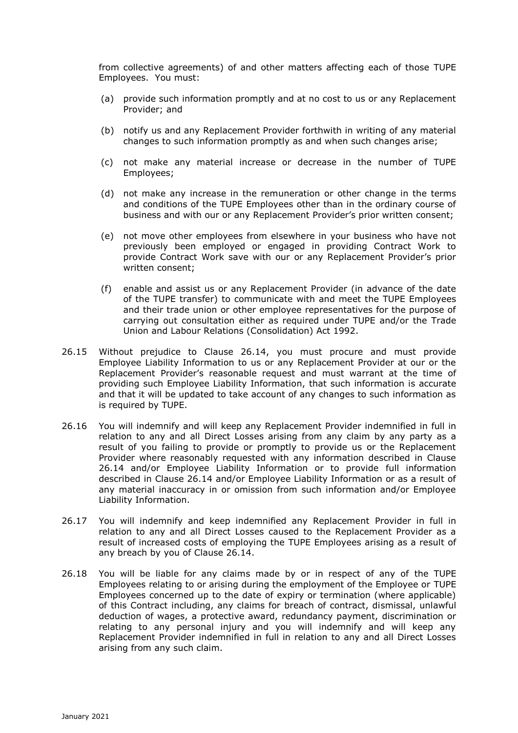from collective agreements) of and other matters affecting each of those TUPE Employees. You must:

(a) provide such information promptly and at no cost to us or any Replacement Provider; and

(b) notify us and any Replacement Provider forthwith in writing of any material changes to such information promptly as and when such changes arise;

(c) not make any material increase or decrease in the number of TUPE Employees;

(d) not make any increase in the remuneration or other change in the terms and conditions of the TUPE Employees other than in the ordinary course of business and with our or any Replacement Provider's prior written consent;

(e) not move other employees from elsewhere in your business who have not previously been employed or engaged in providing Contract Work to provide Contract Work save with our or any Replacement Provider's prior written consent;

(f) enable and assist us or any Replacement Provider (in advance of the date of the TUPE transfer) to communicate with and meet the TUPE Employees and their trade union or other employee representatives for the purpose of carrying out consultation either as required under TUPE and/or the Trade Union and Labour Relations (Consolidation) Act 1992.

26.15 Without prejudice to Clause 26.14, you must procure and must provide Employee Liability Information to us or any Replacement Provider at our or the Replacement Provider's reasonable request and must warrant at the time of providing such Employee Liability Information, that such information is accurate and that it will be updated to take account of any changes to such information as is required by TUPE.

26.16 You will indemnify and will keep any Replacement Provider indemnified in full in relation to any and all Direct Losses arising from any claim by any party as a result of you failing to provide or promptly to provide us or the Replacement Provider where reasonably requested with any information described in Clause 26.14 and/or Employee Liability Information or to provide full information described in Clause 26.14 and/or Employee Liability Information or as a result of any material inaccuracy in or omission from such information and/or Employee Liability Information.

26.17 You will indemnify and keep indemnified any Replacement Provider in full in relation to any and all Direct Losses caused to the Replacement Provider as a result of increased costs of employing the TUPE Employees arising as a result of any breach by you of Clause 26.14.

26.18 You will be liable for any claims made by or in respect of any of the TUPE Employees relating to or arising during the employment of the Employee or TUPE Employees concerned up to the date of expiry or termination (where applicable) of this Contract including, any claims for breach of contract, dismissal, unlawful deduction of wages, a protective award, redundancy payment, discrimination or relating to any personal injury and you will indemnify and will keep any Replacement Provider indemnified in full in relation to any and all Direct Losses arising from any such claim.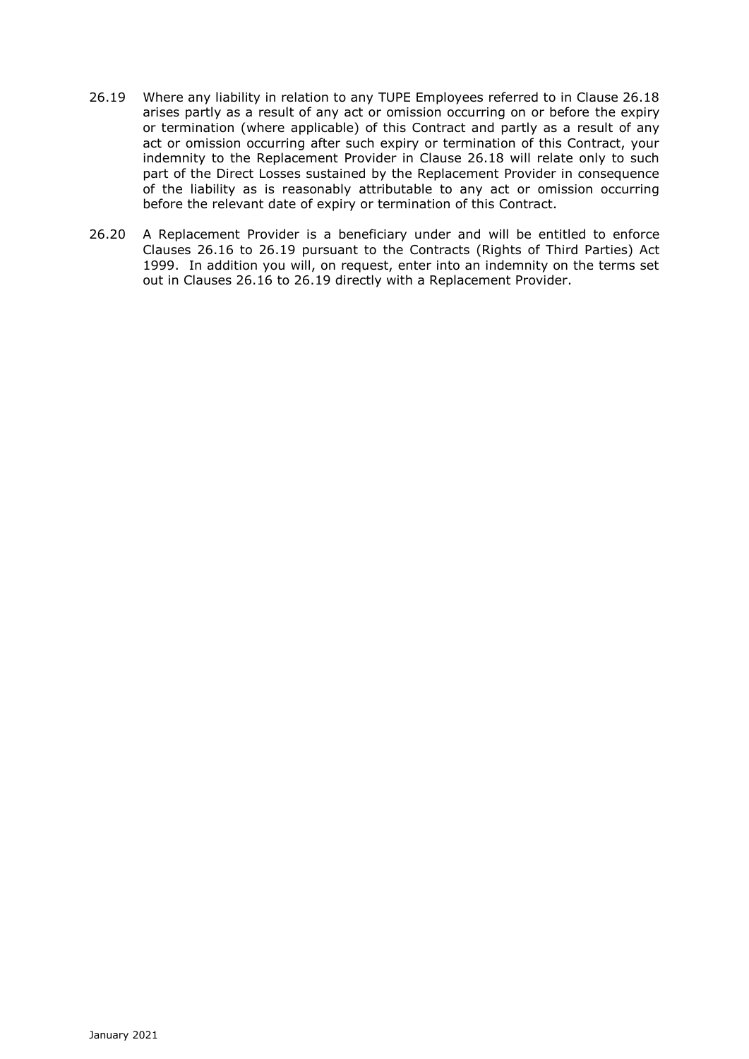26.19 Where any liability in relation to any TUPE Employees referred to in Clause 26.18 arises partly as a result of any act or omission occurring on or before the expiry or termination (where applicable) of this Contract and partly as a result of any act or omission occurring after such expiry or termination of this Contract, your indemnity to the Replacement Provider in Clause 26.18 will relate only to such part of the Direct Losses sustained by the Replacement Provider in consequence of the liability as is reasonably attributable to any act or omission occurring before the relevant date of expiry or termination of this Contract.

26.20 A Replacement Provider is a beneficiary under and will be entitled to enforce Clauses 26.16 to 26.19 pursuant to the Contracts (Rights of Third Parties) Act 1999. In addition you will, on request, enter into an indemnity on the terms set out in Clauses 26.16 to 26.19 directly with a Replacement Provider.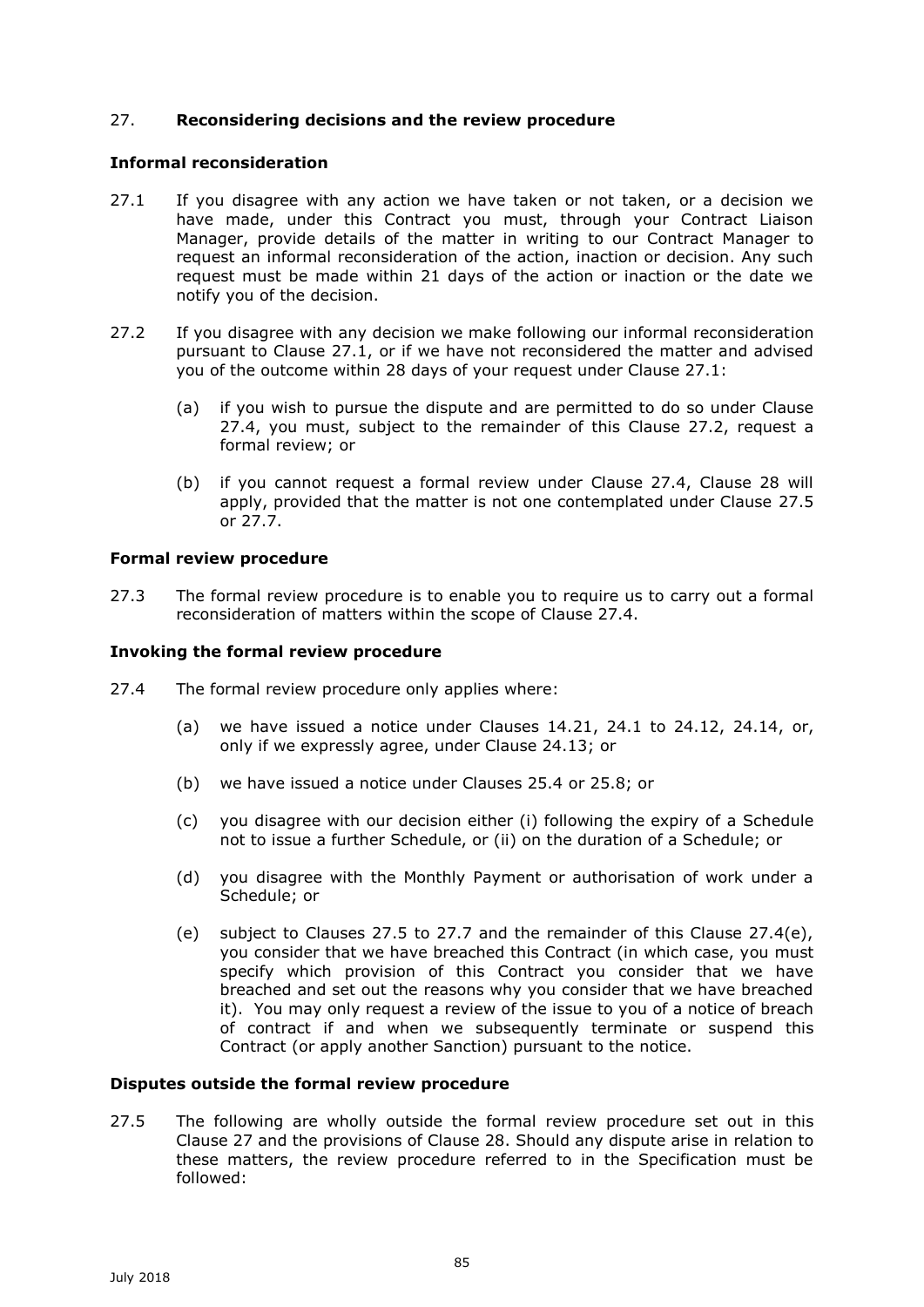## 27. Reconsidering decisions and the review procedure

### Informal reconsideration

27.1 If you disagree with any action we have taken or not taken, or a decision we have made, under this Contract you must, through your Contract Liaison Manager, provide details of the matter in writing to our Contract Manager to request an informal reconsideration of the action, inaction or decision. Any such request must be made within 21 days of the action or inaction or the date we notify you of the decision.

27.2 If you disagree with any decision we make following our informal reconsideration pursuant to Clause 27.1, or if we have not reconsidered the matter and advised you of the outcome within 28 days of your request under Clause 27.1:

- (a) if you wish to pursue the dispute and are permitted to do so under Clause 27.4, you must, subject to the remainder of this Clause 27.2, request a formal review; or
- (b) if you cannot request a formal review under Clause 27.4, Clause 28 will apply, provided that the matter is not one contemplated under Clause 27.5 or 27.7.

### Formal review procedure

27.3 The formal review procedure is to enable you to require us to carry out a formal reconsideration of matters within the scope of Clause 27.4.

### Invoking the formal review procedure

27.4 The formal review procedure only applies where:

- (a) we have issued a notice under Clauses 14.21, 24.1 to 24.12, 24.14, or, only if we expressly agree, under Clause 24.13; or
- (b) we have issued a notice under Clauses 25.4 or 25.8; or
- (c) you disagree with our decision either (i) following the expiry of a Schedule not to issue a further Schedule, or (ii) on the duration of a Schedule; or
- (d) you disagree with the Monthly Payment or authorisation of work under a Schedule; or
- (e) subject to Clauses 27.5 to 27.7 and the remainder of this Clause 27.4(e), you consider that we have breached this Contract (in which case, you must specify which provision of this Contract you consider that we have breached and set out the reasons why you consider that we have breached it). You may only request a review of the issue to you of a notice of breach of contract if and when we subsequently terminate or suspend this Contract (or apply another Sanction) pursuant to the notice.

### Disputes outside the formal review procedure

27.5 The following are wholly outside the formal review procedure set out in this Clause 27 and the provisions of Clause 28. Should any dispute arise in relation to these matters, the review procedure referred to in the Specification must be followed: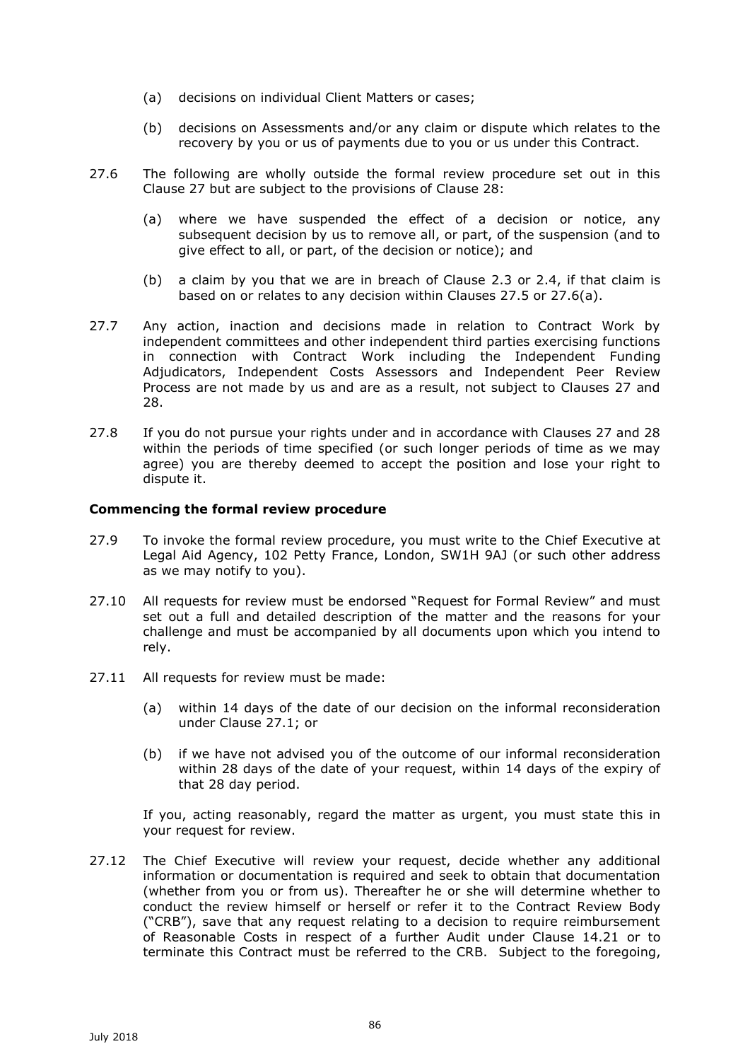(a) decisions on individual Client Matters or cases;

(b) decisions on Assessments and/or any claim or dispute which relates to the recovery by you or us of payments due to you or us under this Contract.

27.6 The following are wholly outside the formal review procedure set out in this Clause 27 but are subject to the provisions of Clause 28:

(a) where we have suspended the effect of a decision or notice, any subsequent decision by us to remove all, or part, of the suspension (and to give effect to all, or part, of the decision or notice); and

(b) a claim by you that we are in breach of Clause 2.3 or 2.4, if that claim is based on or relates to any decision within Clauses 27.5 or 27.6(a).

27.7 Any action, inaction and decisions made in relation to Contract Work by independent committees and other independent third parties exercising functions in connection with Contract Work including the Independent Funding Adjudicators, Independent Costs Assessors and Independent Peer Review Process are not made by us and are as a result, not subject to Clauses 27 and 28.

27.8 If you do not pursue your rights under and in accordance with Clauses 27 and 28 within the periods of time specified (or such longer periods of time as we may agree) you are thereby deemed to accept the position and lose your right to dispute it.

**Commencing the formal review procedure**

27.9 To invoke the formal review procedure, you must write to the Chief Executive at Legal Aid Agency, 102 Petty France, London, SW1H 9AJ (or such other address as we may notify to you).

27.10 All requests for review must be endorsed "Request for Formal Review" and must set out a full and detailed description of the matter and the reasons for your challenge and must be accompanied by all documents upon which you intend to rely.

27.11 All requests for review must be made:

(a) within 14 days of the date of our decision on the informal reconsideration under Clause 27.1; or

(b) if we have not advised you of the outcome of our informal reconsideration within 28 days of the date of your request, within 14 days of the expiry of that 28 day period.

If you, acting reasonably, regard the matter as urgent, you must state this in your request for review.

27.12 The Chief Executive will review your request, decide whether any additional information or documentation is required and seek to obtain that documentation (whether from you or from us). Thereafter he or she will determine whether to conduct the review himself or herself or refer it to the Contract Review Body ("CRB"), save that any request relating to a decision to require reimbursement of Reasonable Costs in respect of a further Audit under Clause 14.21 or to terminate this Contract must be referred to the CRB. Subject to the foregoing,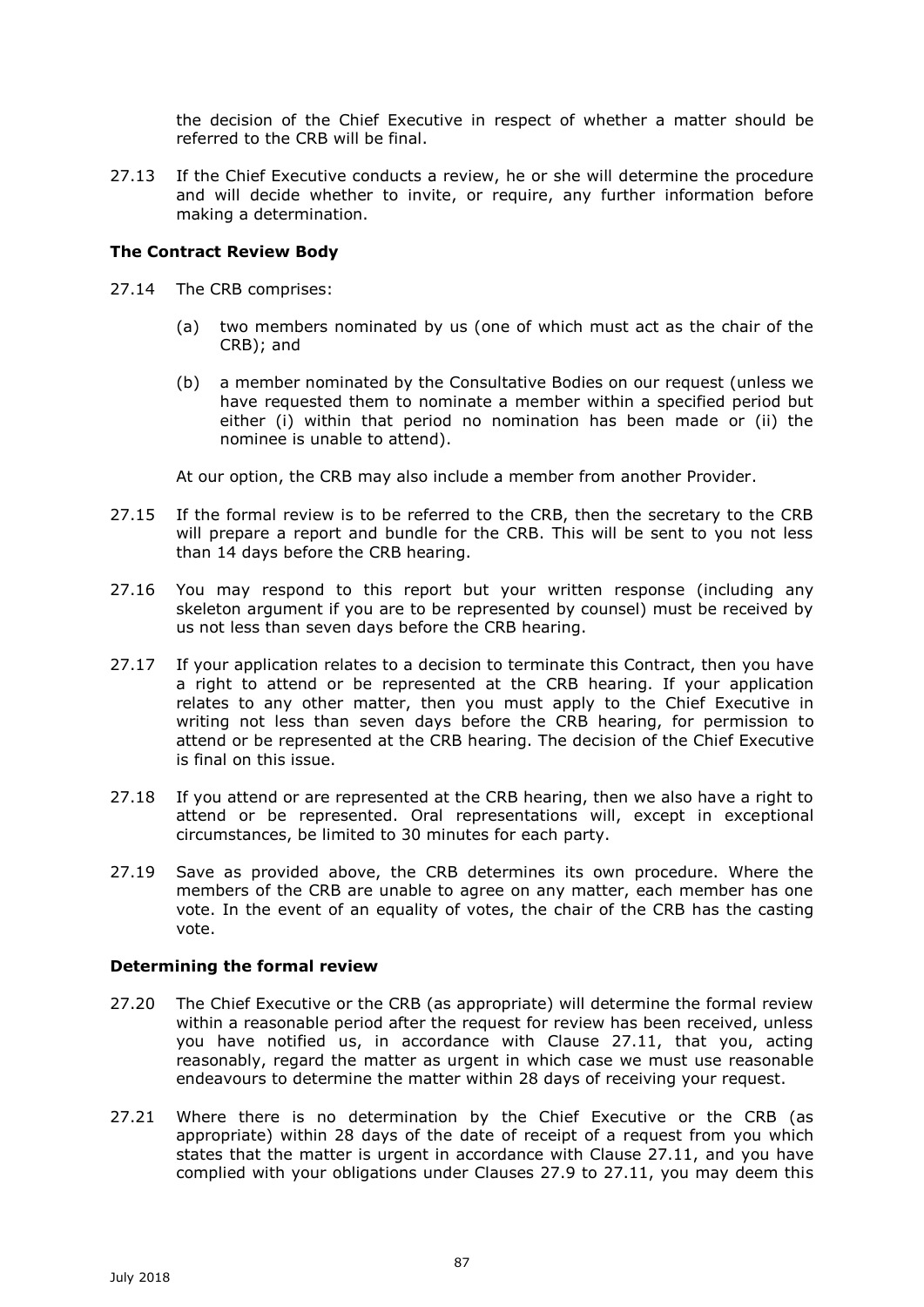the decision of the Chief Executive in respect of whether a matter should be referred to the CRB will be final.

27.13 If the Chief Executive conducts a review, he or she will determine the procedure and will decide whether to invite, or require, any further information before making a determination.

**The Contract Review Body**

27.14 The CRB comprises:

(a) two members nominated by us (one of which must act as the chair of the CRB); and

(b) a member nominated by the Consultative Bodies on our request (unless we have requested them to nominate a member within a specified period but either (i) within that period no nomination has been made or (ii) the nominee is unable to attend).

At our option, the CRB may also include a member from another Provider.

27.15 If the formal review is to be referred to the CRB, then the secretary to the CRB will prepare a report and bundle for the CRB. This will be sent to you not less than 14 days before the CRB hearing.

27.16 You may respond to this report but your written response (including any skeleton argument if you are to be represented by counsel) must be received by us not less than seven days before the CRB hearing.

27.17 If your application relates to a decision to terminate this Contract, then you have a right to attend or be represented at the CRB hearing. If your application relates to any other matter, then you must apply to the Chief Executive in writing not less than seven days before the CRB hearing, for permission to attend or be represented at the CRB hearing. The decision of the Chief Executive is final on this issue.

27.18 If you attend or are represented at the CRB hearing, then we also have a right to attend or be represented. Oral representations will, except in exceptional circumstances, be limited to 30 minutes for each party.

27.19 Save as provided above, the CRB determines its own procedure. Where the members of the CRB are unable to agree on any matter, each member has one vote. In the event of an equality of votes, the chair of the CRB has the casting vote.

**Determining the formal review**

27.20 The Chief Executive or the CRB (as appropriate) will determine the formal review within a reasonable period after the request for review has been received, unless you have notified us, in accordance with Clause 27.11, that you, acting reasonably, regard the matter as urgent in which case we must use reasonable endeavours to determine the matter within 28 days of receiving your request.

27.21 Where there is no determination by the Chief Executive or the CRB (as appropriate) within 28 days of the date of receipt of a request from you which states that the matter is urgent in accordance with Clause 27.11, and you have complied with your obligations under Clauses 27.9 to 27.11, you may deem this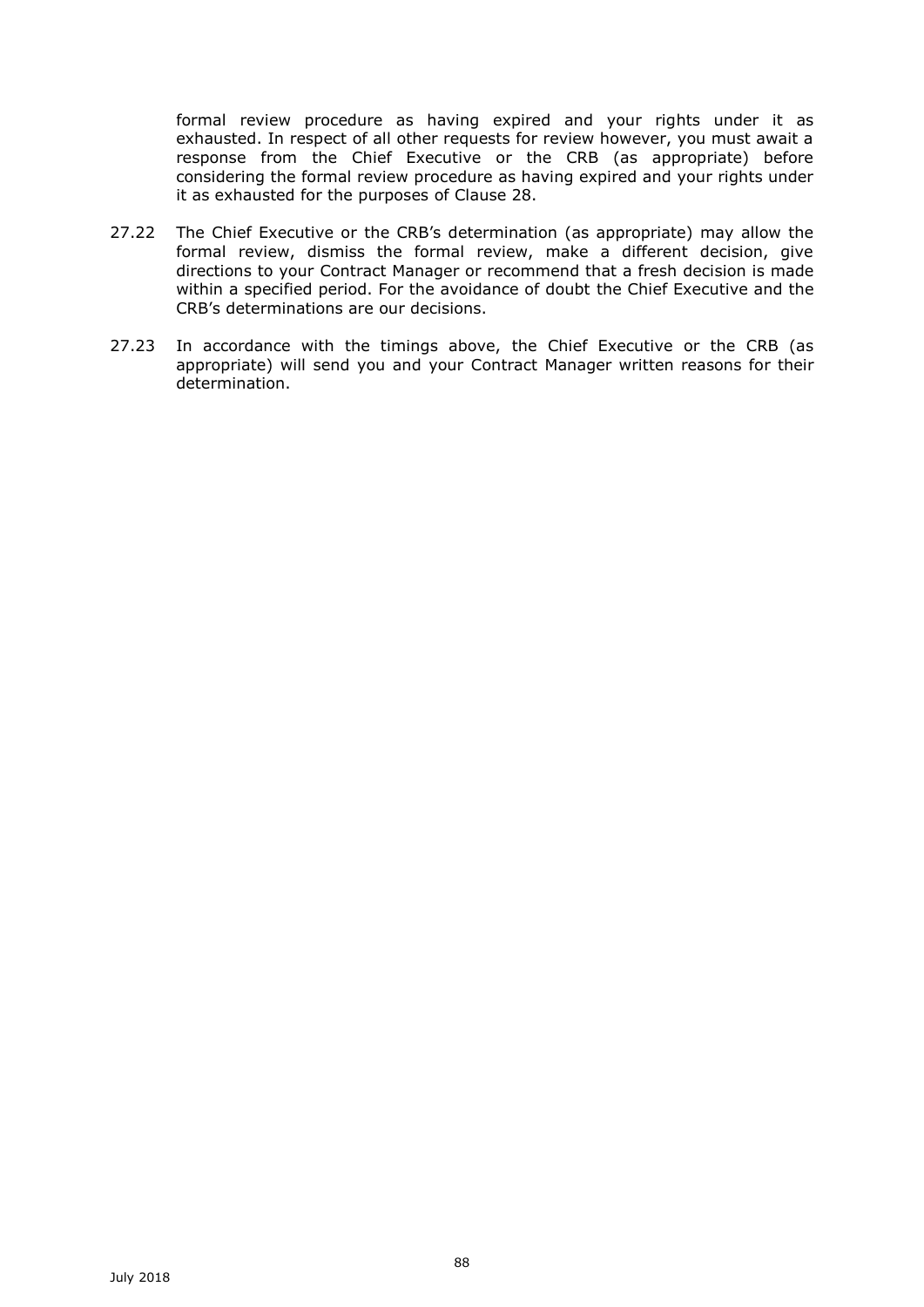formal review procedure as having expired and your rights under it as exhausted. In respect of all other requests for review however, you must await a response from the Chief Executive or the CRB (as appropriate) before considering the formal review procedure as having expired and your rights under it as exhausted for the purposes of Clause 28.

27.22 The Chief Executive or the CRB's determination (as appropriate) may allow the formal review, dismiss the formal review, make a different decision, give directions to your Contract Manager or recommend that a fresh decision is made within a specified period. For the avoidance of doubt the Chief Executive and the CRB's determinations are our decisions.

27.23 In accordance with the timings above, the Chief Executive or the CRB (as appropriate) will send you and your Contract Manager written reasons for their determination.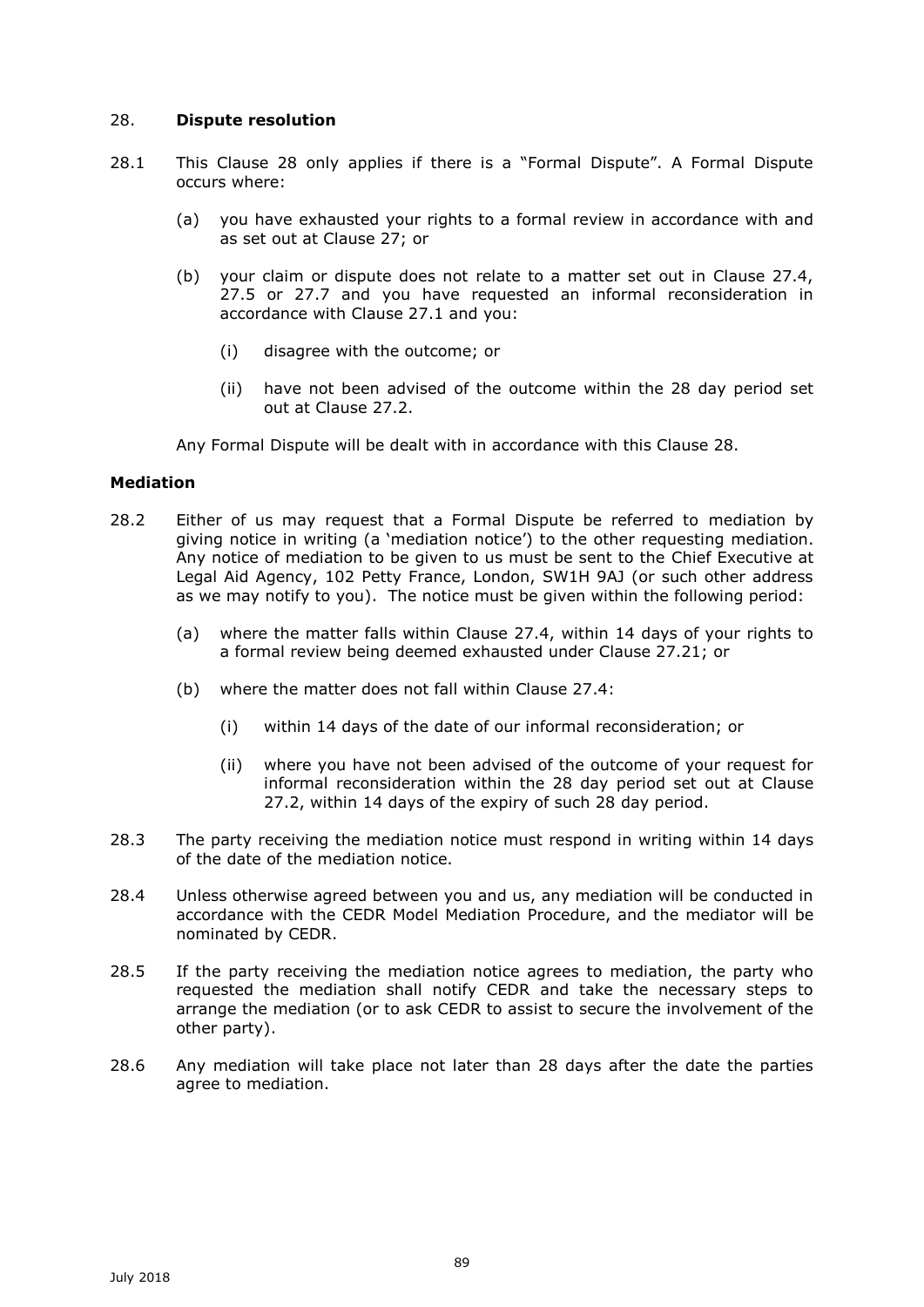## 28. **Dispute resolution**

28.1 This Clause 28 only applies if there is a "Formal Dispute". A Formal Dispute occurs where:

(a) you have exhausted your rights to a formal review in accordance with and as set out at Clause 27; or

(b) your claim or dispute does not relate to a matter set out in Clause 27.4, 27.5 or 27.7 and you have requested an informal reconsideration in accordance with Clause 27.1 and you:

(i) disagree with the outcome; or

(ii) have not been advised of the outcome within the 28 day period set out at Clause 27.2.

Any Formal Dispute will be dealt with in accordance with this Clause 28.

### **Mediation**

28.2 Either of us may request that a Formal Dispute be referred to mediation by giving notice in writing (a 'mediation notice') to the other requesting mediation. Any notice of mediation to be given to us must be sent to the Chief Executive at Legal Aid Agency, 102 Petty France, London, SW1H 9AJ (or such other address as we may notify to you). The notice must be given within the following period:

(a) where the matter falls within Clause 27.4, within 14 days of your rights to a formal review being deemed exhausted under Clause 27.21; or

(b) where the matter does not fall within Clause 27.4:

(i) within 14 days of the date of our informal reconsideration; or

(ii) where you have not been advised of the outcome of your request for informal reconsideration within the 28 day period set out at Clause 27.2, within 14 days of the expiry of such 28 day period.

28.3 The party receiving the mediation notice must respond in writing within 14 days of the date of the mediation notice.

28.4 Unless otherwise agreed between you and us, any mediation will be conducted in accordance with the CEDR Model Mediation Procedure, and the mediator will be nominated by CEDR.

28.5 If the party receiving the mediation notice agrees to mediation, the party who requested the mediation shall notify CEDR and take the necessary steps to arrange the mediation (or to ask CEDR to assist to secure the involvement of the other party).

28.6 Any mediation will take place not later than 28 days after the date the parties agree to mediation.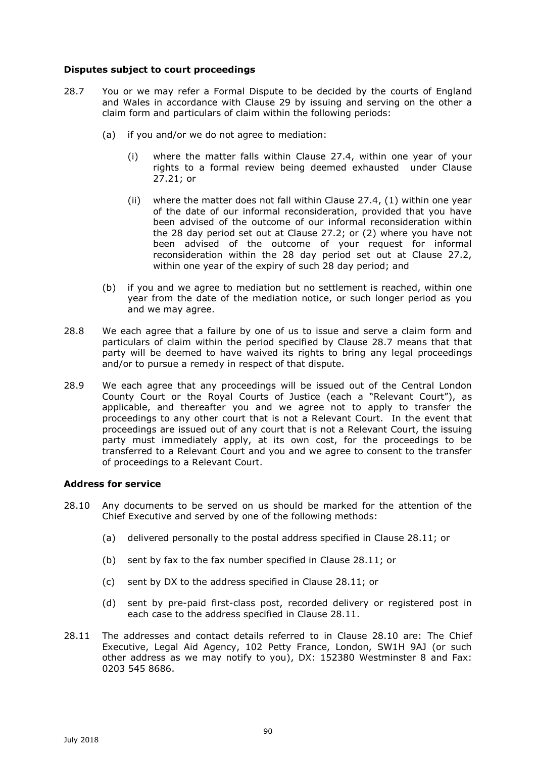**Disputes subject to court proceedings**

28.7 You or we may refer a Formal Dispute to be decided by the courts of England and Wales in accordance with Clause 29 by issuing and serving on the other a claim form and particulars of claim within the following periods:

(a) if you and/or we do not agree to mediation:

(i) where the matter falls within Clause 27.4, within one year of your rights to a formal review being deemed exhausted under Clause 27.21; or

(ii) where the matter does not fall within Clause 27.4, (1) within one year of the date of our informal reconsideration, provided that you have been advised of the outcome of our informal reconsideration within the 28 day period set out at Clause 27.2; or (2) where you have not been advised of the outcome of your request for informal reconsideration within the 28 day period set out at Clause 27.2, within one year of the expiry of such 28 day period; and

(b) if you and we agree to mediation but no settlement is reached, within one year from the date of the mediation notice, or such longer period as you and we may agree.

28.8 We each agree that a failure by one of us to issue and serve a claim form and particulars of claim within the period specified by Clause 28.7 means that that party will be deemed to have waived its rights to bring any legal proceedings and/or to pursue a remedy in respect of that dispute.

28.9 We each agree that any proceedings will be issued out of the Central London County Court or the Royal Courts of Justice (each a "Relevant Court"), as applicable, and thereafter you and we agree not to apply to transfer the proceedings to any other court that is not a Relevant Court. In the event that proceedings are issued out of any court that is not a Relevant Court, the issuing party must immediately apply, at its own cost, for the proceedings to be transferred to a Relevant Court and you and we agree to consent to the transfer of proceedings to a Relevant Court.

**Address for service**

28.10 Any documents to be served on us should be marked for the attention of the Chief Executive and served by one of the following methods:

(a) delivered personally to the postal address specified in Clause 28.11; or

(b) sent by fax to the fax number specified in Clause 28.11; or

(c) sent by DX to the address specified in Clause 28.11; or

(d) sent by pre-paid first-class post, recorded delivery or registered post in each case to the address specified in Clause 28.11.

28.11 The addresses and contact details referred to in Clause 28.10 are: The Chief Executive, Legal Aid Agency, 102 Petty France, London, SW1H 9AJ (or such other address as we may notify to you), DX: 152380 Westminster 8 and Fax: 0203 545 8686.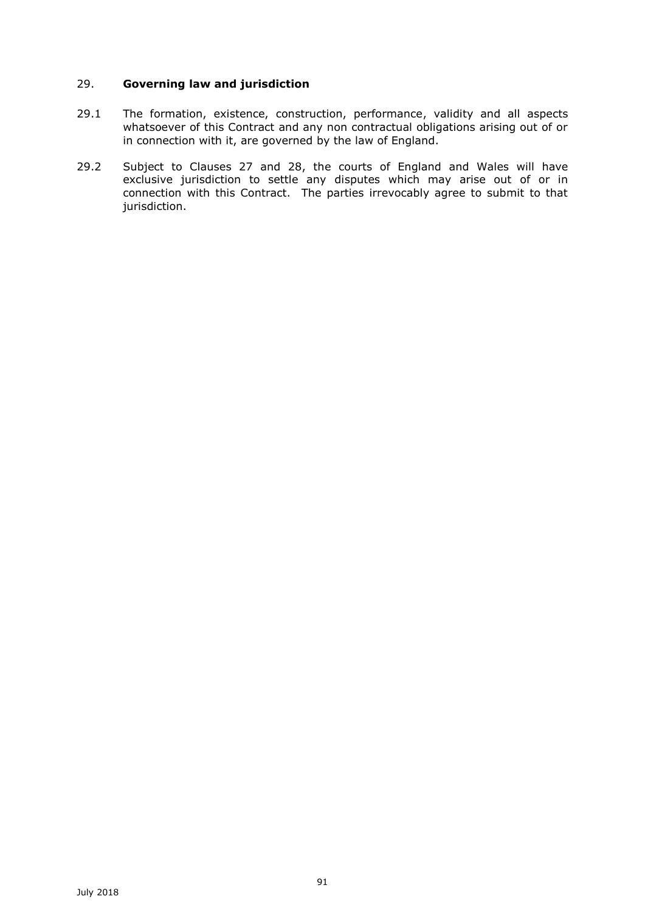## 29. **Governing law and jurisdiction**

29.1 The formation, existence, construction, performance, validity and all aspects whatsoever of this Contract and any non contractual obligations arising out of or in connection with it, are governed by the law of England.

29.2 Subject to Clauses 27 and 28, the courts of England and Wales will have exclusive jurisdiction to settle any disputes which may arise out of or in connection with this Contract. The parties irrevocably agree to submit to that jurisdiction.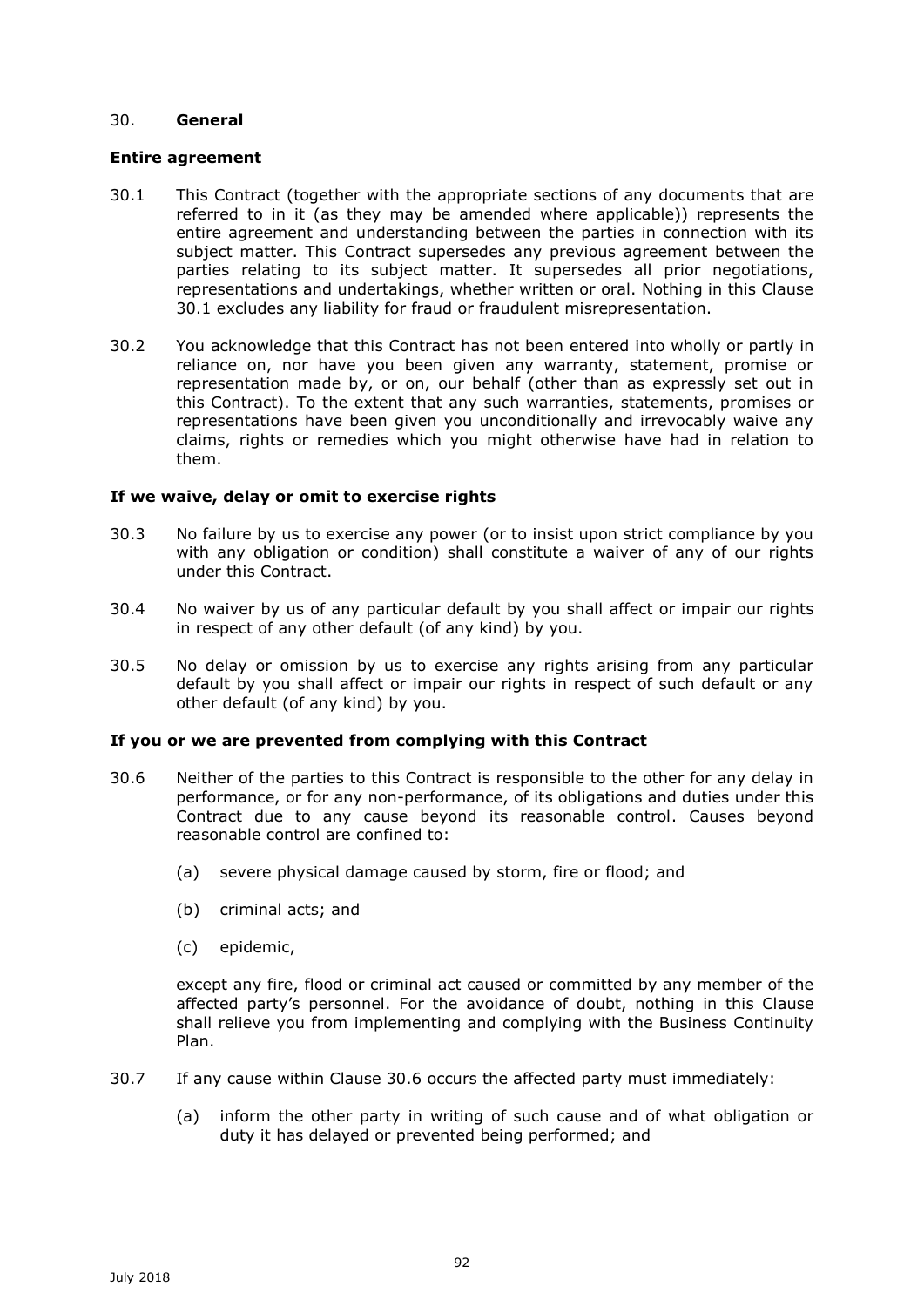## 30. **General**

### Entire agreement

30.1 This Contract (together with the appropriate sections of any documents that are referred to in it (as they may be amended where applicable)) represents the entire agreement and understanding between the parties in connection with its subject matter. This Contract supersedes any previous agreement between the parties relating to its subject matter. It supersedes all prior negotiations, representations and undertakings, whether written or oral. Nothing in this Clause 30.1 excludes any liability for fraud or fraudulent misrepresentation.

30.2 You acknowledge that this Contract has not been entered into wholly or partly in reliance on, nor have you been given any warranty, statement, promise or representation made by, or on, our behalf (other than as expressly set out in this Contract). To the extent that any such warranties, statements, promises or representations have been given you unconditionally and irrevocably waive any claims, rights or remedies which you might otherwise have had in relation to them.

### If we waive, delay or omit to exercise rights

30.3 No failure by us to exercise any power (or to insist upon strict compliance by you with any obligation or condition) shall constitute a waiver of any of our rights under this Contract.

30.4 No waiver by us of any particular default by you shall affect or impair our rights in respect of any other default (of any kind) by you.

30.5 No delay or omission by us to exercise any rights arising from any particular default by you shall affect or impair our rights in respect of such default or any other default (of any kind) by you.

### If you or we are prevented from complying with this Contract

30.6 Neither of the parties to this Contract is responsible to the other for any delay in performance, or for any non-performance, of its obligations and duties under this Contract due to any cause beyond its reasonable control. Causes beyond reasonable control are confined to:

(a) severe physical damage caused by storm, fire or flood; and

(b) criminal acts; and

(c) epidemic,

except any fire, flood or criminal act caused or committed by any member of the affected party's personnel. For the avoidance of doubt, nothing in this Clause shall relieve you from implementing and complying with the Business Continuity Plan.

30.7 If any cause within Clause 30.6 occurs the affected party must immediately:

(a) inform the other party in writing of such cause and of what obligation or duty it has delayed or prevented being performed; and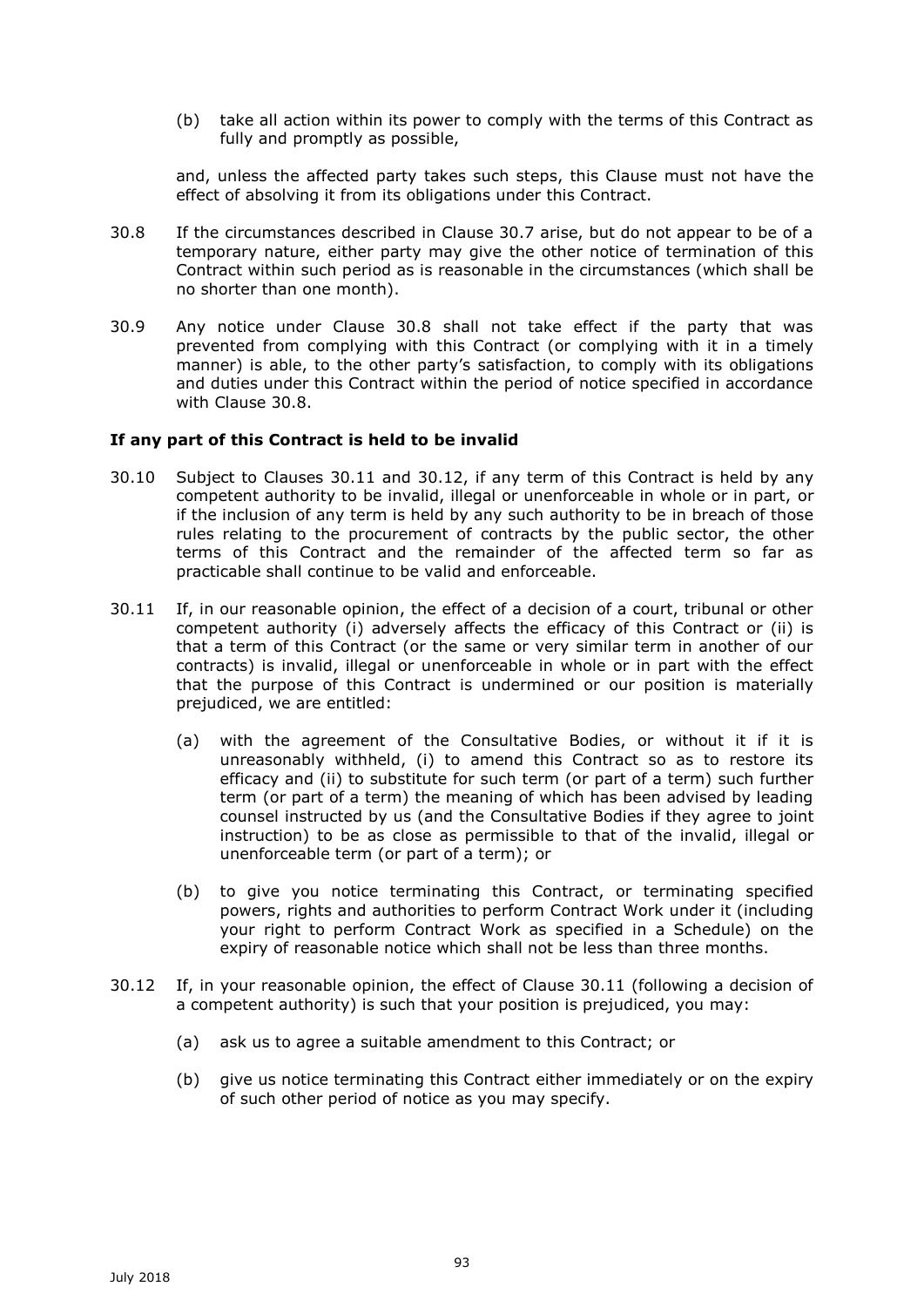(b) take all action within its power to comply with the terms of this Contract as fully and promptly as possible,

and, unless the affected party takes such steps, this Clause must not have the effect of absolving it from its obligations under this Contract.

30.8 If the circumstances described in Clause 30.7 arise, but do not appear to be of a temporary nature, either party may give the other notice of termination of this Contract within such period as is reasonable in the circumstances (which shall be no shorter than one month).

30.9 Any notice under Clause 30.8 shall not take effect if the party that was prevented from complying with this Contract (or complying with it in a timely manner) is able, to the other party's satisfaction, to comply with its obligations and duties under this Contract within the period of notice specified in accordance with Clause 30.8.

**If any part of this Contract is held to be invalid**

30.10 Subject to Clauses 30.11 and 30.12, if any term of this Contract is held by any competent authority to be invalid, illegal or unenforceable in whole or in part, or if the inclusion of any term is held by any such authority to be in breach of those rules relating to the procurement of contracts by the public sector, the other terms of this Contract and the remainder of the affected term so far as practicable shall continue to be valid and enforceable.

30.11 If, in our reasonable opinion, the effect of a decision of a court, tribunal or other competent authority (i) adversely affects the efficacy of this Contract or (ii) is that a term of this Contract (or the same or very similar term in another of our contracts) is invalid, illegal or unenforceable in whole or in part with the effect that the purpose of this Contract is undermined or our position is materially prejudiced, we are entitled:

(a) with the agreement of the Consultative Bodies, or without it if it is unreasonably withheld, (i) to amend this Contract so as to restore its efficacy and (ii) to substitute for such term (or part of a term) such further term (or part of a term) the meaning of which has been advised by leading counsel instructed by us (and the Consultative Bodies if they agree to joint instruction) to be as close as permissible to that of the invalid, illegal or unenforceable term (or part of a term); or

(b) to give you notice terminating this Contract, or terminating specified powers, rights and authorities to perform Contract Work under it (including your right to perform Contract Work as specified in a Schedule) on the expiry of reasonable notice which shall not be less than three months.

30.12 If, in your reasonable opinion, the effect of Clause 30.11 (following a decision of a competent authority) is such that your position is prejudiced, you may:

(a) ask us to agree a suitable amendment to this Contract; or

(b) give us notice terminating this Contract either immediately or on the expiry of such other period of notice as you may specify.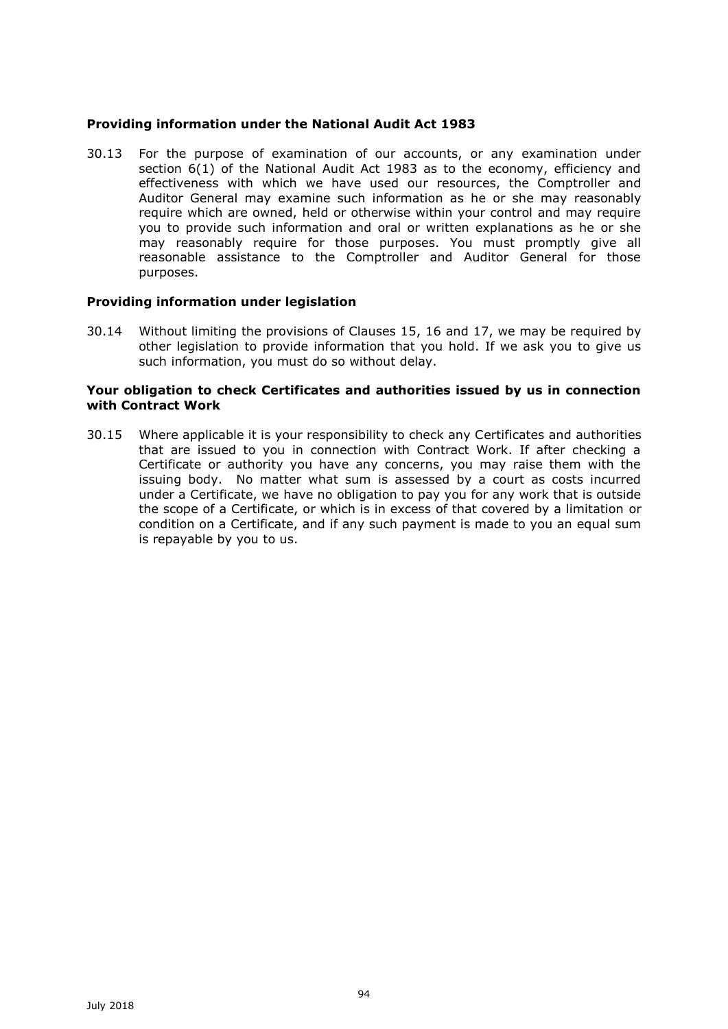**Providing information under the National Audit Act 1983**

30.13 For the purpose of examination of our accounts, or any examination under section 6(1) of the National Audit Act 1983 as to the economy, efficiency and effectiveness with which we have used our resources, the Comptroller and Auditor General may examine such information as he or she may reasonably require which are owned, held or otherwise within your control and may require you to provide such information and oral or written explanations as he or she may reasonably require for those purposes. You must promptly give all reasonable assistance to the Comptroller and Auditor General for those purposes.

**Providing information under legislation**

30.14 Without limiting the provisions of Clauses 15, 16 and 17, we may be required by other legislation to provide information that you hold. If we ask you to give us such information, you must do so without delay.

**Your obligation to check Certificates and authorities issued by us in connection with Contract Work**

30.15 Where applicable it is your responsibility to check any Certificates and authorities that are issued to you in connection with Contract Work. If after checking a Certificate or authority you have any concerns, you may raise them with the issuing body. No matter what sum is assessed by a court as costs incurred under a Certificate, we have no obligation to pay you for any work that is outside the scope of a Certificate, or which is in excess of that covered by a limitation or condition on a Certificate, and if any such payment is made to you an equal sum is repayable by you to us.